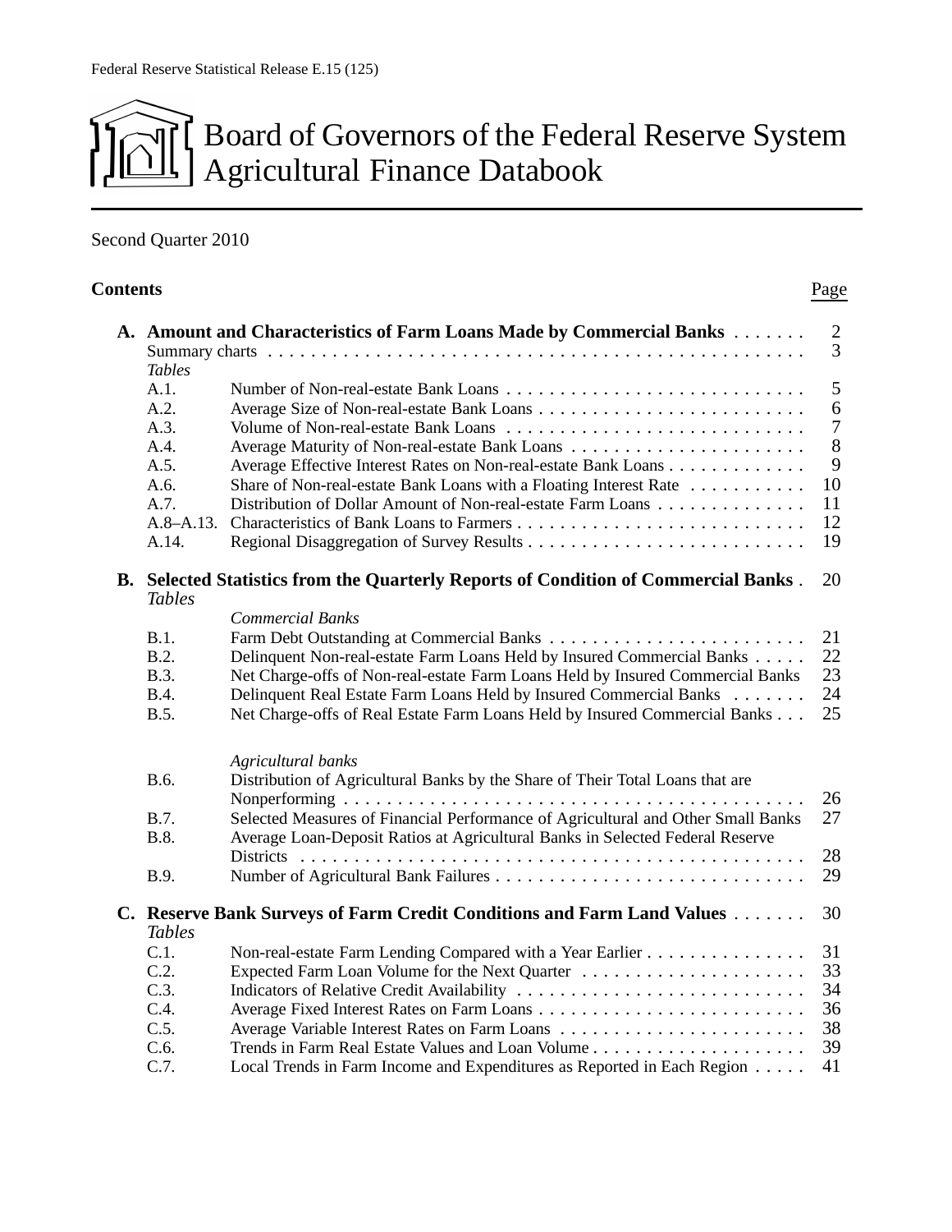Federal Reserve Statistical Release E.15 (125)

# Board of Governors of the Federal Reserve System
# Agricultural Finance Databook

Second Quarter 2010

## Contents

| | | | Page |
|---|---|---|---|
| **A.** | **Amount and Characteristics of Farm Loans Made by Commercial Banks** | | 2 |
| | Summary charts | | 3 |
| | *Tables* | | |
| | A.1. | Number of Non-real-estate Bank Loans | 5 |
| | A.2. | Average Size of Non-real-estate Bank Loans | 6 |
| | A.3. | Volume of Non-real-estate Bank Loans | 7 |
| | A.4. | Average Maturity of Non-real-estate Bank Loans | 8 |
| | A.5. | Average Effective Interest Rates on Non-real-estate Bank Loans | 9 |
| | A.6. | Share of Non-real-estate Bank Loans with a Floating Interest Rate | 10 |
| | A.7. | Distribution of Dollar Amount of Non-real-estate Farm Loans | 11 |
| | A.8–A.13. | Characteristics of Bank Loans to Farmers | 12 |
| | A.14. | Regional Disaggregation of Survey Results | 19 |
| **B.** | **Selected Statistics from the Quarterly Reports of Condition of Commercial Banks** | | 20 |
| | *Tables* | | |
| | | *Commercial Banks* | |
| | B.1. | Farm Debt Outstanding at Commercial Banks | 21 |
| | B.2. | Delinquent Non-real-estate Farm Loans Held by Insured Commercial Banks | 22 |
| | B.3. | Net Charge-offs of Non-real-estate Farm Loans Held by Insured Commercial Banks | 23 |
| | B.4. | Delinquent Real Estate Farm Loans Held by Insured Commercial Banks | 24 |
| | B.5. | Net Charge-offs of Real Estate Farm Loans Held by Insured Commercial Banks | 25 |
| | | *Agricultural banks* | |
| | B.6. | Distribution of Agricultural Banks by the Share of Their Total Loans that are Nonperforming | 26 |
| | B.7. | Selected Measures of Financial Performance of Agricultural and Other Small Banks | 27 |
| | B.8. | Average Loan-Deposit Ratios at Agricultural Banks in Selected Federal Reserve Districts | 28 |
| | B.9. | Number of Agricultural Bank Failures | 29 |
| **C.** | **Reserve Bank Surveys of Farm Credit Conditions and Farm Land Values** | | 30 |
| | *Tables* | | |
| | C.1. | Non-real-estate Farm Lending Compared with a Year Earlier | 31 |
| | C.2. | Expected Farm Loan Volume for the Next Quarter | 33 |
| | C.3. | Indicators of Relative Credit Availability | 34 |
| | C.4. | Average Fixed Interest Rates on Farm Loans | 36 |
| | C.5. | Average Variable Interest Rates on Farm Loans | 38 |
| | C.6. | Trends in Farm Real Estate Values and Loan Volume | 39 |
| | C.7. | Local Trends in Farm Income and Expenditures as Reported in Each Region | 41 |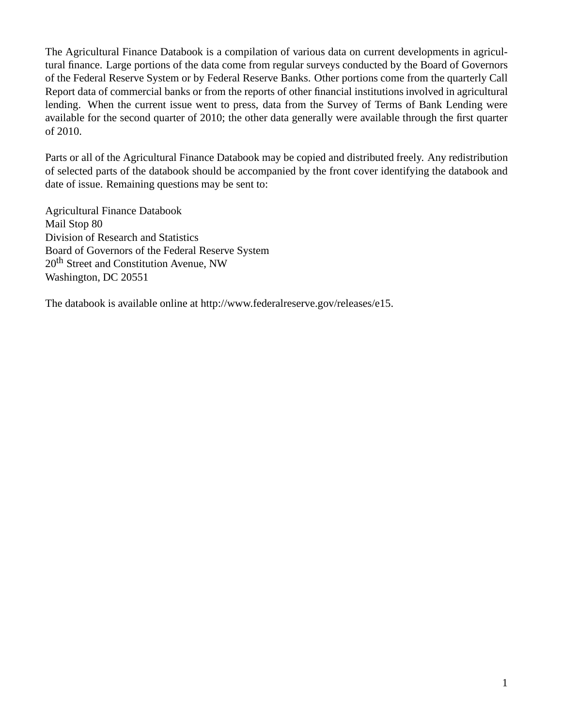The Agricultural Finance Databook is a compilation of various data on current developments in agricultural finance. Large portions of the data come from regular surveys conducted by the Board of Governors of the Federal Reserve System or by Federal Reserve Banks. Other portions come from the quarterly Call Report data of commercial banks or from the reports of other financial institutions involved in agricultural lending. When the current issue went to press, data from the Survey of Terms of Bank Lending were available for the second quarter of 2010; the other data generally were available through the first quarter of 2010.

Parts or all of the Agricultural Finance Databook may be copied and distributed freely. Any redistribution of selected parts of the databook should be accompanied by the front cover identifying the databook and date of issue. Remaining questions may be sent to:

Agricultural Finance Databook
Mail Stop 80
Division of Research and Statistics
Board of Governors of the Federal Reserve System
20th Street and Constitution Avenue, NW
Washington, DC 20551

The databook is available online at http://www.federalreserve.gov/releases/e15.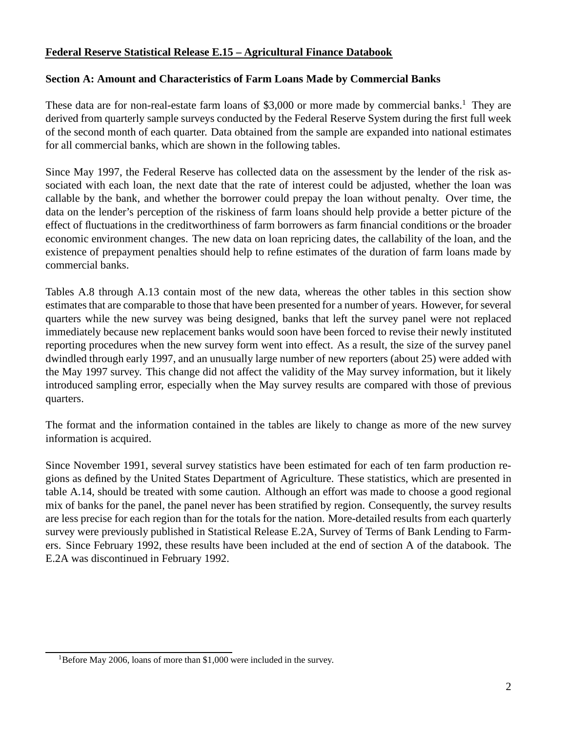# Federal Reserve Statistical Release E.15 – Agricultural Finance Databook

## Section A: Amount and Characteristics of Farm Loans Made by Commercial Banks

These data are for non-real-estate farm loans of $3,000 or more made by commercial banks.[1] They are derived from quarterly sample surveys conducted by the Federal Reserve System during the first full week of the second month of each quarter. Data obtained from the sample are expanded into national estimates for all commercial banks, which are shown in the following tables.

Since May 1997, the Federal Reserve has collected data on the assessment by the lender of the risk associated with each loan, the next date that the rate of interest could be adjusted, whether the loan was callable by the bank, and whether the borrower could prepay the loan without penalty. Over time, the data on the lender's perception of the riskiness of farm loans should help provide a better picture of the effect of fluctuations in the creditworthiness of farm borrowers as farm financial conditions or the broader economic environment changes. The new data on loan repricing dates, the callability of the loan, and the existence of prepayment penalties should help to refine estimates of the duration of farm loans made by commercial banks.

Tables A.8 through A.13 contain most of the new data, whereas the other tables in this section show estimates that are comparable to those that have been presented for a number of years. However, for several quarters while the new survey was being designed, banks that left the survey panel were not replaced immediately because new replacement banks would soon have been forced to revise their newly instituted reporting procedures when the new survey form went into effect. As a result, the size of the survey panel dwindled through early 1997, and an unusually large number of new reporters (about 25) were added with the May 1997 survey. This change did not affect the validity of the May survey information, but it likely introduced sampling error, especially when the May survey results are compared with those of previous quarters.

The format and the information contained in the tables are likely to change as more of the new survey information is acquired.

Since November 1991, several survey statistics have been estimated for each of ten farm production regions as defined by the United States Department of Agriculture. These statistics, which are presented in table A.14, should be treated with some caution. Although an effort was made to choose a good regional mix of banks for the panel, the panel never has been stratified by region. Consequently, the survey results are less precise for each region than for the totals for the nation. More-detailed results from each quarterly survey were previously published in Statistical Release E.2A, Survey of Terms of Bank Lending to Farmers. Since February 1992, these results have been included at the end of section A of the databook. The E.2A was discontinued in February 1992.

---

[1] Before May 2006, loans of more than $1,000 were included in the survey.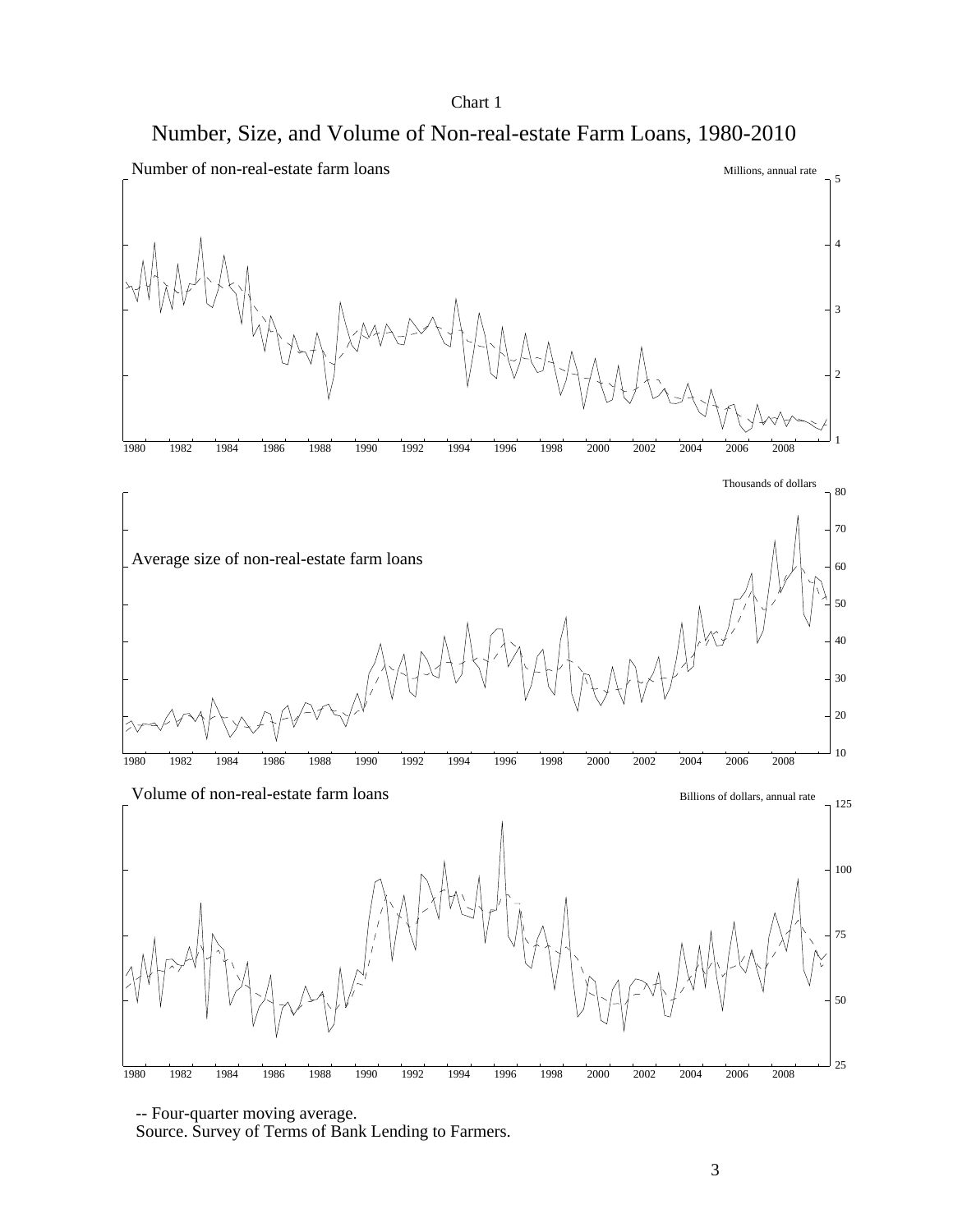Chart 1

# Number, Size, and Volume of Non-real-estate Farm Loans, 1980-2010

Number of non-real-estate farm loans

Millions, annual rate

Average size of non-real-estate farm loans

Thousands of dollars

Volume of non-real-estate farm loans

Billions of dollars, annual rate

-- Four-quarter moving average.

Source. Survey of Terms of Bank Lending to Farmers.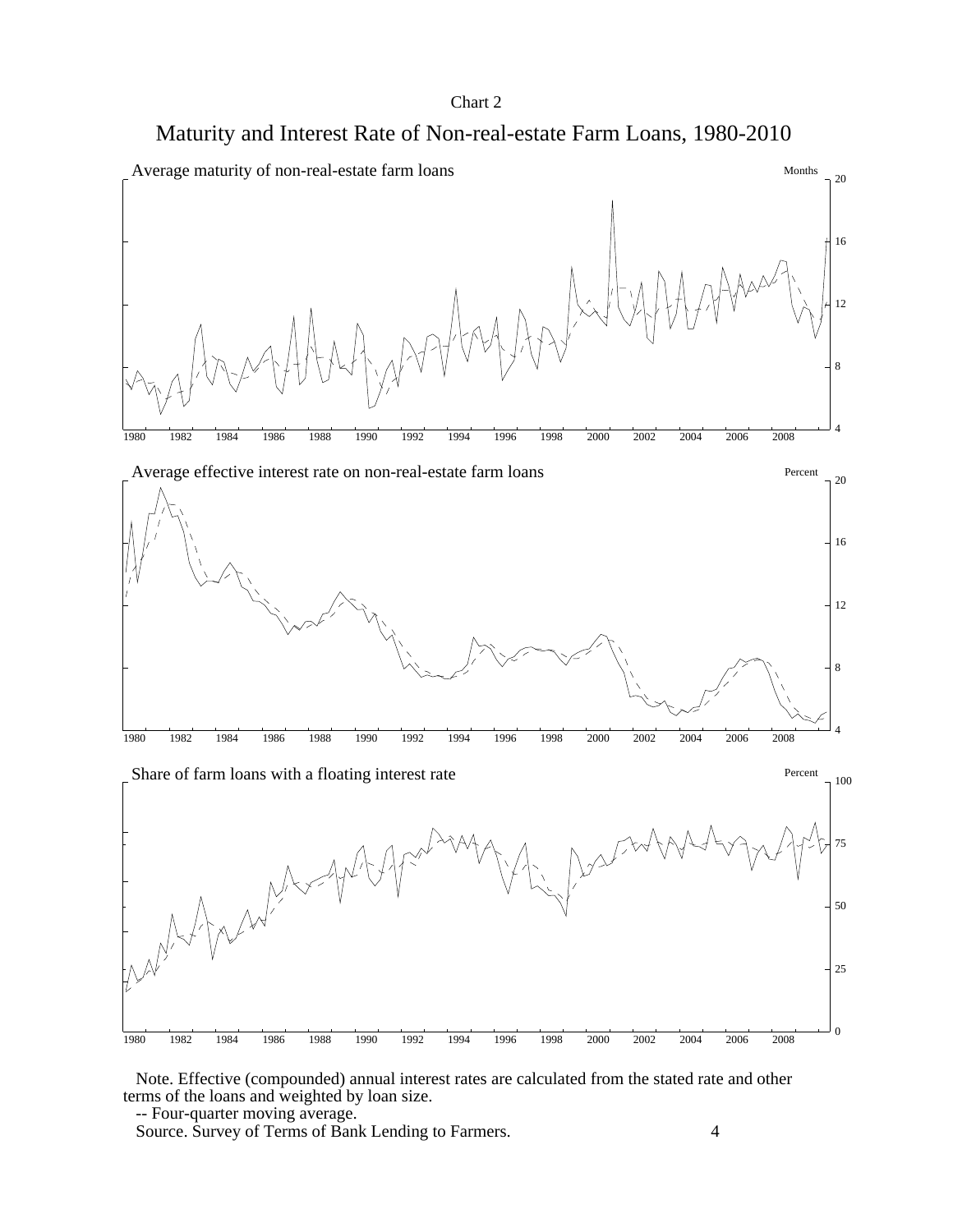Chart 2

# Maturity and Interest Rate of Non-real-estate Farm Loans, 1980-2010

Average maturity of non-real-estate farm loans

Months

Average effective interest rate on non-real-estate farm loans

Percent

Share of farm loans with a floating interest rate

Percent

Note. Effective (compounded) annual interest rates are calculated from the stated rate and other terms of the loans and weighted by loan size.

-- Four-quarter moving average.

Source. Survey of Terms of Bank Lending to Farmers.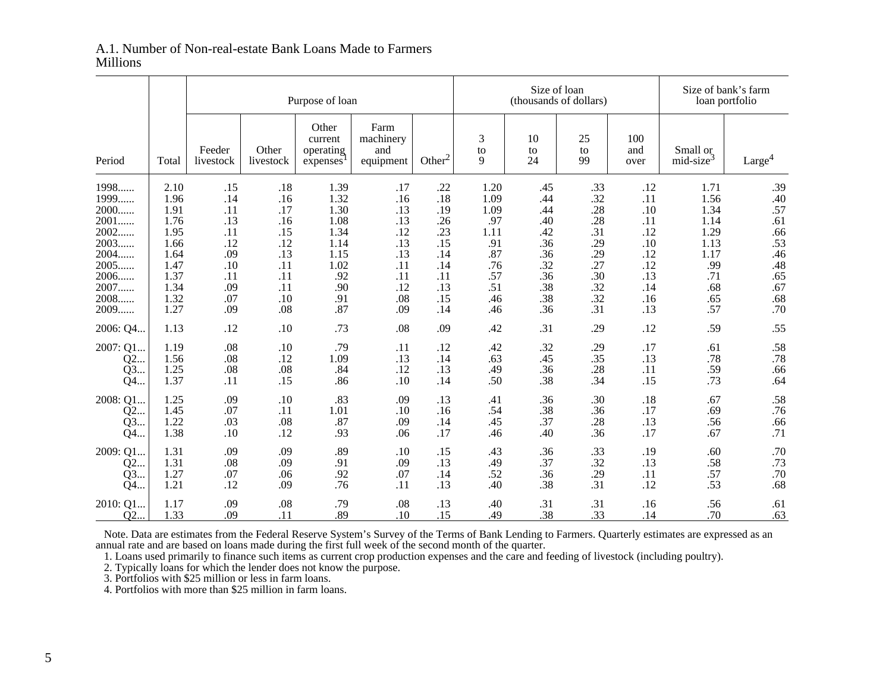A.1. Number of Non-real-estate Bank Loans Made to Farmers
Millions

| Period | Total | Purpose of loan | | | | | Size of loan (thousands of dollars) | | | | Size of bank's farm loan portfolio | |
|---|---|---|---|---|---|---|---|---|---|---|---|---|
| | | Feeder livestock | Other livestock | Other current operating expenses[1] | Farm machinery and equipment | Other[2] | 3 to 9 | 10 to 24 | 25 to 99 | 100 and over | Small or mid-size[3] | Large[4] |
| 1998...... | 2.10 | .15 | .18 | 1.39 | .17 | .22 | 1.20 | .45 | .33 | .12 | 1.71 | .39 |
| 1999...... | 1.96 | .14 | .16 | 1.32 | .16 | .18 | 1.09 | .44 | .32 | .11 | 1.56 | .40 |
| 2000...... | 1.91 | .11 | .17 | 1.30 | .13 | .19 | 1.09 | .44 | .28 | .10 | 1.34 | .57 |
| 2001...... | 1.76 | .13 | .16 | 1.08 | .13 | .26 | .97 | .40 | .28 | .11 | 1.14 | .61 |
| 2002...... | 1.95 | .11 | .15 | 1.34 | .12 | .23 | 1.11 | .42 | .31 | .12 | 1.29 | .66 |
| 2003...... | 1.66 | .12 | .12 | 1.14 | .13 | .15 | .91 | .36 | .29 | .10 | 1.13 | .53 |
| 2004...... | 1.64 | .09 | .13 | 1.15 | .13 | .14 | .87 | .36 | .29 | .12 | 1.17 | .46 |
| 2005...... | 1.47 | .10 | .11 | 1.02 | .11 | .14 | .76 | .32 | .27 | .12 | .99 | .48 |
| 2006...... | 1.37 | .11 | .11 | .92 | .11 | .11 | .57 | .36 | .30 | .13 | .71 | .65 |
| 2007...... | 1.34 | .09 | .11 | .90 | .12 | .13 | .51 | .38 | .32 | .14 | .68 | .67 |
| 2008...... | 1.32 | .07 | .10 | .91 | .08 | .15 | .46 | .38 | .32 | .16 | .65 | .68 |
| 2009...... | 1.27 | .09 | .08 | .87 | .09 | .14 | .46 | .36 | .31 | .13 | .57 | .70 |
| 2006: Q4... | 1.13 | .12 | .10 | .73 | .08 | .09 | .42 | .31 | .29 | .12 | .59 | .55 |
| 2007: Q1... | 1.19 | .08 | .10 | .79 | .11 | .12 | .42 | .32 | .29 | .17 | .61 | .58 |
| Q2... | 1.56 | .08 | .12 | 1.09 | .13 | .14 | .63 | .45 | .35 | .13 | .78 | .78 |
| Q3... | 1.25 | .08 | .08 | .84 | .12 | .13 | .49 | .36 | .28 | .11 | .59 | .66 |
| Q4... | 1.37 | .11 | .15 | .86 | .10 | .14 | .50 | .38 | .34 | .15 | .73 | .64 |
| 2008: Q1... | 1.25 | .09 | .10 | .83 | .09 | .13 | .41 | .36 | .30 | .18 | .67 | .58 |
| Q2... | 1.45 | .07 | .11 | 1.01 | .10 | .16 | .54 | .38 | .36 | .17 | .69 | .76 |
| Q3... | 1.22 | .03 | .08 | .87 | .09 | .14 | .45 | .37 | .28 | .13 | .56 | .66 |
| Q4... | 1.38 | .10 | .12 | .93 | .06 | .17 | .46 | .40 | .36 | .17 | .67 | .71 |
| 2009: Q1... | 1.31 | .09 | .09 | .89 | .10 | .15 | .43 | .36 | .33 | .19 | .60 | .70 |
| Q2... | 1.31 | .08 | .09 | .91 | .09 | .13 | .49 | .37 | .32 | .13 | .58 | .73 |
| Q3... | 1.27 | .07 | .06 | .92 | .07 | .14 | .52 | .36 | .29 | .11 | .57 | .70 |
| Q4... | 1.21 | .12 | .09 | .76 | .11 | .13 | .40 | .38 | .31 | .12 | .53 | .68 |
| 2010: Q1... | 1.17 | .09 | .08 | .79 | .08 | .13 | .40 | .31 | .31 | .16 | .56 | .61 |
| Q2... | 1.33 | .09 | .11 | .89 | .10 | .15 | .49 | .38 | .33 | .14 | .70 | .63 |

Note. Data are estimates from the Federal Reserve System's Survey of the Terms of Bank Lending to Farmers. Quarterly estimates are expressed as an annual rate and are based on loans made during the first full week of the second month of the quarter.

1. Loans used primarily to finance such items as current crop production expenses and the care and feeding of livestock (including poultry).

2. Typically loans for which the lender does not know the purpose.

3. Portfolios with $25 million or less in farm loans.

4. Portfolios with more than $25 million in farm loans.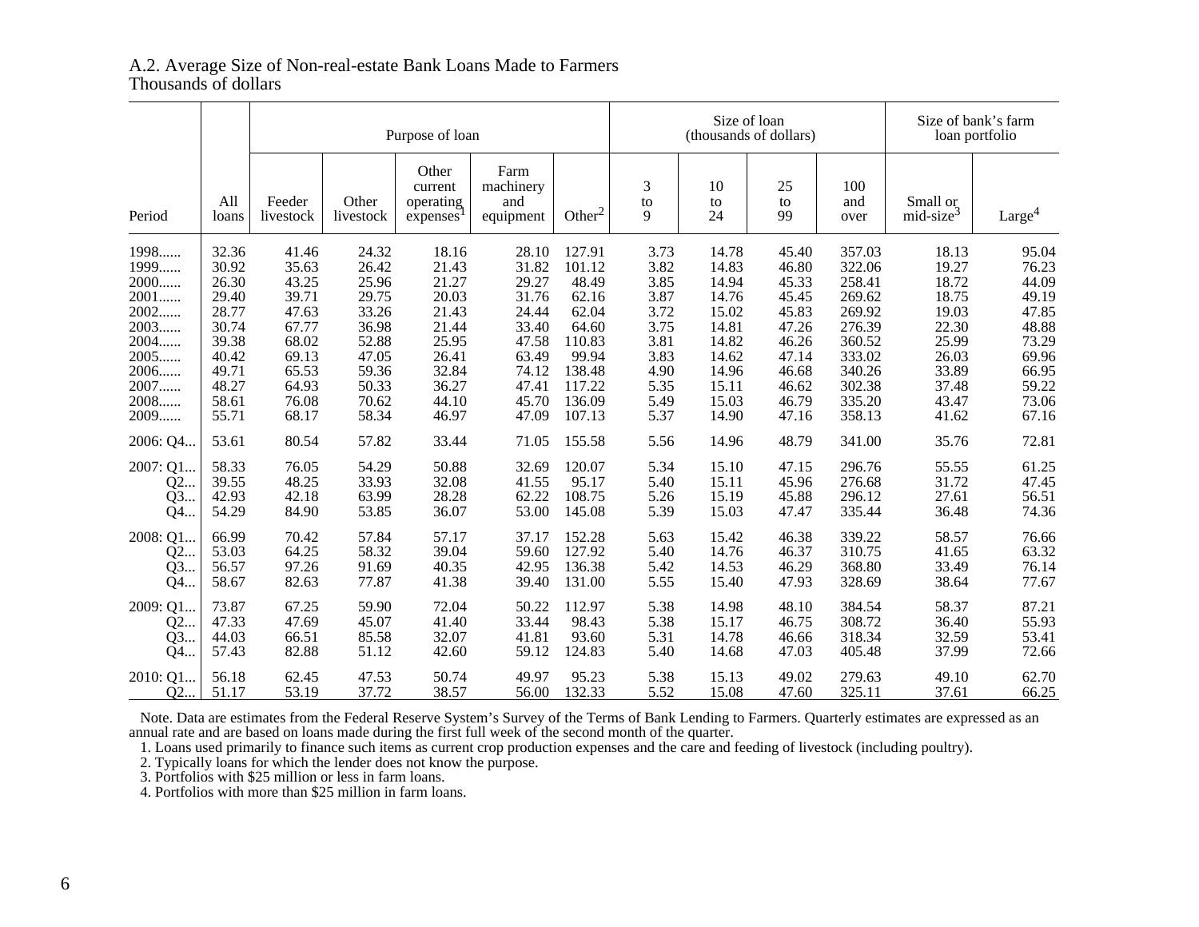A.2. Average Size of Non-real-estate Bank Loans Made to Farmers
Thousands of dollars

| Period | All loans | Purpose of loan | | | | | Size of loan (thousands of dollars) | | | | Size of bank's farm loan portfolio | |
|---|---|---|---|---|---|---|---|---|---|---|---|---|
| | | Feeder livestock | Other livestock | Other current operating expenses[1] | Farm machinery and equipment | Other[2] | 3 to 9 | 10 to 24 | 25 to 99 | 100 and over | Small or mid-size[3] | Large[4] |
| 1998...... | 32.36 | 41.46 | 24.32 | 18.16 | 28.10 | 127.91 | 3.73 | 14.78 | 45.40 | 357.03 | 18.13 | 95.04 |
| 1999...... | 30.92 | 35.63 | 26.42 | 21.43 | 31.82 | 101.12 | 3.82 | 14.83 | 46.80 | 322.06 | 19.27 | 76.23 |
| 2000...... | 26.30 | 43.25 | 25.96 | 21.27 | 29.27 | 48.49 | 3.85 | 14.94 | 45.33 | 258.41 | 18.72 | 44.09 |
| 2001...... | 29.40 | 39.71 | 29.75 | 20.03 | 31.76 | 62.16 | 3.87 | 14.76 | 45.45 | 269.62 | 18.75 | 49.19 |
| 2002...... | 28.77 | 47.63 | 33.26 | 21.43 | 24.44 | 62.04 | 3.72 | 15.02 | 45.83 | 269.92 | 19.03 | 47.85 |
| 2003...... | 30.74 | 67.77 | 36.98 | 21.44 | 33.40 | 64.60 | 3.75 | 14.81 | 47.26 | 276.39 | 22.30 | 48.88 |
| 2004...... | 39.38 | 68.02 | 52.88 | 25.95 | 47.58 | 110.83 | 3.81 | 14.82 | 46.26 | 360.52 | 25.99 | 73.29 |
| 2005...... | 40.42 | 69.13 | 47.05 | 26.41 | 63.49 | 99.94 | 3.83 | 14.62 | 47.14 | 333.02 | 26.03 | 69.96 |
| 2006...... | 49.71 | 65.53 | 59.36 | 32.84 | 74.12 | 138.48 | 4.90 | 14.96 | 46.68 | 340.26 | 33.89 | 66.95 |
| 2007...... | 48.27 | 64.93 | 50.33 | 36.27 | 47.41 | 117.22 | 5.35 | 15.11 | 46.62 | 302.38 | 37.48 | 59.22 |
| 2008...... | 58.61 | 76.08 | 70.62 | 44.10 | 45.70 | 136.09 | 5.49 | 15.03 | 46.79 | 335.20 | 43.47 | 73.06 |
| 2009...... | 55.71 | 68.17 | 58.34 | 46.97 | 47.09 | 107.13 | 5.37 | 14.90 | 47.16 | 358.13 | 41.62 | 67.16 |
| 2006: Q4... | 53.61 | 80.54 | 57.82 | 33.44 | 71.05 | 155.58 | 5.56 | 14.96 | 48.79 | 341.00 | 35.76 | 72.81 |
| 2007: Q1... | 58.33 | 76.05 | 54.29 | 50.88 | 32.69 | 120.07 | 5.34 | 15.10 | 47.15 | 296.76 | 55.55 | 61.25 |
| Q2... | 39.55 | 48.25 | 33.93 | 32.08 | 41.55 | 95.17 | 5.40 | 15.11 | 45.96 | 276.68 | 31.72 | 47.45 |
| Q3... | 42.93 | 42.18 | 63.99 | 28.28 | 62.22 | 108.75 | 5.26 | 15.19 | 45.88 | 296.12 | 27.61 | 56.51 |
| Q4... | 54.29 | 84.90 | 53.85 | 36.07 | 53.00 | 145.08 | 5.39 | 15.03 | 47.47 | 335.44 | 36.48 | 74.36 |
| 2008: Q1... | 66.99 | 70.42 | 57.84 | 57.17 | 37.17 | 152.28 | 5.63 | 15.42 | 46.38 | 339.22 | 58.57 | 76.66 |
| Q2... | 53.03 | 64.25 | 58.32 | 39.04 | 59.60 | 127.92 | 5.40 | 14.76 | 46.37 | 310.75 | 41.65 | 63.32 |
| Q3... | 56.57 | 97.26 | 91.69 | 40.35 | 42.95 | 136.38 | 5.42 | 14.53 | 46.29 | 368.80 | 33.49 | 76.14 |
| Q4... | 58.67 | 82.63 | 77.87 | 41.38 | 39.40 | 131.00 | 5.55 | 15.40 | 47.93 | 328.69 | 38.64 | 77.67 |
| 2009: Q1... | 73.87 | 67.25 | 59.90 | 72.04 | 50.22 | 112.97 | 5.38 | 14.98 | 48.10 | 384.54 | 58.37 | 87.21 |
| Q2... | 47.33 | 47.69 | 45.07 | 41.40 | 33.44 | 98.43 | 5.38 | 15.17 | 46.75 | 308.72 | 36.40 | 55.93 |
| Q3... | 44.03 | 66.51 | 85.58 | 32.07 | 41.81 | 93.60 | 5.31 | 14.78 | 46.66 | 318.34 | 32.59 | 53.41 |
| Q4... | 57.43 | 82.88 | 51.12 | 42.60 | 59.12 | 124.83 | 5.40 | 14.68 | 47.03 | 405.48 | 37.99 | 72.66 |
| 2010: Q1... | 56.18 | 62.45 | 47.53 | 50.74 | 49.97 | 95.23 | 5.38 | 15.13 | 49.02 | 279.63 | 49.10 | 62.70 |
| Q2... | 51.17 | 53.19 | 37.72 | 38.57 | 56.00 | 132.33 | 5.52 | 15.08 | 47.60 | 325.11 | 37.61 | 66.25 |

Note. Data are estimates from the Federal Reserve System's Survey of the Terms of Bank Lending to Farmers. Quarterly estimates are expressed as an annual rate and are based on loans made during the first full week of the second month of the quarter.

1. Loans used primarily to finance such items as current crop production expenses and the care and feeding of livestock (including poultry).

2. Typically loans for which the lender does not know the purpose.

3. Portfolios with $25 million or less in farm loans.

4. Portfolios with more than $25 million in farm loans.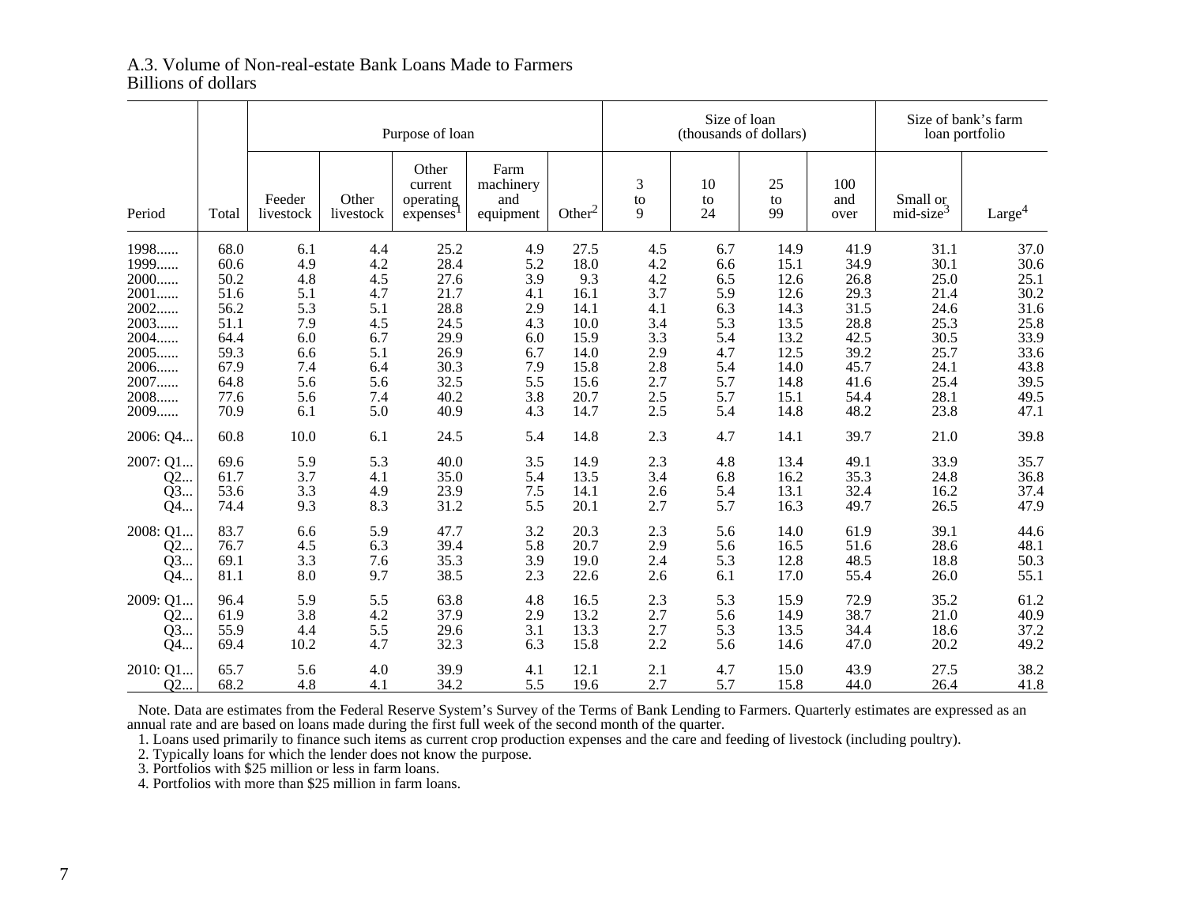A.3. Volume of Non-real-estate Bank Loans Made to Farmers
Billions of dollars

| Period | Total | Purpose of loan | | | | | Size of loan (thousands of dollars) | | | | Size of bank's farm loan portfolio | |
|---|---|---|---|---|---|---|---|---|---|---|---|---|
| | | Feeder livestock | Other livestock | Other current operating expenses[1] | Farm machinery and equipment | Other[2] | 3 to 9 | 10 to 24 | 25 to 99 | 100 and over | Small or mid-size[3] | Large[4] |
| 1998...... | 68.0 | 6.1 | 4.4 | 25.2 | 4.9 | 27.5 | 4.5 | 6.7 | 14.9 | 41.9 | 31.1 | 37.0 |
| 1999...... | 60.6 | 4.9 | 4.2 | 28.4 | 5.2 | 18.0 | 4.2 | 6.6 | 15.1 | 34.9 | 30.1 | 30.6 |
| 2000...... | 50.2 | 4.8 | 4.5 | 27.6 | 3.9 | 9.3 | 4.2 | 6.5 | 12.6 | 26.8 | 25.0 | 25.1 |
| 2001...... | 51.6 | 5.1 | 4.7 | 21.7 | 4.1 | 16.1 | 3.7 | 5.9 | 12.6 | 29.3 | 21.4 | 30.2 |
| 2002...... | 56.2 | 5.3 | 5.1 | 28.8 | 2.9 | 14.1 | 4.1 | 6.3 | 14.3 | 31.5 | 24.6 | 31.6 |
| 2003...... | 51.1 | 7.9 | 4.5 | 24.5 | 4.3 | 10.0 | 3.4 | 5.3 | 13.5 | 28.8 | 25.3 | 25.8 |
| 2004...... | 64.4 | 6.0 | 6.7 | 29.9 | 6.0 | 15.9 | 3.3 | 5.4 | 13.2 | 42.5 | 30.5 | 33.9 |
| 2005...... | 59.3 | 6.6 | 5.1 | 26.9 | 6.7 | 14.0 | 2.9 | 4.7 | 12.5 | 39.2 | 25.7 | 33.6 |
| 2006...... | 67.9 | 7.4 | 6.4 | 30.3 | 7.9 | 15.8 | 2.8 | 5.4 | 14.0 | 45.7 | 24.1 | 43.8 |
| 2007...... | 64.8 | 5.6 | 5.6 | 32.5 | 5.5 | 15.6 | 2.7 | 5.7 | 14.8 | 41.6 | 25.4 | 39.5 |
| 2008...... | 77.6 | 5.6 | 7.4 | 40.2 | 3.8 | 20.7 | 2.5 | 5.7 | 15.1 | 54.4 | 28.1 | 49.5 |
| 2009...... | 70.9 | 6.1 | 5.0 | 40.9 | 4.3 | 14.7 | 2.5 | 5.4 | 14.8 | 48.2 | 23.8 | 47.1 |
| 2006: Q4... | 60.8 | 10.0 | 6.1 | 24.5 | 5.4 | 14.8 | 2.3 | 4.7 | 14.1 | 39.7 | 21.0 | 39.8 |
| 2007: Q1... | 69.6 | 5.9 | 5.3 | 40.0 | 3.5 | 14.9 | 2.3 | 4.8 | 13.4 | 49.1 | 33.9 | 35.7 |
| Q2... | 61.7 | 3.7 | 4.1 | 35.0 | 5.4 | 13.5 | 3.4 | 6.8 | 16.2 | 35.3 | 24.8 | 36.8 |
| Q3... | 53.6 | 3.3 | 4.9 | 23.9 | 7.5 | 14.1 | 2.6 | 5.4 | 13.1 | 32.4 | 16.2 | 37.4 |
| Q4... | 74.4 | 9.3 | 8.3 | 31.2 | 5.5 | 20.1 | 2.7 | 5.7 | 16.3 | 49.7 | 26.5 | 47.9 |
| 2008: Q1... | 83.7 | 6.6 | 5.9 | 47.7 | 3.2 | 20.3 | 2.3 | 5.6 | 14.0 | 61.9 | 39.1 | 44.6 |
| Q2... | 76.7 | 4.5 | 6.3 | 39.4 | 5.8 | 20.7 | 2.9 | 5.6 | 16.5 | 51.6 | 28.6 | 48.1 |
| Q3... | 69.1 | 3.3 | 7.6 | 35.3 | 3.9 | 19.0 | 2.4 | 5.3 | 12.8 | 48.5 | 18.8 | 50.3 |
| Q4... | 81.1 | 8.0 | 9.7 | 38.5 | 2.3 | 22.6 | 2.6 | 6.1 | 17.0 | 55.4 | 26.0 | 55.1 |
| 2009: Q1... | 96.4 | 5.9 | 5.5 | 63.8 | 4.8 | 16.5 | 2.3 | 5.3 | 15.9 | 72.9 | 35.2 | 61.2 |
| Q2... | 61.9 | 3.8 | 4.2 | 37.9 | 2.9 | 13.2 | 2.7 | 5.6 | 14.9 | 38.7 | 21.0 | 40.9 |
| Q3... | 55.9 | 4.4 | 5.5 | 29.6 | 3.1 | 13.3 | 2.7 | 5.3 | 13.5 | 34.4 | 18.6 | 37.2 |
| Q4... | 69.4 | 10.2 | 4.7 | 32.3 | 6.3 | 15.8 | 2.2 | 5.6 | 14.6 | 47.0 | 20.2 | 49.2 |
| 2010: Q1... | 65.7 | 5.6 | 4.0 | 39.9 | 4.1 | 12.1 | 2.1 | 4.7 | 15.0 | 43.9 | 27.5 | 38.2 |
| Q2... | 68.2 | 4.8 | 4.1 | 34.2 | 5.5 | 19.6 | 2.7 | 5.7 | 15.8 | 44.0 | 26.4 | 41.8 |

Note. Data are estimates from the Federal Reserve System's Survey of the Terms of Bank Lending to Farmers. Quarterly estimates are expressed as an annual rate and are based on loans made during the first full week of the second month of the quarter.

1. Loans used primarily to finance such items as current crop production expenses and the care and feeding of livestock (including poultry).

2. Typically loans for which the lender does not know the purpose.

3. Portfolios with $25 million or less in farm loans.

4. Portfolios with more than $25 million in farm loans.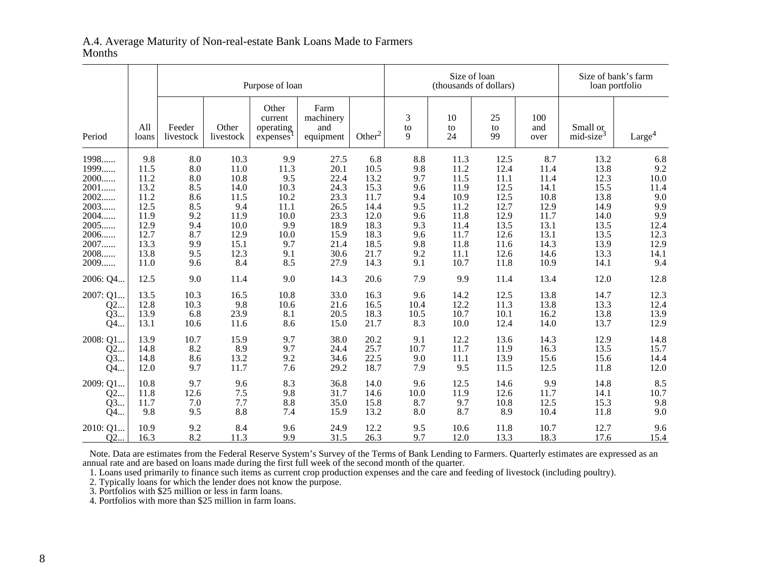A.4. Average Maturity of Non-real-estate Bank Loans Made to Farmers
Months

| Period | All loans | Purpose of loan | | | | | Size of loan (thousands of dollars) | | | | Size of bank's farm loan portfolio | |
|---|---|---|---|---|---|---|---|---|---|---|---|---|
| | | Feeder livestock | Other livestock | Other current operating expenses[1] | Farm machinery and equipment | Other[2] | 3 to 9 | 10 to 24 | 25 to 99 | 100 and over | Small or mid-size[3] | Large[4] |
| 1998...... | 9.8 | 8.0 | 10.3 | 9.9 | 27.5 | 6.8 | 8.8 | 11.3 | 12.5 | 8.7 | 13.2 | 6.8 |
| 1999...... | 11.5 | 8.0 | 11.0 | 11.3 | 20.1 | 10.5 | 9.8 | 11.2 | 12.4 | 11.4 | 13.8 | 9.2 |
| 2000...... | 11.2 | 8.0 | 10.8 | 9.5 | 22.4 | 13.2 | 9.7 | 11.5 | 11.1 | 11.4 | 12.3 | 10.0 |
| 2001...... | 13.2 | 8.5 | 14.0 | 10.3 | 24.3 | 15.3 | 9.6 | 11.9 | 12.5 | 14.1 | 15.5 | 11.4 |
| 2002...... | 11.2 | 8.6 | 11.5 | 10.2 | 23.3 | 11.7 | 9.4 | 10.9 | 12.5 | 10.8 | 13.8 | 9.0 |
| 2003...... | 12.5 | 8.5 | 9.4 | 11.1 | 26.5 | 14.4 | 9.5 | 11.2 | 12.7 | 12.9 | 14.9 | 9.9 |
| 2004...... | 11.9 | 9.2 | 11.9 | 10.0 | 23.3 | 12.0 | 9.6 | 11.8 | 12.9 | 11.7 | 14.0 | 9.9 |
| 2005...... | 12.9 | 9.4 | 10.0 | 9.9 | 18.9 | 18.3 | 9.3 | 11.4 | 13.5 | 13.1 | 13.5 | 12.4 |
| 2006...... | 12.7 | 8.7 | 12.9 | 10.0 | 15.9 | 18.3 | 9.6 | 11.7 | 12.6 | 13.1 | 13.5 | 12.3 |
| 2007...... | 13.3 | 9.9 | 15.1 | 9.7 | 21.4 | 18.5 | 9.8 | 11.8 | 11.6 | 14.3 | 13.9 | 12.9 |
| 2008...... | 13.8 | 9.5 | 12.3 | 9.1 | 30.6 | 21.7 | 9.2 | 11.1 | 12.6 | 14.6 | 13.3 | 14.1 |
| 2009...... | 11.0 | 9.6 | 8.4 | 8.5 | 27.9 | 14.3 | 9.1 | 10.7 | 11.8 | 10.9 | 14.1 | 9.4 |
| 2006: Q4... | 12.5 | 9.0 | 11.4 | 9.0 | 14.3 | 20.6 | 7.9 | 9.9 | 11.4 | 13.4 | 12.0 | 12.8 |
| 2007: Q1... | 13.5 | 10.3 | 16.5 | 10.8 | 33.0 | 16.3 | 9.6 | 14.2 | 12.5 | 13.8 | 14.7 | 12.3 |
| Q2... | 12.8 | 10.3 | 9.8 | 10.6 | 21.6 | 16.5 | 10.4 | 12.2 | 11.3 | 13.8 | 13.3 | 12.4 |
| Q3... | 13.9 | 6.8 | 23.9 | 8.1 | 20.5 | 18.3 | 10.5 | 10.7 | 10.1 | 16.2 | 13.8 | 13.9 |
| Q4... | 13.1 | 10.6 | 11.6 | 8.6 | 15.0 | 21.7 | 8.3 | 10.0 | 12.4 | 14.0 | 13.7 | 12.9 |
| 2008: Q1... | 13.9 | 10.7 | 15.9 | 9.7 | 38.0 | 20.2 | 9.1 | 12.2 | 13.6 | 14.3 | 12.9 | 14.8 |
| Q2... | 14.8 | 8.2 | 8.9 | 9.7 | 24.4 | 25.7 | 10.7 | 11.7 | 11.9 | 16.3 | 13.5 | 15.7 |
| Q3... | 14.8 | 8.6 | 13.2 | 9.2 | 34.6 | 22.5 | 9.0 | 11.1 | 13.9 | 15.6 | 15.6 | 14.4 |
| Q4... | 12.0 | 9.7 | 11.7 | 7.6 | 29.2 | 18.7 | 7.9 | 9.5 | 11.5 | 12.5 | 11.8 | 12.0 |
| 2009: Q1... | 10.8 | 9.7 | 9.6 | 8.3 | 36.8 | 14.0 | 9.6 | 12.5 | 14.6 | 9.9 | 14.8 | 8.5 |
| Q2... | 11.8 | 12.6 | 7.5 | 9.8 | 31.7 | 14.6 | 10.0 | 11.9 | 12.6 | 11.7 | 14.1 | 10.7 |
| Q3... | 11.7 | 7.0 | 7.7 | 8.8 | 35.0 | 15.8 | 8.7 | 9.7 | 10.8 | 12.5 | 15.3 | 9.8 |
| Q4... | 9.8 | 9.5 | 8.8 | 7.4 | 15.9 | 13.2 | 8.0 | 8.7 | 8.9 | 10.4 | 11.8 | 9.0 |
| 2010: Q1... | 10.9 | 9.2 | 8.4 | 9.6 | 24.9 | 12.2 | 9.5 | 10.6 | 11.8 | 10.7 | 12.7 | 9.6 |
| Q2... | 16.3 | 8.2 | 11.3 | 9.9 | 31.5 | 26.3 | 9.7 | 12.0 | 13.3 | 18.3 | 17.6 | 15.4 |

Note. Data are estimates from the Federal Reserve System's Survey of the Terms of Bank Lending to Farmers. Quarterly estimates are expressed as an annual rate and are based on loans made during the first full week of the second month of the quarter.

1. Loans used primarily to finance such items as current crop production expenses and the care and feeding of livestock (including poultry).

2. Typically loans for which the lender does not know the purpose.

3. Portfolios with $25 million or less in farm loans.

4. Portfolios with more than $25 million in farm loans.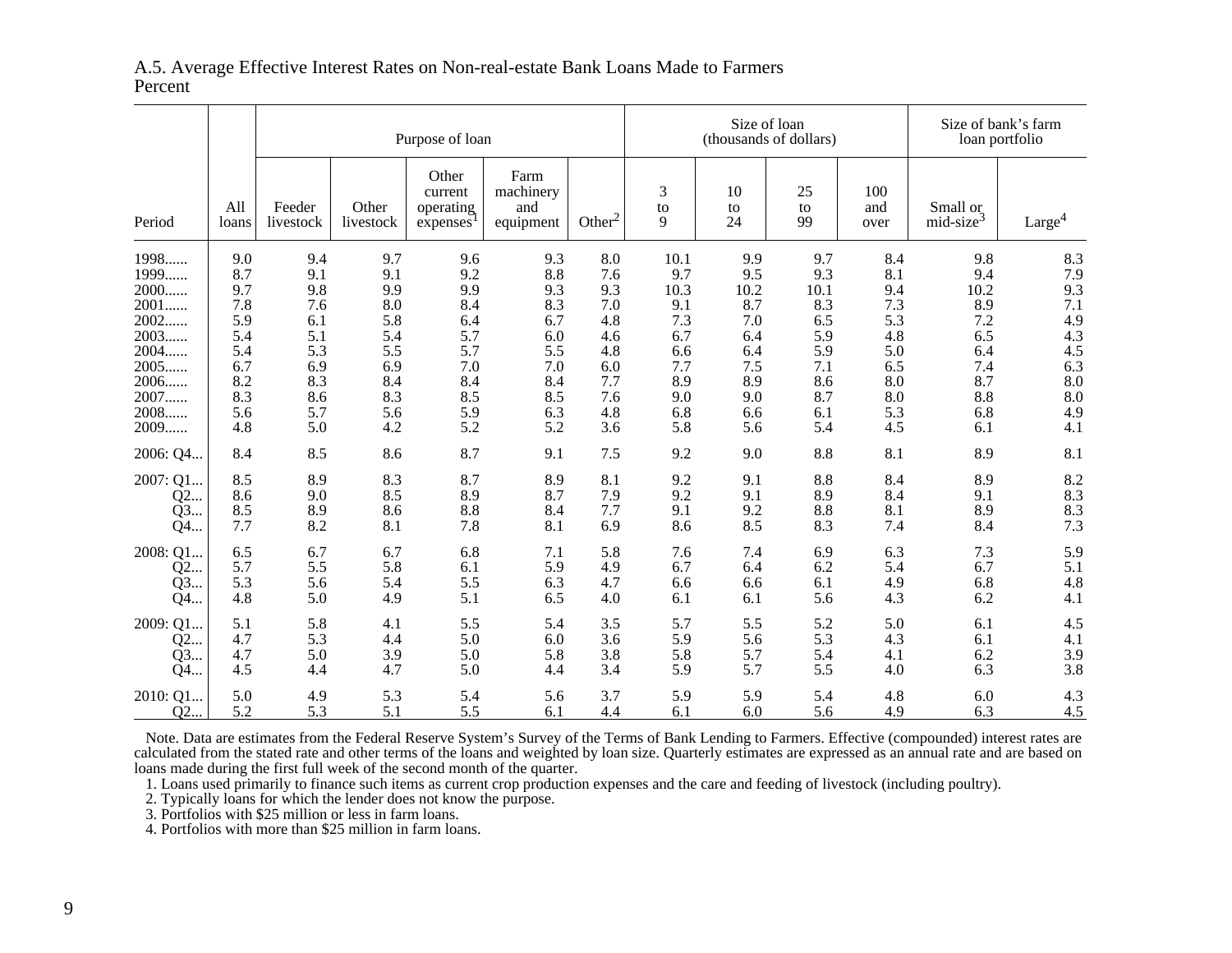A.5. Average Effective Interest Rates on Non-real-estate Bank Loans Made to Farmers
Percent

| Period | All loans | Purpose of loan | | | | | Size of loan (thousands of dollars) | | | | Size of bank's farm loan portfolio | |
|---|---|---|---|---|---|---|---|---|---|---|---|---|
| | | Feeder livestock | Other livestock | Other current operating expenses[1] | Farm machinery and equipment | Other[2] | 3 to 9 | 10 to 24 | 25 to 99 | 100 and over | Small or mid-size[3] | Large[4] |
| 1998...... | 9.0 | 9.4 | 9.7 | 9.6 | 9.3 | 8.0 | 10.1 | 9.9 | 9.7 | 8.4 | 9.8 | 8.3 |
| 1999...... | 8.7 | 9.1 | 9.1 | 9.2 | 8.8 | 7.6 | 9.7 | 9.5 | 9.3 | 8.1 | 9.4 | 7.9 |
| 2000...... | 9.7 | 9.8 | 9.9 | 9.9 | 9.3 | 9.3 | 10.3 | 10.2 | 10.1 | 9.4 | 10.2 | 9.3 |
| 2001...... | 7.8 | 7.6 | 8.0 | 8.4 | 8.3 | 7.0 | 9.1 | 8.7 | 8.3 | 7.3 | 8.9 | 7.1 |
| 2002...... | 5.9 | 6.1 | 5.8 | 6.4 | 6.7 | 4.8 | 7.3 | 7.0 | 6.5 | 5.3 | 7.2 | 4.9 |
| 2003...... | 5.4 | 5.1 | 5.4 | 5.7 | 6.0 | 4.6 | 6.7 | 6.4 | 5.9 | 4.8 | 6.5 | 4.3 |
| 2004...... | 5.4 | 5.3 | 5.5 | 5.7 | 5.5 | 4.8 | 6.6 | 6.4 | 5.9 | 5.0 | 6.4 | 4.5 |
| 2005...... | 6.7 | 6.9 | 6.9 | 7.0 | 7.0 | 6.0 | 7.7 | 7.5 | 7.1 | 6.5 | 7.4 | 6.3 |
| 2006...... | 8.2 | 8.3 | 8.4 | 8.4 | 8.4 | 7.7 | 8.9 | 8.9 | 8.6 | 8.0 | 8.7 | 8.0 |
| 2007...... | 8.3 | 8.6 | 8.3 | 8.5 | 8.5 | 7.6 | 9.0 | 9.0 | 8.7 | 8.0 | 8.8 | 8.0 |
| 2008...... | 5.6 | 5.7 | 5.6 | 5.9 | 6.3 | 4.8 | 6.8 | 6.6 | 6.1 | 5.3 | 6.8 | 4.9 |
| 2009...... | 4.8 | 5.0 | 4.2 | 5.2 | 5.2 | 3.6 | 5.8 | 5.6 | 5.4 | 4.5 | 6.1 | 4.1 |
| 2006: Q4... | 8.4 | 8.5 | 8.6 | 8.7 | 9.1 | 7.5 | 9.2 | 9.0 | 8.8 | 8.1 | 8.9 | 8.1 |
| 2007: Q1... | 8.5 | 8.9 | 8.3 | 8.7 | 8.9 | 8.1 | 9.2 | 9.1 | 8.8 | 8.4 | 8.9 | 8.2 |
| Q2... | 8.6 | 9.0 | 8.5 | 8.9 | 8.7 | 7.9 | 9.2 | 9.1 | 8.9 | 8.4 | 9.1 | 8.3 |
| Q3... | 8.5 | 8.9 | 8.6 | 8.8 | 8.4 | 7.7 | 9.1 | 9.2 | 8.8 | 8.1 | 8.9 | 8.3 |
| Q4... | 7.7 | 8.2 | 8.1 | 7.8 | 8.1 | 6.9 | 8.6 | 8.5 | 8.3 | 7.4 | 8.4 | 7.3 |
| 2008: Q1... | 6.5 | 6.7 | 6.7 | 6.8 | 7.1 | 5.8 | 7.6 | 7.4 | 6.9 | 6.3 | 7.3 | 5.9 |
| Q2... | 5.7 | 5.5 | 5.8 | 6.1 | 5.9 | 4.9 | 6.7 | 6.4 | 6.2 | 5.4 | 6.7 | 5.1 |
| Q3... | 5.3 | 5.6 | 5.4 | 5.5 | 6.3 | 4.7 | 6.6 | 6.6 | 6.1 | 4.9 | 6.8 | 4.8 |
| Q4... | 4.8 | 5.0 | 4.9 | 5.1 | 6.5 | 4.0 | 6.1 | 6.1 | 5.6 | 4.3 | 6.2 | 4.1 |
| 2009: Q1... | 5.1 | 5.8 | 4.1 | 5.5 | 5.4 | 3.5 | 5.7 | 5.5 | 5.2 | 5.0 | 6.1 | 4.5 |
| Q2... | 4.7 | 5.3 | 4.4 | 5.0 | 6.0 | 3.6 | 5.9 | 5.6 | 5.3 | 4.3 | 6.1 | 4.1 |
| Q3... | 4.7 | 5.0 | 3.9 | 5.0 | 5.8 | 3.8 | 5.8 | 5.7 | 5.4 | 4.1 | 6.2 | 3.9 |
| Q4... | 4.5 | 4.4 | 4.7 | 5.0 | 4.4 | 3.4 | 5.9 | 5.7 | 5.5 | 4.0 | 6.3 | 3.8 |
| 2010: Q1... | 5.0 | 4.9 | 5.3 | 5.4 | 5.6 | 3.7 | 5.9 | 5.9 | 5.4 | 4.8 | 6.0 | 4.3 |
| Q2... | 5.2 | 5.3 | 5.1 | 5.5 | 6.1 | 4.4 | 6.1 | 6.0 | 5.6 | 4.9 | 6.3 | 4.5 |

Note. Data are estimates from the Federal Reserve System's Survey of the Terms of Bank Lending to Farmers. Effective (compounded) interest rates are calculated from the stated rate and other terms of the loans and weighted by loan size. Quarterly estimates are expressed as an annual rate and are based on loans made during the first full week of the second month of the quarter.

1. Loans used primarily to finance such items as current crop production expenses and the care and feeding of livestock (including poultry).

2. Typically loans for which the lender does not know the purpose.

3. Portfolios with $25 million or less in farm loans.

4. Portfolios with more than $25 million in farm loans.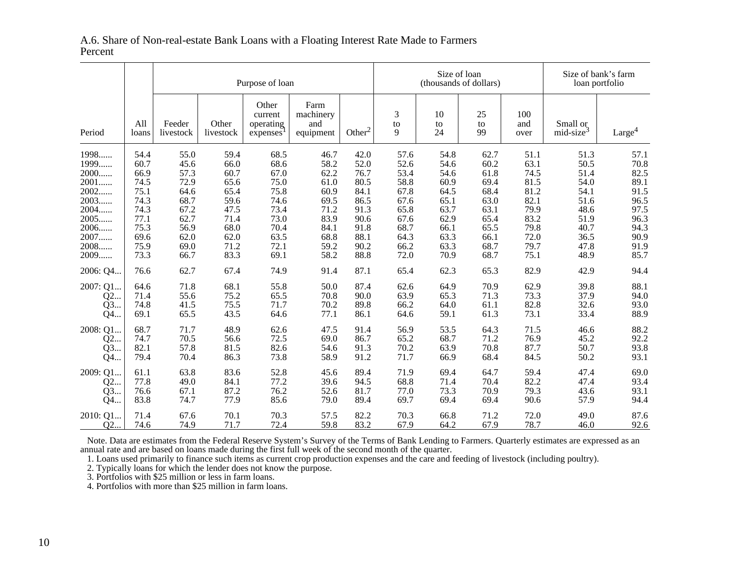A.6. Share of Non-real-estate Bank Loans with a Floating Interest Rate Made to Farmers
Percent

| Period | All loans | Purpose of loan | | | | | Size of loan (thousands of dollars) | | | | Size of bank's farm loan portfolio | |
|---|---|---|---|---|---|---|---|---|---|---|---|---|
| | | Feeder livestock | Other livestock | Other current operating expenses[1] | Farm machinery and equipment | Other[2] | 3 to 9 | 10 to 24 | 25 to 99 | 100 and over | Small or mid-size[3] | Large[4] |
| 1998...... | 54.4 | 55.0 | 59.4 | 68.5 | 46.7 | 42.0 | 57.6 | 54.8 | 62.7 | 51.1 | 51.3 | 57.1 |
| 1999...... | 60.7 | 45.6 | 66.0 | 68.6 | 58.2 | 52.0 | 52.6 | 54.6 | 60.2 | 63.1 | 50.5 | 70.8 |
| 2000...... | 66.9 | 57.3 | 60.7 | 67.0 | 62.2 | 76.7 | 53.4 | 54.6 | 61.8 | 74.5 | 51.4 | 82.5 |
| 2001...... | 74.5 | 72.9 | 65.6 | 75.0 | 61.0 | 80.5 | 58.8 | 60.9 | 69.4 | 81.5 | 54.0 | 89.1 |
| 2002...... | 75.1 | 64.6 | 65.4 | 75.8 | 60.9 | 84.1 | 67.8 | 64.5 | 68.4 | 81.2 | 54.1 | 91.5 |
| 2003...... | 74.3 | 68.7 | 59.6 | 74.6 | 69.5 | 86.5 | 67.6 | 65.1 | 63.0 | 82.1 | 51.6 | 96.5 |
| 2004...... | 74.3 | 67.2 | 47.5 | 73.4 | 71.2 | 91.3 | 65.8 | 63.7 | 63.1 | 79.9 | 48.6 | 97.5 |
| 2005...... | 77.1 | 62.7 | 71.4 | 73.0 | 83.9 | 90.6 | 67.6 | 62.9 | 65.4 | 83.2 | 51.9 | 96.3 |
| 2006...... | 75.3 | 56.9 | 68.0 | 70.4 | 84.1 | 91.8 | 68.7 | 66.1 | 65.5 | 79.8 | 40.7 | 94.3 |
| 2007...... | 69.6 | 62.0 | 62.0 | 63.5 | 68.8 | 88.1 | 64.3 | 63.3 | 66.1 | 72.0 | 36.5 | 90.9 |
| 2008...... | 75.9 | 69.0 | 71.2 | 72.1 | 59.2 | 90.2 | 66.2 | 63.3 | 68.7 | 79.7 | 47.8 | 91.9 |
| 2009...... | 73.3 | 66.7 | 83.3 | 69.1 | 58.2 | 88.8 | 72.0 | 70.9 | 68.7 | 75.1 | 48.9 | 85.7 |
| 2006: Q4... | 76.6 | 62.7 | 67.4 | 74.9 | 91.4 | 87.1 | 65.4 | 62.3 | 65.3 | 82.9 | 42.9 | 94.4 |
| 2007: Q1... | 64.6 | 71.8 | 68.1 | 55.8 | 50.0 | 87.4 | 62.6 | 64.9 | 70.9 | 62.9 | 39.8 | 88.1 |
| Q2... | 71.4 | 55.6 | 75.2 | 65.5 | 70.8 | 90.0 | 63.9 | 65.3 | 71.3 | 73.3 | 37.9 | 94.0 |
| Q3... | 74.8 | 41.5 | 75.5 | 71.7 | 70.2 | 89.8 | 66.2 | 64.0 | 61.1 | 82.8 | 32.6 | 93.0 |
| Q4... | 69.1 | 65.5 | 43.5 | 64.6 | 77.1 | 86.1 | 64.6 | 59.1 | 61.3 | 73.1 | 33.4 | 88.9 |
| 2008: Q1... | 68.7 | 71.7 | 48.9 | 62.6 | 47.5 | 91.4 | 56.9 | 53.5 | 64.3 | 71.5 | 46.6 | 88.2 |
| Q2... | 74.7 | 70.5 | 56.6 | 72.5 | 69.0 | 86.7 | 65.2 | 68.7 | 71.2 | 76.9 | 45.2 | 92.2 |
| Q3... | 82.1 | 57.8 | 81.5 | 82.6 | 54.6 | 91.3 | 70.2 | 63.9 | 70.8 | 87.7 | 50.7 | 93.8 |
| Q4... | 79.4 | 70.4 | 86.3 | 73.8 | 58.9 | 91.2 | 71.7 | 66.9 | 68.4 | 84.5 | 50.2 | 93.1 |
| 2009: Q1... | 61.1 | 63.8 | 83.6 | 52.8 | 45.6 | 89.4 | 71.9 | 69.4 | 64.7 | 59.4 | 47.4 | 69.0 |
| Q2... | 77.8 | 49.0 | 84.1 | 77.2 | 39.6 | 94.5 | 68.8 | 71.4 | 70.4 | 82.2 | 47.4 | 93.4 |
| Q3... | 76.6 | 67.1 | 87.2 | 76.2 | 52.6 | 81.7 | 77.0 | 73.3 | 70.9 | 79.3 | 43.6 | 93.1 |
| Q4... | 83.8 | 74.7 | 77.9 | 85.6 | 79.0 | 89.4 | 69.7 | 69.4 | 69.4 | 90.6 | 57.9 | 94.4 |
| 2010: Q1... | 71.4 | 67.6 | 70.1 | 70.3 | 57.5 | 82.2 | 70.3 | 66.8 | 71.2 | 72.0 | 49.0 | 87.6 |
| Q2... | 74.6 | 74.9 | 71.7 | 72.4 | 59.8 | 83.2 | 67.9 | 64.2 | 67.9 | 78.7 | 46.0 | 92.6 |

Note. Data are estimates from the Federal Reserve System's Survey of the Terms of Bank Lending to Farmers. Quarterly estimates are expressed as an annual rate and are based on loans made during the first full week of the second month of the quarter.

1. Loans used primarily to finance such items as current crop production expenses and the care and feeding of livestock (including poultry).

2. Typically loans for which the lender does not know the purpose.

3. Portfolios with $25 million or less in farm loans.

4. Portfolios with more than $25 million in farm loans.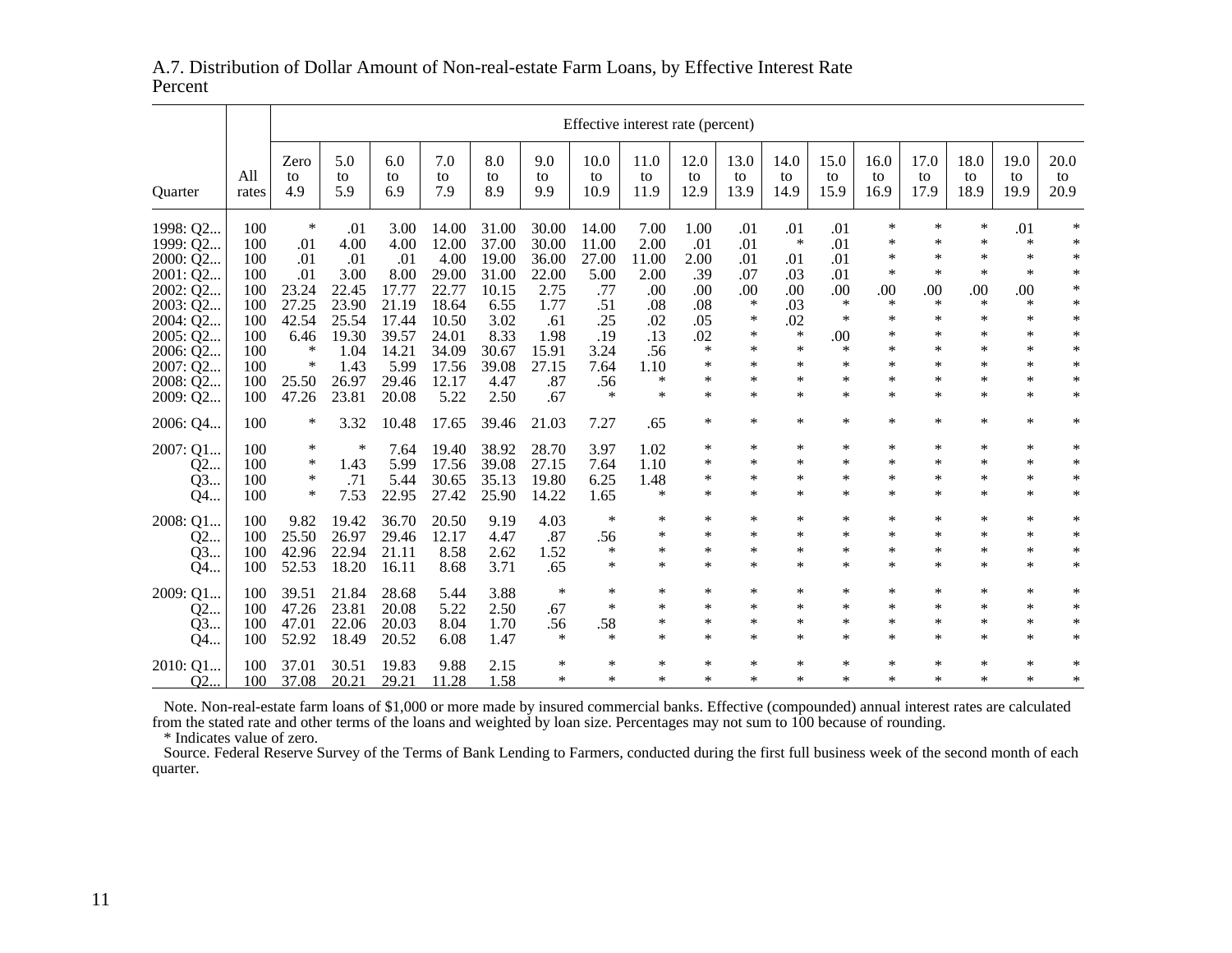A.7. Distribution of Dollar Amount of Non-real-estate Farm Loans, by Effective Interest Rate
Percent

| Quarter | All rates | Effective interest rate (percent) | | | | | | | | | | | | | | | | |
|---|---|---|---|---|---|---|---|---|---|---|---|---|---|---|---|---|---|---|
| | | Zero to 4.9 | 5.0 to 5.9 | 6.0 to 6.9 | 7.0 to 7.9 | 8.0 to 8.9 | 9.0 to 9.9 | 10.0 to 10.9 | 11.0 to 11.9 | 12.0 to 12.9 | 13.0 to 13.9 | 14.0 to 14.9 | 15.0 to 15.9 | 16.0 to 16.9 | 17.0 to 17.9 | 18.0 to 18.9 | 19.0 to 19.9 | 20.0 to 20.9 |
| 1998: Q2... | 100 | * | .01 | 3.00 | 14.00 | 31.00 | 30.00 | 14.00 | 7.00 | 1.00 | .01 | .01 | .01 | * | * | * | .01 | * |
| 1999: Q2... | 100 | .01 | 4.00 | 4.00 | 12.00 | 37.00 | 30.00 | 11.00 | 2.00 | .01 | .01 | * | .01 | * | * | * | * | * |
| 2000: Q2... | 100 | .01 | .01 | .01 | 4.00 | 19.00 | 36.00 | 27.00 | 11.00 | 2.00 | .01 | .01 | .01 | * | * | * | * | * |
| 2001: Q2... | 100 | .01 | 3.00 | 8.00 | 29.00 | 31.00 | 22.00 | 5.00 | 2.00 | .39 | .07 | .03 | .01 | * | * | * | * | * |
| 2002: Q2... | 100 | 23.24 | 22.45 | 17.77 | 22.77 | 10.15 | 2.75 | .77 | .00 | .00 | .00 | .00 | .00 | .00 | .00 | .00 | .00 | * |
| 2003: Q2... | 100 | 27.25 | 23.90 | 21.19 | 18.64 | 6.55 | 1.77 | .51 | .08 | .08 | * | .03 | * | * | * | * | * | * |
| 2004: Q2... | 100 | 42.54 | 25.54 | 17.44 | 10.50 | 3.02 | .61 | .25 | .02 | .05 | * | .02 | * | * | * | * | * | * |
| 2005: Q2... | 100 | 6.46 | 19.30 | 39.57 | 24.01 | 8.33 | 1.98 | .19 | .13 | .02 | * | * | .00 | * | * | * | * | * |
| 2006: Q2... | 100 | * | 1.04 | 14.21 | 34.09 | 30.67 | 15.91 | 3.24 | .56 | * | * | * | * | * | * | * | * | * |
| 2007: Q2... | 100 | * | 1.43 | 5.99 | 17.56 | 39.08 | 27.15 | 7.64 | 1.10 | * | * | * | * | * | * | * | * | * |
| 2008: Q2... | 100 | 25.50 | 26.97 | 29.46 | 12.17 | 4.47 | .87 | .56 | * | * | * | * | * | * | * | * | * | * |
| 2009: Q2... | 100 | 47.26 | 23.81 | 20.08 | 5.22 | 2.50 | .67 | * | * | * | * | * | * | * | * | * | * | * |
| 2006: Q4... | 100 | * | 3.32 | 10.48 | 17.65 | 39.46 | 21.03 | 7.27 | .65 | * | * | * | * | * | * | * | * | * |
| 2007: Q1... | 100 | * | * | 7.64 | 19.40 | 38.92 | 28.70 | 3.97 | 1.02 | * | * | * | * | * | * | * | * | * |
| Q2... | 100 | * | 1.43 | 5.99 | 17.56 | 39.08 | 27.15 | 7.64 | 1.10 | * | * | * | * | * | * | * | * | * |
| Q3... | 100 | * | .71 | 5.44 | 30.65 | 35.13 | 19.80 | 6.25 | 1.48 | * | * | * | * | * | * | * | * | * |
| Q4... | 100 | * | 7.53 | 22.95 | 27.42 | 25.90 | 14.22 | 1.65 | * | * | * | * | * | * | * | * | * | * |
| 2008: Q1... | 100 | 9.82 | 19.42 | 36.70 | 20.50 | 9.19 | 4.03 | * | * | * | * | * | * | * | * | * | * | * |
| Q2... | 100 | 25.50 | 26.97 | 29.46 | 12.17 | 4.47 | .87 | .56 | * | * | * | * | * | * | * | * | * | * |
| Q3... | 100 | 42.96 | 22.94 | 21.11 | 8.58 | 2.62 | 1.52 | * | * | * | * | * | * | * | * | * | * | * |
| Q4... | 100 | 52.53 | 18.20 | 16.11 | 8.68 | 3.71 | .65 | * | * | * | * | * | * | * | * | * | * | * |
| 2009: Q1... | 100 | 39.51 | 21.84 | 28.68 | 5.44 | 3.88 | * | * | * | * | * | * | * | * | * | * | * | * |
| Q2... | 100 | 47.26 | 23.81 | 20.08 | 5.22 | 2.50 | .67 | * | * | * | * | * | * | * | * | * | * | * |
| Q3... | 100 | 47.01 | 22.06 | 20.03 | 8.04 | 1.70 | .56 | .58 | * | * | * | * | * | * | * | * | * | * |
| Q4... | 100 | 52.92 | 18.49 | 20.52 | 6.08 | 1.47 | * | * | * | * | * | * | * | * | * | * | * | * |
| 2010: Q1... | 100 | 37.01 | 30.51 | 19.83 | 9.88 | 2.15 | * | * | * | * | * | * | * | * | * | * | * | * |
| Q2... | 100 | 37.08 | 20.21 | 29.21 | 11.28 | 1.58 | * | * | * | * | * | * | * | * | * | * | * | * |

Note. Non-real-estate farm loans of $1,000 or more made by insured commercial banks. Effective (compounded) annual interest rates are calculated from the stated rate and other terms of the loans and weighted by loan size. Percentages may not sum to 100 because of rounding.

* Indicates value of zero.

Source. Federal Reserve Survey of the Terms of Bank Lending to Farmers, conducted during the first full business week of the second month of each quarter.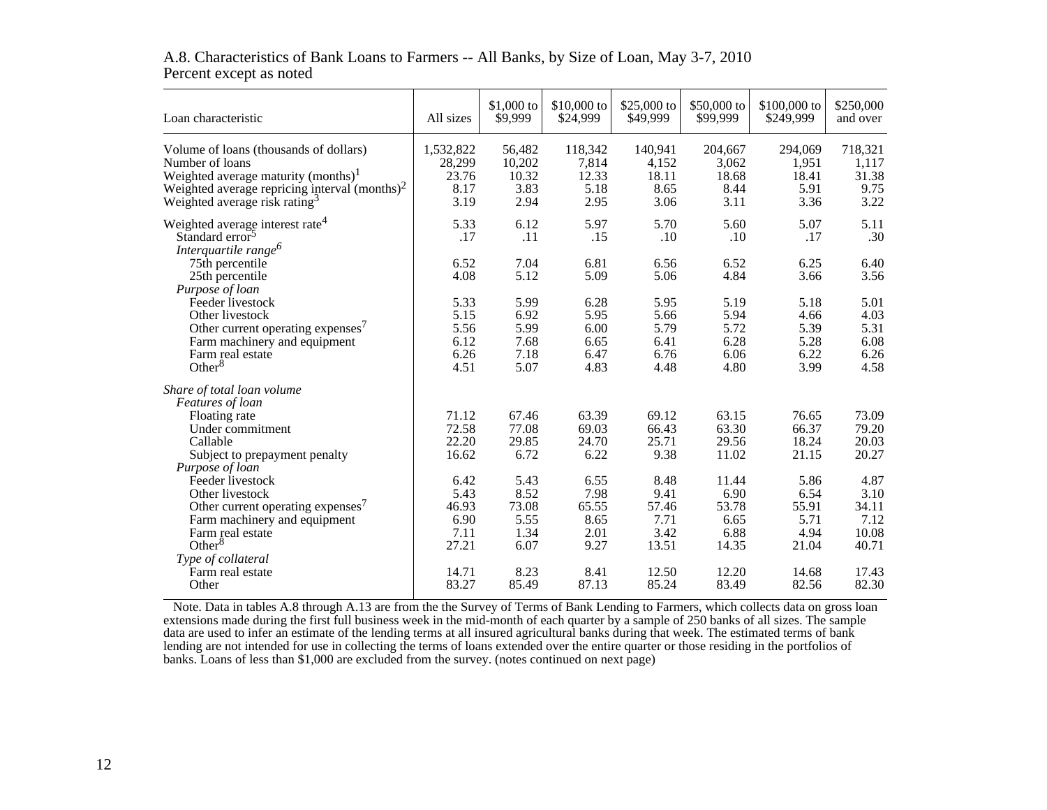A.8. Characteristics of Bank Loans to Farmers -- All Banks, by Size of Loan, May 3-7, 2010
Percent except as noted

| Loan characteristic | All sizes | $1,000 to $9,999 | $10,000 to $24,999 | $25,000 to $49,999 | $50,000 to $99,999 | $100,000 to $249,999 | $250,000 and over |
|---|---|---|---|---|---|---|---|
| Volume of loans (thousands of dollars) | 1,532,822 | 56,482 | 118,342 | 140,941 | 204,667 | 294,069 | 718,321 |
| Number of loans | 28,299 | 10,202 | 7,814 | 4,152 | 3,062 | 1,951 | 1,117 |
| Weighted average maturity (months)[1] | 23.76 | 10.32 | 12.33 | 18.11 | 18.68 | 18.41 | 31.38 |
| Weighted average repricing interval (months)[2] | 8.17 | 3.83 | 5.18 | 8.65 | 8.44 | 5.91 | 9.75 |
| Weighted average risk rating[3] | 3.19 | 2.94 | 2.95 | 3.06 | 3.11 | 3.36 | 3.22 |
| Weighted average interest rate[4] | 5.33 | 6.12 | 5.97 | 5.70 | 5.60 | 5.07 | 5.11 |
| Standard error[5] | .17 | .11 | .15 | .10 | .10 | .17 | .30 |
| *Interquartile range[6]* | | | | | | | |
| 75th percentile | 6.52 | 7.04 | 6.81 | 6.56 | 6.52 | 6.25 | 6.40 |
| 25th percentile | 4.08 | 5.12 | 5.09 | 5.06 | 4.84 | 3.66 | 3.56 |
| *Purpose of loan* | | | | | | | |
| Feeder livestock | 5.33 | 5.99 | 6.28 | 5.95 | 5.19 | 5.18 | 5.01 |
| Other livestock | 5.15 | 6.92 | 5.95 | 5.66 | 5.94 | 4.66 | 4.03 |
| Other current operating expenses[7] | 5.56 | 5.99 | 6.00 | 5.79 | 5.72 | 5.39 | 5.31 |
| Farm machinery and equipment | 6.12 | 7.68 | 6.65 | 6.41 | 6.28 | 5.28 | 6.08 |
| Farm real estate | 6.26 | 7.18 | 6.47 | 6.76 | 6.06 | 6.22 | 6.26 |
| Other[8] | 4.51 | 5.07 | 4.83 | 4.48 | 4.80 | 3.99 | 4.58 |
| *Share of total loan volume* | | | | | | | |
| *Features of loan* | | | | | | | |
| Floating rate | 71.12 | 67.46 | 63.39 | 69.12 | 63.15 | 76.65 | 73.09 |
| Under commitment | 72.58 | 77.08 | 69.03 | 66.43 | 63.30 | 66.37 | 79.20 |
| Callable | 22.20 | 29.85 | 24.70 | 25.71 | 29.56 | 18.24 | 20.03 |
| Subject to prepayment penalty | 16.62 | 6.72 | 6.22 | 9.38 | 11.02 | 21.15 | 20.27 |
| *Purpose of loan* | | | | | | | |
| Feeder livestock | 6.42 | 5.43 | 6.55 | 8.48 | 11.44 | 5.86 | 4.87 |
| Other livestock | 5.43 | 8.52 | 7.98 | 9.41 | 6.90 | 6.54 | 3.10 |
| Other current operating expenses[7] | 46.93 | 73.08 | 65.55 | 57.46 | 53.78 | 55.91 | 34.11 |
| Farm machinery and equipment | 6.90 | 5.55 | 8.65 | 7.71 | 6.65 | 5.71 | 7.12 |
| Farm real estate | 7.11 | 1.34 | 2.01 | 3.42 | 6.88 | 4.94 | 10.08 |
| Other[8] | 27.21 | 6.07 | 9.27 | 13.51 | 14.35 | 21.04 | 40.71 |
| *Type of collateral* | | | | | | | |
| Farm real estate | 14.71 | 8.23 | 8.41 | 12.50 | 12.20 | 14.68 | 17.43 |
| Other | 83.27 | 85.49 | 87.13 | 85.24 | 83.49 | 82.56 | 82.30 |

Note. Data in tables A.8 through A.13 are from the the Survey of Terms of Bank Lending to Farmers, which collects data on gross loan extensions made during the first full business week in the mid-month of each quarter by a sample of 250 banks of all sizes. The sample data are used to infer an estimate of the lending terms at all insured agricultural banks during that week. The estimated terms of bank lending are not intended for use in collecting the terms of loans extended over the entire quarter or those residing in the portfolios of banks. Loans of less than $1,000 are excluded from the survey. (notes continued on next page)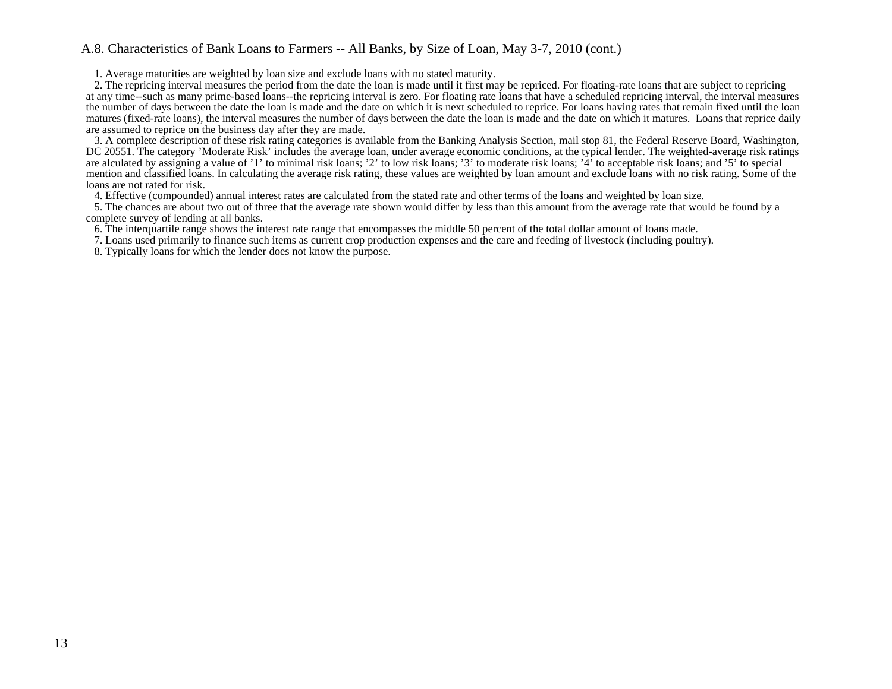## A.8. Characteristics of Bank Loans to Farmers -- All Banks, by Size of Loan, May 3-7, 2010 (cont.)

1. Average maturities are weighted by loan size and exclude loans with no stated maturity.
2. The repricing interval measures the period from the date the loan is made until it first may be repriced. For floating-rate loans that are subject to repricing at any time--such as many prime-based loans--the repricing interval is zero. For floating rate loans that have a scheduled repricing interval, the interval measures the number of days between the date the loan is made and the date on which it is next scheduled to reprice. For loans having rates that remain fixed until the loan matures (fixed-rate loans), the interval measures the number of days between the date the loan is made and the date on which it matures. Loans that reprice daily are assumed to reprice on the business day after they are made.
3. A complete description of these risk rating categories is available from the Banking Analysis Section, mail stop 81, the Federal Reserve Board, Washington, DC 20551. The category 'Moderate Risk' includes the average loan, under average economic conditions, at the typical lender. The weighted-average risk ratings are alculated by assigning a value of '1' to minimal risk loans; '2' to low risk loans; '3' to moderate risk loans; '4' to acceptable risk loans; and '5' to special mention and classified loans. In calculating the average risk rating, these values are weighted by loan amount and exclude loans with no risk rating. Some of the loans are not rated for risk.
4. Effective (compounded) annual interest rates are calculated from the stated rate and other terms of the loans and weighted by loan size.
5. The chances are about two out of three that the average rate shown would differ by less than this amount from the average rate that would be found by a complete survey of lending at all banks.
6. The interquartile range shows the interest rate range that encompasses the middle 50 percent of the total dollar amount of loans made.
7. Loans used primarily to finance such items as current crop production expenses and the care and feeding of livestock (including poultry).
8. Typically loans for which the lender does not know the purpose.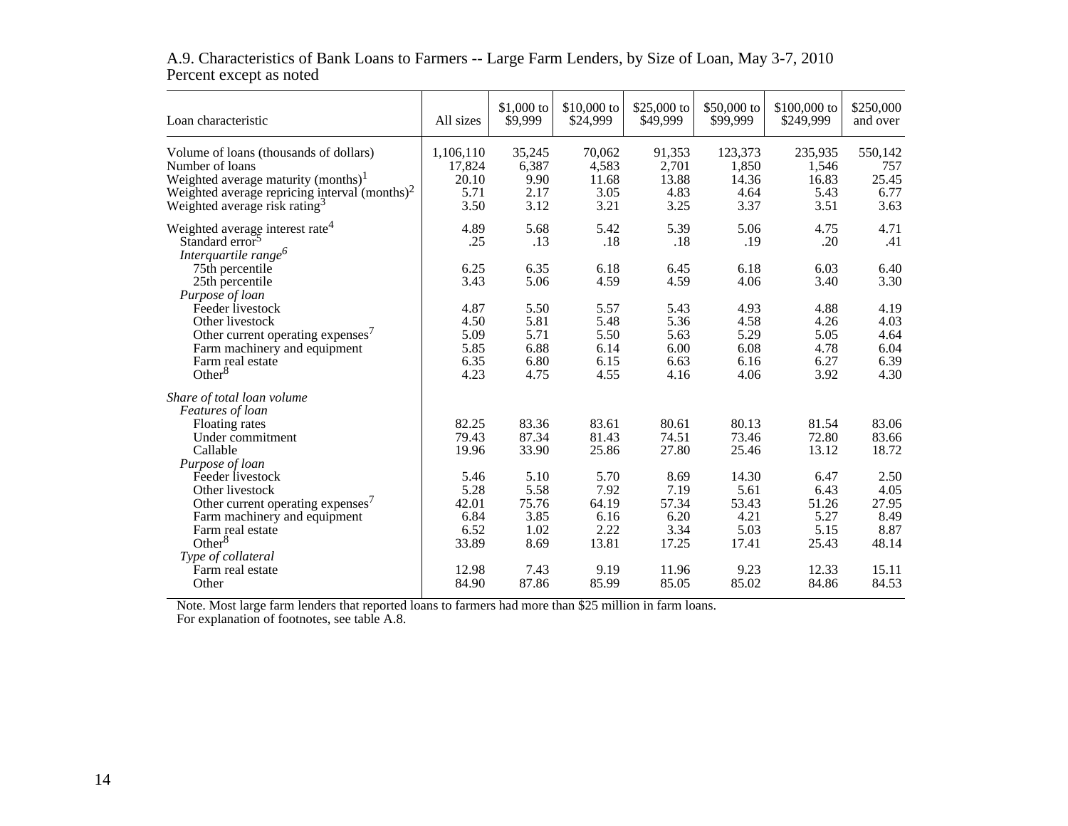A.9. Characteristics of Bank Loans to Farmers -- Large Farm Lenders, by Size of Loan, May 3-7, 2010
Percent except as noted

| Loan characteristic | All sizes | $1,000 to $9,999 | $10,000 to $24,999 | $25,000 to $49,999 | $50,000 to $99,999 | $100,000 to $249,999 | $250,000 and over |
|---|---|---|---|---|---|---|---|
| Volume of loans (thousands of dollars) | 1,106,110 | 35,245 | 70,062 | 91,353 | 123,373 | 235,935 | 550,142 |
| Number of loans | 17,824 | 6,387 | 4,583 | 2,701 | 1,850 | 1,546 | 757 |
| Weighted average maturity (months)[1] | 20.10 | 9.90 | 11.68 | 13.88 | 14.36 | 16.83 | 25.45 |
| Weighted average repricing interval (months)[2] | 5.71 | 2.17 | 3.05 | 4.83 | 4.64 | 5.43 | 6.77 |
| Weighted average risk rating[3] | 3.50 | 3.12 | 3.21 | 3.25 | 3.37 | 3.51 | 3.63 |
| Weighted average interest rate[4] | 4.89 | 5.68 | 5.42 | 5.39 | 5.06 | 4.75 | 4.71 |
| Standard error[5] | .25 | .13 | .18 | .18 | .19 | .20 | .41 |
| *Interquartile range[6]* | | | | | | | |
| 75th percentile | 6.25 | 6.35 | 6.18 | 6.45 | 6.18 | 6.03 | 6.40 |
| 25th percentile | 3.43 | 5.06 | 4.59 | 4.59 | 4.06 | 3.40 | 3.30 |
| *Purpose of loan* | | | | | | | |
| Feeder livestock | 4.87 | 5.50 | 5.57 | 5.43 | 4.93 | 4.88 | 4.19 |
| Other livestock | 4.50 | 5.81 | 5.48 | 5.36 | 4.58 | 4.26 | 4.03 |
| Other current operating expenses[7] | 5.09 | 5.71 | 5.50 | 5.63 | 5.29 | 5.05 | 4.64 |
| Farm machinery and equipment | 5.85 | 6.88 | 6.14 | 6.00 | 6.08 | 4.78 | 6.04 |
| Farm real estate | 6.35 | 6.80 | 6.15 | 6.63 | 6.16 | 6.27 | 6.39 |
| Other[8] | 4.23 | 4.75 | 4.55 | 4.16 | 4.06 | 3.92 | 4.30 |
| *Share of total loan volume* | | | | | | | |
| *Features of loan* | | | | | | | |
| Floating rates | 82.25 | 83.36 | 83.61 | 80.61 | 80.13 | 81.54 | 83.06 |
| Under commitment | 79.43 | 87.34 | 81.43 | 74.51 | 73.46 | 72.80 | 83.66 |
| Callable | 19.96 | 33.90 | 25.86 | 27.80 | 25.46 | 13.12 | 18.72 |
| *Purpose of loan* | | | | | | | |
| Feeder livestock | 5.46 | 5.10 | 5.70 | 8.69 | 14.30 | 6.47 | 2.50 |
| Other livestock | 5.28 | 5.58 | 7.92 | 7.19 | 5.61 | 6.43 | 4.05 |
| Other current operating expenses[7] | 42.01 | 75.76 | 64.19 | 57.34 | 53.43 | 51.26 | 27.95 |
| Farm machinery and equipment | 6.84 | 3.85 | 6.16 | 6.20 | 4.21 | 5.27 | 8.49 |
| Farm real estate | 6.52 | 1.02 | 2.22 | 3.34 | 5.03 | 5.15 | 8.87 |
| Other[8] | 33.89 | 8.69 | 13.81 | 17.25 | 17.41 | 25.43 | 48.14 |
| *Type of collateral* | | | | | | | |
| Farm real estate | 12.98 | 7.43 | 9.19 | 11.96 | 9.23 | 12.33 | 15.11 |
| Other | 84.90 | 87.86 | 85.99 | 85.05 | 85.02 | 84.86 | 84.53 |

Note. Most large farm lenders that reported loans to farmers had more than $25 million in farm loans.
For explanation of footnotes, see table A.8.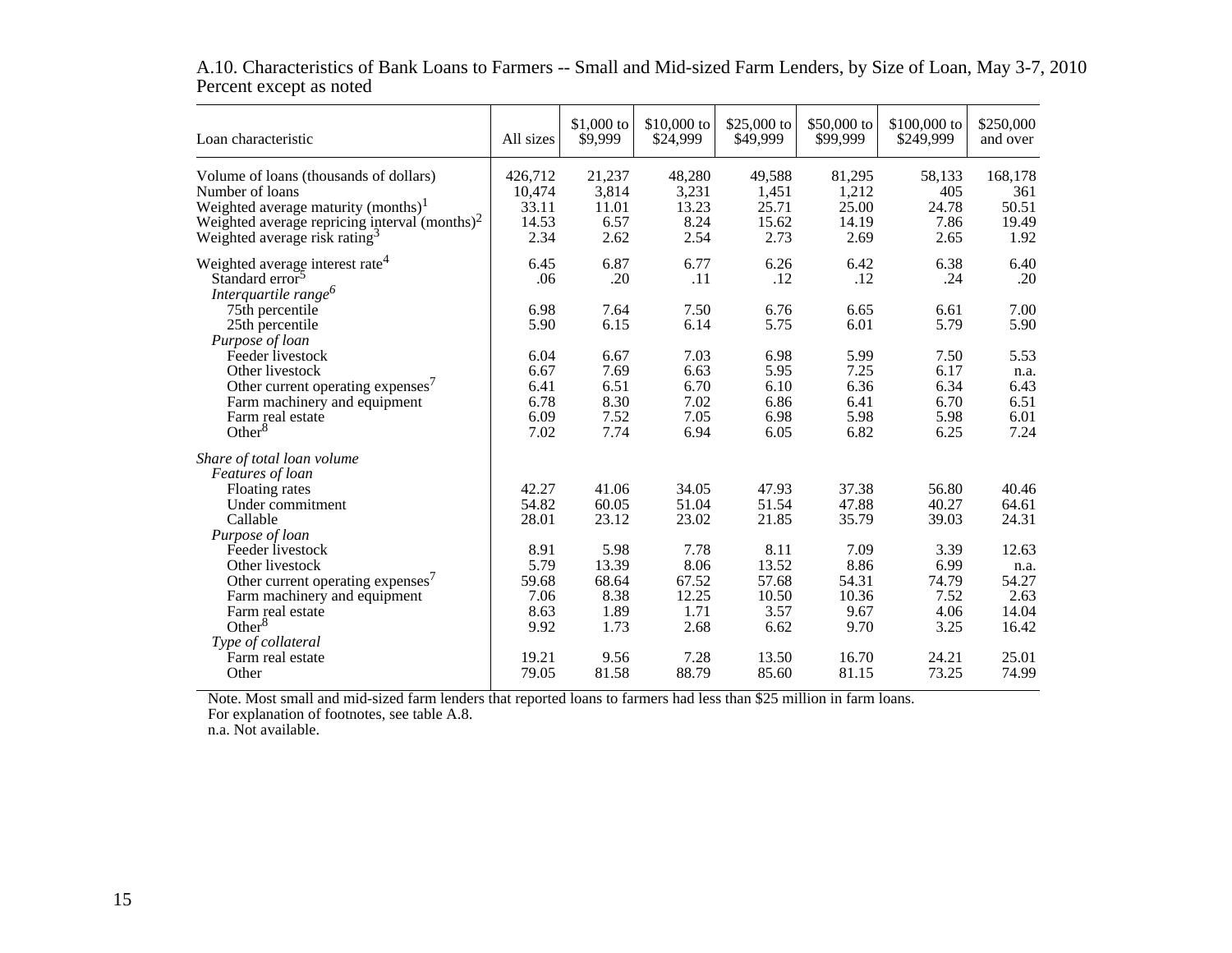A.10. Characteristics of Bank Loans to Farmers -- Small and Mid-sized Farm Lenders, by Size of Loan, May 3-7, 2010
Percent except as noted

| Loan characteristic | All sizes | $1,000 to $9,999 | $10,000 to $24,999 | $25,000 to $49,999 | $50,000 to $99,999 | $100,000 to $249,999 | $250,000 and over |
|---|---|---|---|---|---|---|---|
| Volume of loans (thousands of dollars) | 426,712 | 21,237 | 48,280 | 49,588 | 81,295 | 58,133 | 168,178 |
| Number of loans | 10,474 | 3,814 | 3,231 | 1,451 | 1,212 | 405 | 361 |
| Weighted average maturity (months)[1] | 33.11 | 11.01 | 13.23 | 25.71 | 25.00 | 24.78 | 50.51 |
| Weighted average repricing interval (months)[2] | 14.53 | 6.57 | 8.24 | 15.62 | 14.19 | 7.86 | 19.49 |
| Weighted average risk rating[3] | 2.34 | 2.62 | 2.54 | 2.73 | 2.69 | 2.65 | 1.92 |
| Weighted average interest rate[4] | 6.45 | 6.87 | 6.77 | 6.26 | 6.42 | 6.38 | 6.40 |
| Standard error[5] | .06 | .20 | .11 | .12 | .12 | .24 | .20 |
| *Interquartile range[6]* | | | | | | | |
| 75th percentile | 6.98 | 7.64 | 7.50 | 6.76 | 6.65 | 6.61 | 7.00 |
| 25th percentile | 5.90 | 6.15 | 6.14 | 5.75 | 6.01 | 5.79 | 5.90 |
| *Purpose of loan* | | | | | | | |
| Feeder livestock | 6.04 | 6.67 | 7.03 | 6.98 | 5.99 | 7.50 | 5.53 |
| Other livestock | 6.67 | 7.69 | 6.63 | 5.95 | 7.25 | 6.17 | n.a. |
| Other current operating expenses[7] | 6.41 | 6.51 | 6.70 | 6.10 | 6.36 | 6.34 | 6.43 |
| Farm machinery and equipment | 6.78 | 8.30 | 7.02 | 6.86 | 6.41 | 6.70 | 6.51 |
| Farm real estate | 6.09 | 7.52 | 7.05 | 6.98 | 5.98 | 5.98 | 6.01 |
| Other[8] | 7.02 | 7.74 | 6.94 | 6.05 | 6.82 | 6.25 | 7.24 |
| *Share of total loan volume* | | | | | | | |
| *Features of loan* | | | | | | | |
| Floating rates | 42.27 | 41.06 | 34.05 | 47.93 | 37.38 | 56.80 | 40.46 |
| Under commitment | 54.82 | 60.05 | 51.04 | 51.54 | 47.88 | 40.27 | 64.61 |
| Callable | 28.01 | 23.12 | 23.02 | 21.85 | 35.79 | 39.03 | 24.31 |
| *Purpose of loan* | | | | | | | |
| Feeder livestock | 8.91 | 5.98 | 7.78 | 8.11 | 7.09 | 3.39 | 12.63 |
| Other livestock | 5.79 | 13.39 | 8.06 | 13.52 | 8.86 | 6.99 | n.a. |
| Other current operating expenses[7] | 59.68 | 68.64 | 67.52 | 57.68 | 54.31 | 74.79 | 54.27 |
| Farm machinery and equipment | 7.06 | 8.38 | 12.25 | 10.50 | 10.36 | 7.52 | 2.63 |
| Farm real estate | 8.63 | 1.89 | 1.71 | 3.57 | 9.67 | 4.06 | 14.04 |
| Other[8] | 9.92 | 1.73 | 2.68 | 6.62 | 9.70 | 3.25 | 16.42 |
| *Type of collateral* | | | | | | | |
| Farm real estate | 19.21 | 9.56 | 7.28 | 13.50 | 16.70 | 24.21 | 25.01 |
| Other | 79.05 | 81.58 | 88.79 | 85.60 | 81.15 | 73.25 | 74.99 |

Note. Most small and mid-sized farm lenders that reported loans to farmers had less than $25 million in farm loans.
For explanation of footnotes, see table A.8.
n.a. Not available.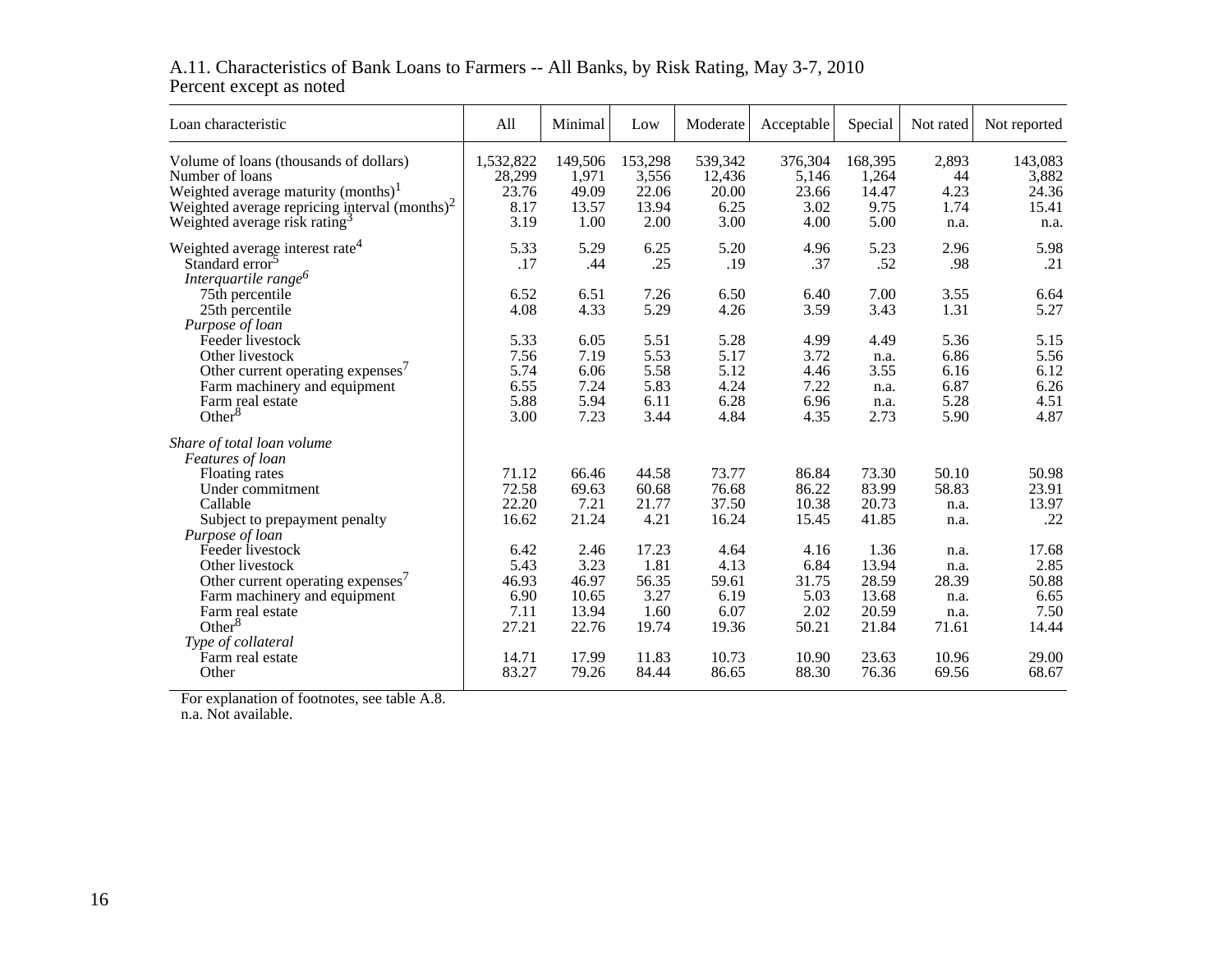A.11. Characteristics of Bank Loans to Farmers -- All Banks, by Risk Rating, May 3-7, 2010
Percent except as noted

| Loan characteristic | All | Minimal | Low | Moderate | Acceptable | Special | Not rated | Not reported |
|---|---|---|---|---|---|---|---|---|
| Volume of loans (thousands of dollars) | 1,532,822 | 149,506 | 153,298 | 539,342 | 376,304 | 168,395 | 2,893 | 143,083 |
| Number of loans | 28,299 | 1,971 | 3,556 | 12,436 | 5,146 | 1,264 | 44 | 3,882 |
| Weighted average maturity (months)[1] | 23.76 | 49.09 | 22.06 | 20.00 | 23.66 | 14.47 | 4.23 | 24.36 |
| Weighted average repricing interval (months)[2] | 8.17 | 13.57 | 13.94 | 6.25 | 3.02 | 9.75 | 1.74 | 15.41 |
| Weighted average risk rating[3] | 3.19 | 1.00 | 2.00 | 3.00 | 4.00 | 5.00 | n.a. | n.a. |
| Weighted average interest rate[4] | 5.33 | 5.29 | 6.25 | 5.20 | 4.96 | 5.23 | 2.96 | 5.98 |
| Standard error[5] | .17 | .44 | .25 | .19 | .37 | .52 | .98 | .21 |
| *Interquartile range[6]* | | | | | | | | |
| 75th percentile | 6.52 | 6.51 | 7.26 | 6.50 | 6.40 | 7.00 | 3.55 | 6.64 |
| 25th percentile | 4.08 | 4.33 | 5.29 | 4.26 | 3.59 | 3.43 | 1.31 | 5.27 |
| *Purpose of loan* | | | | | | | | |
| Feeder livestock | 5.33 | 6.05 | 5.51 | 5.28 | 4.99 | 4.49 | 5.36 | 5.15 |
| Other livestock | 7.56 | 7.19 | 5.53 | 5.17 | 3.72 | n.a. | 6.86 | 5.56 |
| Other current operating expenses[7] | 5.74 | 6.06 | 5.58 | 5.12 | 4.46 | 3.55 | 6.16 | 6.12 |
| Farm machinery and equipment | 6.55 | 7.24 | 5.83 | 4.24 | 7.22 | n.a. | 6.87 | 6.26 |
| Farm real estate | 5.88 | 5.94 | 6.11 | 6.28 | 6.96 | n.a. | 5.28 | 4.51 |
| Other[8] | 3.00 | 7.23 | 3.44 | 4.84 | 4.35 | 2.73 | 5.90 | 4.87 |
| *Share of total loan volume* | | | | | | | | |
| *Features of loan* | | | | | | | | |
| Floating rates | 71.12 | 66.46 | 44.58 | 73.77 | 86.84 | 73.30 | 50.10 | 50.98 |
| Under commitment | 72.58 | 69.63 | 60.68 | 76.68 | 86.22 | 83.99 | 58.83 | 23.91 |
| Callable | 22.20 | 7.21 | 21.77 | 37.50 | 10.38 | 20.73 | n.a. | 13.97 |
| Subject to prepayment penalty | 16.62 | 21.24 | 4.21 | 16.24 | 15.45 | 41.85 | n.a. | .22 |
| *Purpose of loan* | | | | | | | | |
| Feeder livestock | 6.42 | 2.46 | 17.23 | 4.64 | 4.16 | 1.36 | n.a. | 17.68 |
| Other livestock | 5.43 | 3.23 | 1.81 | 4.13 | 6.84 | 13.94 | n.a. | 2.85 |
| Other current operating expenses[7] | 46.93 | 46.97 | 56.35 | 59.61 | 31.75 | 28.59 | 28.39 | 50.88 |
| Farm machinery and equipment | 6.90 | 10.65 | 3.27 | 6.19 | 5.03 | 13.68 | n.a. | 6.65 |
| Farm real estate | 7.11 | 13.94 | 1.60 | 6.07 | 2.02 | 20.59 | n.a. | 7.50 |
| Other[8] | 27.21 | 22.76 | 19.74 | 19.36 | 50.21 | 21.84 | 71.61 | 14.44 |
| *Type of collateral* | | | | | | | | |
| Farm real estate | 14.71 | 17.99 | 11.83 | 10.73 | 10.90 | 23.63 | 10.96 | 29.00 |
| Other | 83.27 | 79.26 | 84.44 | 86.65 | 88.30 | 76.36 | 69.56 | 68.67 |

For explanation of footnotes, see table A.8.
n.a. Not available.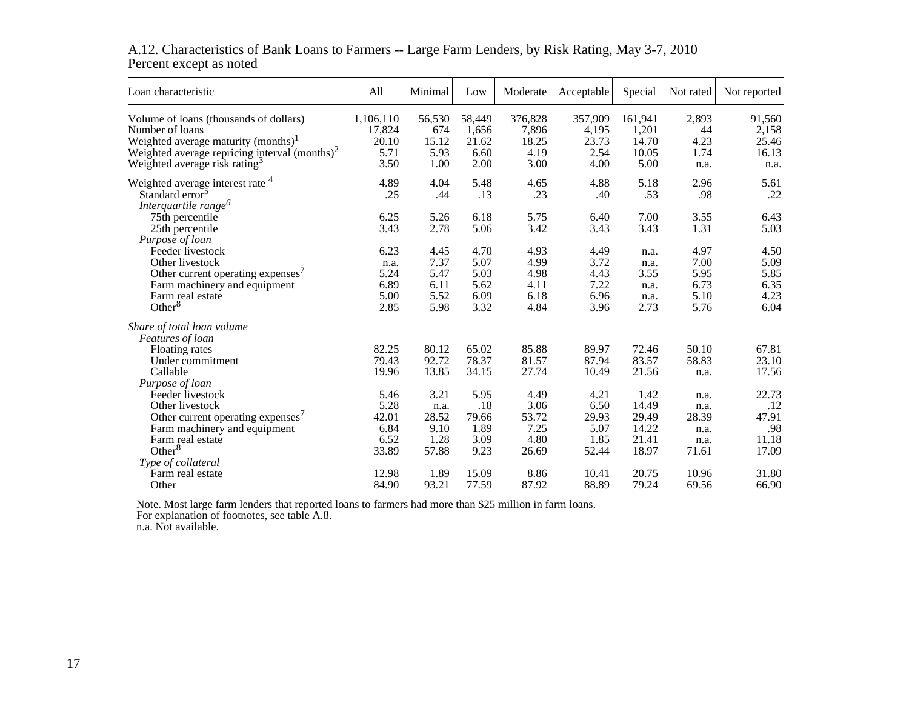A.12. Characteristics of Bank Loans to Farmers -- Large Farm Lenders, by Risk Rating, May 3-7, 2010
Percent except as noted

| Loan characteristic | All | Minimal | Low | Moderate | Acceptable | Special | Not rated | Not reported |
|---|---|---|---|---|---|---|---|---|
| Volume of loans (thousands of dollars) | 1,106,110 | 56,530 | 58,449 | 376,828 | 357,909 | 161,941 | 2,893 | 91,560 |
| Number of loans | 17,824 | 674 | 1,656 | 7,896 | 4,195 | 1,201 | 44 | 2,158 |
| Weighted average maturity (months)[1] | 20.10 | 15.12 | 21.62 | 18.25 | 23.73 | 14.70 | 4.23 | 25.46 |
| Weighted average repricing interval (months)[2] | 5.71 | 5.93 | 6.60 | 4.19 | 2.54 | 10.05 | 1.74 | 16.13 |
| Weighted average risk rating[3] | 3.50 | 1.00 | 2.00 | 3.00 | 4.00 | 5.00 | n.a. | n.a. |
| Weighted average interest rate [4] | 4.89 | 4.04 | 5.48 | 4.65 | 4.88 | 5.18 | 2.96 | 5.61 |
| Standard error[5] | .25 | .44 | .13 | .23 | .40 | .53 | .98 | .22 |
| *Interquartile range[6]* | | | | | | | | |
| 75th percentile | 6.25 | 5.26 | 6.18 | 5.75 | 6.40 | 7.00 | 3.55 | 6.43 |
| 25th percentile | 3.43 | 2.78 | 5.06 | 3.42 | 3.43 | 3.43 | 1.31 | 5.03 |
| *Purpose of loan* | | | | | | | | |
| Feeder livestock | 6.23 | 4.45 | 4.70 | 4.93 | 4.49 | n.a. | 4.97 | 4.50 |
| Other livestock | n.a. | 7.37 | 5.07 | 4.99 | 3.72 | n.a. | 7.00 | 5.09 |
| Other current operating expenses[7] | 5.24 | 5.47 | 5.03 | 4.98 | 4.43 | 3.55 | 5.95 | 5.85 |
| Farm machinery and equipment | 6.89 | 6.11 | 5.62 | 4.11 | 7.22 | n.a. | 6.73 | 6.35 |
| Farm real estate | 5.00 | 5.52 | 6.09 | 6.18 | 6.96 | n.a. | 5.10 | 4.23 |
| Other[8] | 2.85 | 5.98 | 3.32 | 4.84 | 3.96 | 2.73 | 5.76 | 6.04 |
| *Share of total loan volume* | | | | | | | | |
| *Features of loan* | | | | | | | | |
| Floating rates | 82.25 | 80.12 | 65.02 | 85.88 | 89.97 | 72.46 | 50.10 | 67.81 |
| Under commitment | 79.43 | 92.72 | 78.37 | 81.57 | 87.94 | 83.57 | 58.83 | 23.10 |
| Callable | 19.96 | 13.85 | 34.15 | 27.74 | 10.49 | 21.56 | n.a. | 17.56 |
| *Purpose of loan* | | | | | | | | |
| Feeder livestock | 5.46 | 3.21 | 5.95 | 4.49 | 4.21 | 1.42 | n.a. | 22.73 |
| Other livestock | 5.28 | n.a. | .18 | 3.06 | 6.50 | 14.49 | n.a. | .12 |
| Other current operating expenses[7] | 42.01 | 28.52 | 79.66 | 53.72 | 29.93 | 29.49 | 28.39 | 47.91 |
| Farm machinery and equipment | 6.84 | 9.10 | 1.89 | 7.25 | 5.07 | 14.22 | n.a. | .98 |
| Farm real estate | 6.52 | 1.28 | 3.09 | 4.80 | 1.85 | 21.41 | n.a. | 11.18 |
| Other[8] | 33.89 | 57.88 | 9.23 | 26.69 | 52.44 | 18.97 | 71.61 | 17.09 |
| *Type of collateral* | | | | | | | | |
| Farm real estate | 12.98 | 1.89 | 15.09 | 8.86 | 10.41 | 20.75 | 10.96 | 31.80 |
| Other | 84.90 | 93.21 | 77.59 | 87.92 | 88.89 | 79.24 | 69.56 | 66.90 |

Note. Most large farm lenders that reported loans to farmers had more than $25 million in farm loans.
For explanation of footnotes, see table A.8.
n.a. Not available.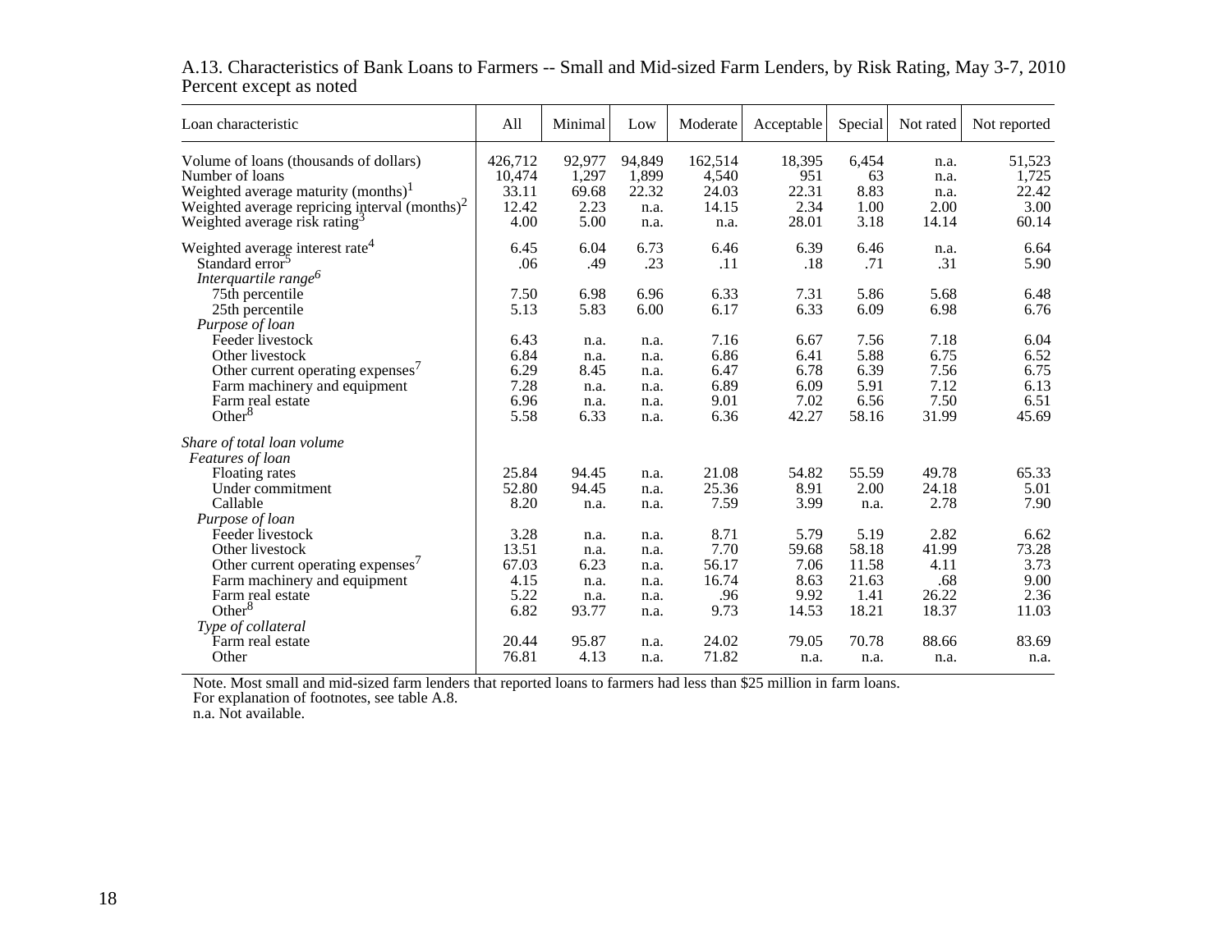A.13. Characteristics of Bank Loans to Farmers -- Small and Mid-sized Farm Lenders, by Risk Rating, May 3-7, 2010
Percent except as noted

| Loan characteristic | All | Minimal | Low | Moderate | Acceptable | Special | Not rated | Not reported |
|---|---|---|---|---|---|---|---|---|
| Volume of loans (thousands of dollars) | 426,712 | 92,977 | 94,849 | 162,514 | 18,395 | 6,454 | n.a. | 51,523 |
| Number of loans | 10,474 | 1,297 | 1,899 | 4,540 | 951 | 63 | n.a. | 1,725 |
| Weighted average maturity (months)[1] | 33.11 | 69.68 | 22.32 | 24.03 | 22.31 | 8.83 | n.a. | 22.42 |
| Weighted average repricing interval (months)[2] | 12.42 | 2.23 | n.a. | 14.15 | 2.34 | 1.00 | 2.00 | 3.00 |
| Weighted average risk rating[3] | 4.00 | 5.00 | n.a. | n.a. | 28.01 | 3.18 | 14.14 | 60.14 |
| Weighted average interest rate[4] | 6.45 | 6.04 | 6.73 | 6.46 | 6.39 | 6.46 | n.a. | 6.64 |
| Standard error[5] | .06 | .49 | .23 | .11 | .18 | .71 | .31 | 5.90 |
| *Interquartile range*[6] | | | | | | | | |
| 75th percentile | 7.50 | 6.98 | 6.96 | 6.33 | 7.31 | 5.86 | 5.68 | 6.48 |
| 25th percentile | 5.13 | 5.83 | 6.00 | 6.17 | 6.33 | 6.09 | 6.98 | 6.76 |
| *Purpose of loan* | | | | | | | | |
| Feeder livestock | 6.43 | n.a. | n.a. | 7.16 | 6.67 | 7.56 | 7.18 | 6.04 |
| Other livestock | 6.84 | n.a. | n.a. | 6.86 | 6.41 | 5.88 | 6.75 | 6.52 |
| Other current operating expenses[7] | 6.29 | 8.45 | n.a. | 6.47 | 6.78 | 6.39 | 7.56 | 6.75 |
| Farm machinery and equipment | 7.28 | n.a. | n.a. | 6.89 | 6.09 | 5.91 | 7.12 | 6.13 |
| Farm real estate | 6.96 | n.a. | n.a. | 9.01 | 7.02 | 6.56 | 7.50 | 6.51 |
| Other[8] | 5.58 | 6.33 | n.a. | 6.36 | 42.27 | 58.16 | 31.99 | 45.69 |
| *Share of total loan volume* | | | | | | | | |
| *Features of loan* | | | | | | | | |
| Floating rates | 25.84 | 94.45 | n.a. | 21.08 | 54.82 | 55.59 | 49.78 | 65.33 |
| Under commitment | 52.80 | 94.45 | n.a. | 25.36 | 8.91 | 2.00 | 24.18 | 5.01 |
| Callable | 8.20 | n.a. | n.a. | 7.59 | 3.99 | n.a. | 2.78 | 7.90 |
| *Purpose of loan* | | | | | | | | |
| Feeder livestock | 3.28 | n.a. | n.a. | 8.71 | 5.79 | 5.19 | 2.82 | 6.62 |
| Other livestock | 13.51 | n.a. | n.a. | 7.70 | 59.68 | 58.18 | 41.99 | 73.28 |
| Other current operating expenses[7] | 67.03 | 6.23 | n.a. | 56.17 | 7.06 | 11.58 | 4.11 | 3.73 |
| Farm machinery and equipment | 4.15 | n.a. | n.a. | 16.74 | 8.63 | 21.63 | .68 | 9.00 |
| Farm real estate | 5.22 | n.a. | n.a. | .96 | 9.92 | 1.41 | 26.22 | 2.36 |
| Other[8] | 6.82 | 93.77 | n.a. | 9.73 | 14.53 | 18.21 | 18.37 | 11.03 |
| *Type of collateral* | | | | | | | | |
| Farm real estate | 20.44 | 95.87 | n.a. | 24.02 | 79.05 | 70.78 | 88.66 | 83.69 |
| Other | 76.81 | 4.13 | n.a. | 71.82 | n.a. | n.a. | n.a. | n.a. |

Note. Most small and mid-sized farm lenders that reported loans to farmers had less than $25 million in farm loans.
For explanation of footnotes, see table A.8.
n.a. Not available.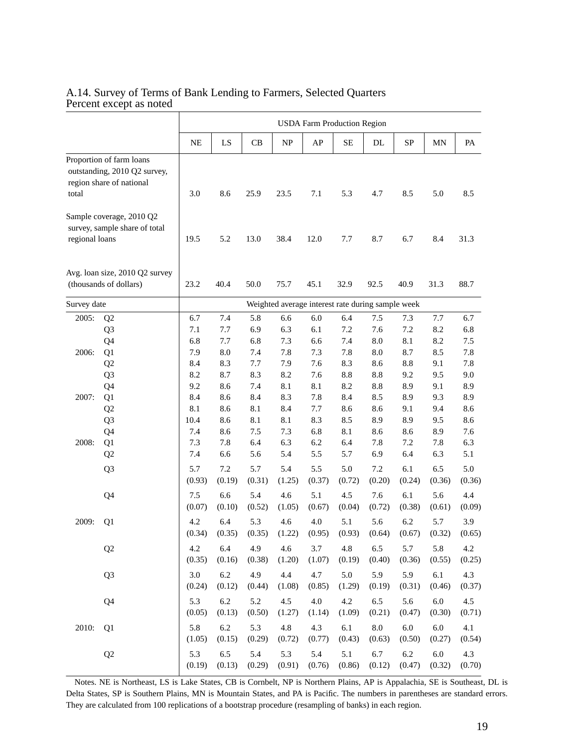A.14. Survey of Terms of Bank Lending to Farmers, Selected Quarters
Percent except as noted

| | | USDA Farm Production Region | | | | | | | | | |
|---|---|---|---|---|---|---|---|---|---|---|---|
| | | NE | LS | CB | NP | AP | SE | DL | SP | MN | PA |
| Proportion of farm loans outstanding, 2010 Q2 survey, region share of national total | | 3.0 | 8.6 | 25.9 | 23.5 | 7.1 | 5.3 | 4.7 | 8.5 | 5.0 | 8.5 |
| Sample coverage, 2010 Q2 survey, sample share of total regional loans | | 19.5 | 5.2 | 13.0 | 38.4 | 12.0 | 7.7 | 8.7 | 6.7 | 8.4 | 31.3 |
| Avg. loan size, 2010 Q2 survey (thousands of dollars) | | 23.2 | 40.4 | 50.0 | 75.7 | 45.1 | 32.9 | 92.5 | 40.9 | 31.3 | 88.7 |
| Survey date | | Weighted average interest rate during sample week | | | | | | | | | |
| 2005: | Q2 | 6.7 | 7.4 | 5.8 | 6.6 | 6.0 | 6.4 | 7.5 | 7.3 | 7.7 | 6.7 |
| | Q3 | 7.1 | 7.7 | 6.9 | 6.3 | 6.1 | 7.2 | 7.6 | 7.2 | 8.2 | 6.8 |
| | Q4 | 6.8 | 7.7 | 6.8 | 7.3 | 6.6 | 7.4 | 8.0 | 8.1 | 8.2 | 7.5 |
| 2006: | Q1 | 7.9 | 8.0 | 7.4 | 7.8 | 7.3 | 7.8 | 8.0 | 8.7 | 8.5 | 7.8 |
| | Q2 | 8.4 | 8.3 | 7.7 | 7.9 | 7.6 | 8.3 | 8.6 | 8.8 | 9.1 | 7.8 |
| | Q3 | 8.2 | 8.7 | 8.3 | 8.2 | 7.6 | 8.8 | 8.8 | 9.2 | 9.5 | 9.0 |
| | Q4 | 9.2 | 8.6 | 7.4 | 8.1 | 8.1 | 8.2 | 8.8 | 8.9 | 9.1 | 8.9 |
| 2007: | Q1 | 8.4 | 8.6 | 8.4 | 8.3 | 7.8 | 8.4 | 8.5 | 8.9 | 9.3 | 8.9 |
| | Q2 | 8.1 | 8.6 | 8.1 | 8.4 | 7.7 | 8.6 | 8.6 | 9.1 | 9.4 | 8.6 |
| | Q3 | 10.4 | 8.6 | 8.1 | 8.1 | 8.3 | 8.5 | 8.9 | 8.9 | 9.5 | 8.6 |
| | Q4 | 7.4 | 8.6 | 7.5 | 7.3 | 6.8 | 8.1 | 8.6 | 8.6 | 8.9 | 7.6 |
| 2008: | Q1 | 7.3 | 7.8 | 6.4 | 6.3 | 6.2 | 6.4 | 7.8 | 7.2 | 7.8 | 6.3 |
| | Q2 | 7.4 | 6.6 | 5.6 | 5.4 | 5.5 | 5.7 | 6.9 | 6.4 | 6.3 | 5.1 |
| | Q3 | 5.7 | 7.2 | 5.7 | 5.4 | 5.5 | 5.0 | 7.2 | 6.1 | 6.5 | 5.0 |
| | | (0.93) | (0.19) | (0.31) | (1.25) | (0.37) | (0.72) | (0.20) | (0.24) | (0.36) | (0.36) |
| | Q4 | 7.5 | 6.6 | 5.4 | 4.6 | 5.1 | 4.5 | 7.6 | 6.1 | 5.6 | 4.4 |
| | | (0.07) | (0.10) | (0.52) | (1.05) | (0.67) | (0.04) | (0.72) | (0.38) | (0.61) | (0.09) |
| 2009: | Q1 | 4.2 | 6.4 | 5.3 | 4.6 | 4.0 | 5.1 | 5.6 | 6.2 | 5.7 | 3.9 |
| | | (0.34) | (0.35) | (0.35) | (1.22) | (0.95) | (0.93) | (0.64) | (0.67) | (0.32) | (0.65) |
| | Q2 | 4.2 | 6.4 | 4.9 | 4.6 | 3.7 | 4.8 | 6.5 | 5.7 | 5.8 | 4.2 |
| | | (0.35) | (0.16) | (0.38) | (1.20) | (1.07) | (0.19) | (0.40) | (0.36) | (0.55) | (0.25) |
| | Q3 | 3.0 | 6.2 | 4.9 | 4.4 | 4.7 | 5.0 | 5.9 | 5.9 | 6.1 | 4.3 |
| | | (0.24) | (0.12) | (0.44) | (1.08) | (0.85) | (1.29) | (0.19) | (0.31) | (0.46) | (0.37) |
| | Q4 | 5.3 | 6.2 | 5.2 | 4.5 | 4.0 | 4.2 | 6.5 | 5.6 | 6.0 | 4.5 |
| | | (0.05) | (0.13) | (0.50) | (1.27) | (1.14) | (1.09) | (0.21) | (0.47) | (0.30) | (0.71) |
| 2010: | Q1 | 5.8 | 6.2 | 5.3 | 4.8 | 4.3 | 6.1 | 8.0 | 6.0 | 6.0 | 4.1 |
| | | (1.05) | (0.15) | (0.29) | (0.72) | (0.77) | (0.43) | (0.63) | (0.50) | (0.27) | (0.54) |
| | Q2 | 5.3 | 6.5 | 5.4 | 5.3 | 5.4 | 5.1 | 6.7 | 6.2 | 6.0 | 4.3 |
| | | (0.19) | (0.13) | (0.29) | (0.91) | (0.76) | (0.86) | (0.12) | (0.47) | (0.32) | (0.70) |

Notes. NE is Northeast, LS is Lake States, CB is Cornbelt, NP is Northern Plains, AP is Appalachia, SE is Southeast, DL is Delta States, SP is Southern Plains, MN is Mountain States, and PA is Pacific. The numbers in parentheses are standard errors. They are calculated from 100 replications of a bootstrap procedure (resampling of banks) in each region.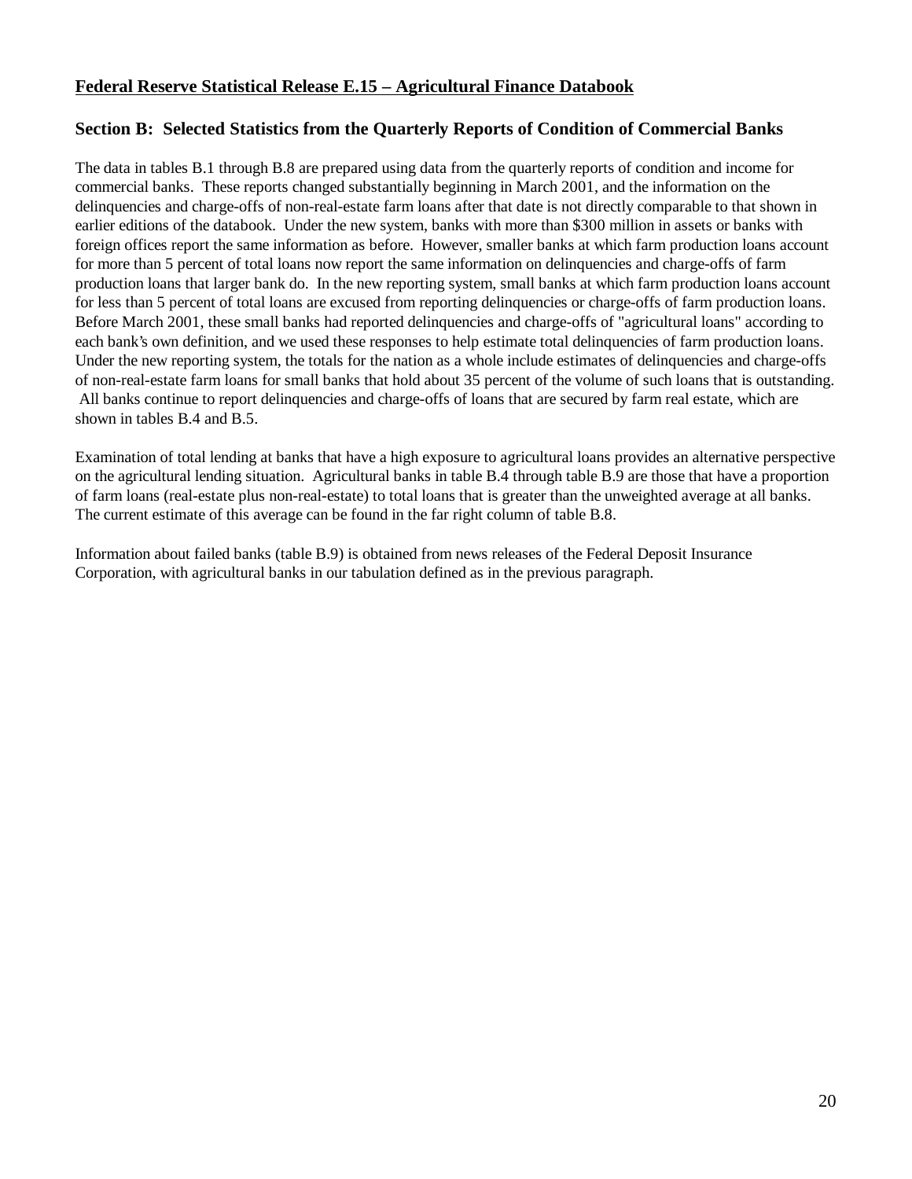**Federal Reserve Statistical Release E.15 – Agricultural Finance Databook**

### Section B: Selected Statistics from the Quarterly Reports of Condition of Commercial Banks

The data in tables B.1 through B.8 are prepared using data from the quarterly reports of condition and income for commercial banks. These reports changed substantially beginning in March 2001, and the information on the delinquencies and charge-offs of non-real-estate farm loans after that date is not directly comparable to that shown in earlier editions of the databook. Under the new system, banks with more than $300 million in assets or banks with foreign offices report the same information as before. However, smaller banks at which farm production loans account for more than 5 percent of total loans now report the same information on delinquencies and charge-offs of farm production loans that larger bank do. In the new reporting system, small banks at which farm production loans account for less than 5 percent of total loans are excused from reporting delinquencies or charge-offs of farm production loans. Before March 2001, these small banks had reported delinquencies and charge-offs of "agricultural loans" according to each bank's own definition, and we used these responses to help estimate total delinquencies of farm production loans. Under the new reporting system, the totals for the nation as a whole include estimates of delinquencies and charge-offs of non-real-estate farm loans for small banks that hold about 35 percent of the volume of such loans that is outstanding. All banks continue to report delinquencies and charge-offs of loans that are secured by farm real estate, which are shown in tables B.4 and B.5.

Examination of total lending at banks that have a high exposure to agricultural loans provides an alternative perspective on the agricultural lending situation. Agricultural banks in table B.4 through table B.9 are those that have a proportion of farm loans (real-estate plus non-real-estate) to total loans that is greater than the unweighted average at all banks. The current estimate of this average can be found in the far right column of table B.8.

Information about failed banks (table B.9) is obtained from news releases of the Federal Deposit Insurance Corporation, with agricultural banks in our tabulation defined as in the previous paragraph.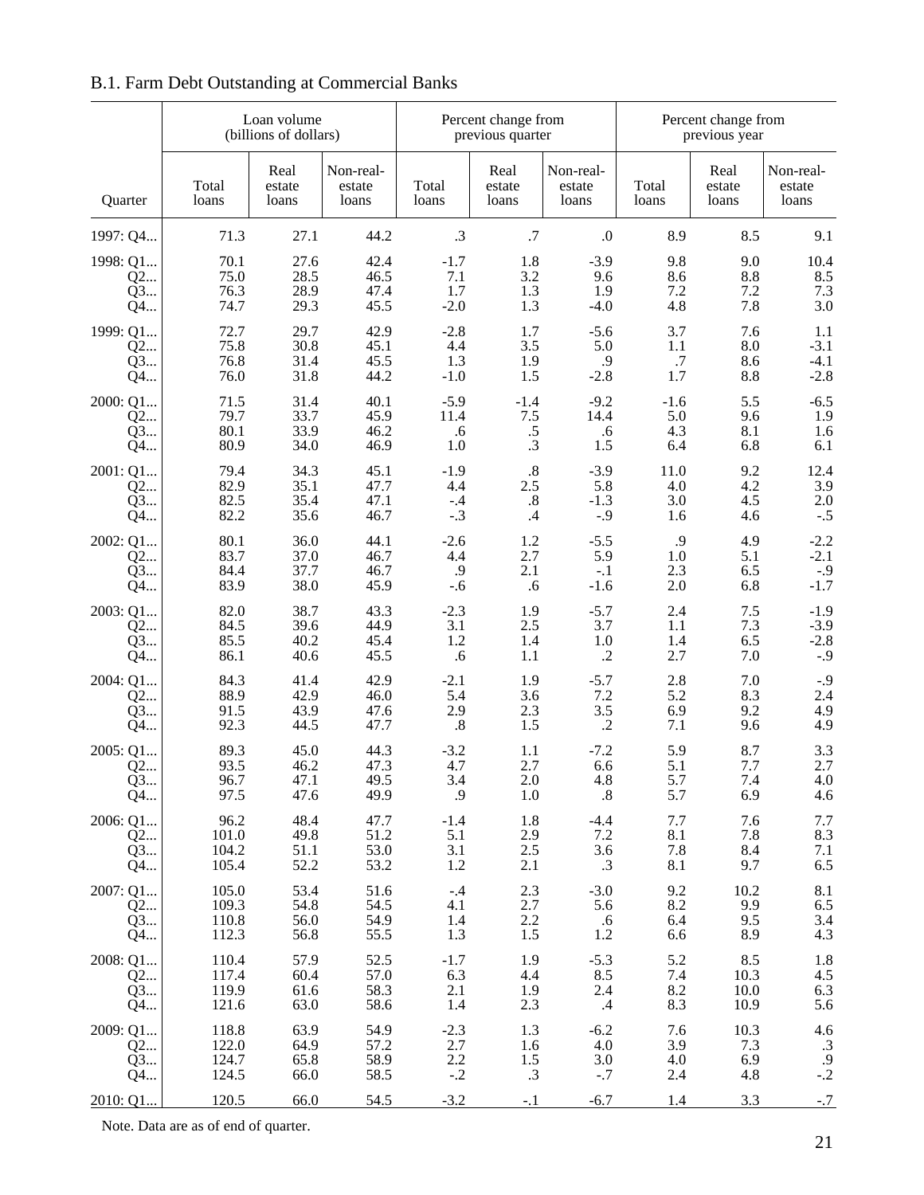## B.1. Farm Debt Outstanding at Commercial Banks

| Quarter | Loan volume (billions of dollars) | | | Percent change from previous quarter | | | Percent change from previous year | | |
|---|---|---|---|---|---|---|---|---|---|
| | Total loans | Real estate loans | Non-real-estate loans | Total loans | Real estate loans | Non-real-estate loans | Total loans | Real estate loans | Non-real-estate loans |
| 1997: Q4... | 71.3 | 27.1 | 44.2 | .3 | .7 | .0 | 8.9 | 8.5 | 9.1 |
| 1998: Q1... | 70.1 | 27.6 | 42.4 | -1.7 | 1.8 | -3.9 | 9.8 | 9.0 | 10.4 |
| Q2... | 75.0 | 28.5 | 46.5 | 7.1 | 3.2 | 9.6 | 8.6 | 8.8 | 8.5 |
| Q3... | 76.3 | 28.9 | 47.4 | 1.7 | 1.3 | 1.9 | 7.2 | 7.2 | 7.3 |
| Q4... | 74.7 | 29.3 | 45.5 | -2.0 | 1.3 | -4.0 | 4.8 | 7.8 | 3.0 |
| 1999: Q1... | 72.7 | 29.7 | 42.9 | -2.8 | 1.7 | -5.6 | 3.7 | 7.6 | 1.1 |
| Q2... | 75.8 | 30.8 | 45.1 | 4.4 | 3.5 | 5.0 | 1.1 | 8.0 | -3.1 |
| Q3... | 76.8 | 31.4 | 45.5 | 1.3 | 1.9 | .9 | .7 | 8.6 | -4.1 |
| Q4... | 76.0 | 31.8 | 44.2 | -1.0 | 1.5 | -2.8 | 1.7 | 8.8 | -2.8 |
| 2000: Q1... | 71.5 | 31.4 | 40.1 | -5.9 | -1.4 | -9.2 | -1.6 | 5.5 | -6.5 |
| Q2... | 79.7 | 33.7 | 45.9 | 11.4 | 7.5 | 14.4 | 5.0 | 9.6 | 1.9 |
| Q3... | 80.1 | 33.9 | 46.2 | .6 | .5 | .6 | 4.3 | 8.1 | 1.6 |
| Q4... | 80.9 | 34.0 | 46.9 | 1.0 | .3 | 1.5 | 6.4 | 6.8 | 6.1 |
| 2001: Q1... | 79.4 | 34.3 | 45.1 | -1.9 | .8 | -3.9 | 11.0 | 9.2 | 12.4 |
| Q2... | 82.9 | 35.1 | 47.7 | 4.4 | 2.5 | 5.8 | 4.0 | 4.2 | 3.9 |
| Q3... | 82.5 | 35.4 | 47.1 | -.4 | .8 | -1.3 | 3.0 | 4.5 | 2.0 |
| Q4... | 82.2 | 35.6 | 46.7 | -.3 | .4 | -.9 | 1.6 | 4.6 | -.5 |
| 2002: Q1... | 80.1 | 36.0 | 44.1 | -2.6 | 1.2 | -5.5 | .9 | 4.9 | -2.2 |
| Q2... | 83.7 | 37.0 | 46.7 | 4.4 | 2.7 | 5.9 | 1.0 | 5.1 | -2.1 |
| Q3... | 84.4 | 37.7 | 46.7 | .9 | 2.1 | -.1 | 2.3 | 6.5 | -.9 |
| Q4... | 83.9 | 38.0 | 45.9 | -.6 | .6 | -1.6 | 2.0 | 6.8 | -1.7 |
| 2003: Q1... | 82.0 | 38.7 | 43.3 | -2.3 | 1.9 | -5.7 | 2.4 | 7.5 | -1.9 |
| Q2... | 84.5 | 39.6 | 44.9 | 3.1 | 2.5 | 3.7 | 1.1 | 7.3 | -3.9 |
| Q3... | 85.5 | 40.2 | 45.4 | 1.2 | 1.4 | 1.0 | 1.4 | 6.5 | -2.8 |
| Q4... | 86.1 | 40.6 | 45.5 | .6 | 1.1 | .2 | 2.7 | 7.0 | -.9 |
| 2004: Q1... | 84.3 | 41.4 | 42.9 | -2.1 | 1.9 | -5.7 | 2.8 | 7.0 | -.9 |
| Q2... | 88.9 | 42.9 | 46.0 | 5.4 | 3.6 | 7.2 | 5.2 | 8.3 | 2.4 |
| Q3... | 91.5 | 43.9 | 47.6 | 2.9 | 2.3 | 3.5 | 6.9 | 9.2 | 4.9 |
| Q4... | 92.3 | 44.5 | 47.7 | .8 | 1.5 | .2 | 7.1 | 9.6 | 4.9 |
| 2005: Q1... | 89.3 | 45.0 | 44.3 | -3.2 | 1.1 | -7.2 | 5.9 | 8.7 | 3.3 |
| Q2... | 93.5 | 46.2 | 47.3 | 4.7 | 2.7 | 6.6 | 5.1 | 7.7 | 2.7 |
| Q3... | 96.7 | 47.1 | 49.5 | 3.4 | 2.0 | 4.8 | 5.7 | 7.4 | 4.0 |
| Q4... | 97.5 | 47.6 | 49.9 | .9 | 1.0 | .8 | 5.7 | 6.9 | 4.6 |
| 2006: Q1... | 96.2 | 48.4 | 47.7 | -1.4 | 1.8 | -4.4 | 7.7 | 7.6 | 7.7 |
| Q2... | 101.0 | 49.8 | 51.2 | 5.1 | 2.9 | 7.2 | 8.1 | 7.8 | 8.3 |
| Q3... | 104.2 | 51.1 | 53.0 | 3.1 | 2.5 | 3.6 | 7.8 | 8.4 | 7.1 |
| Q4... | 105.4 | 52.2 | 53.2 | 1.2 | 2.1 | .3 | 8.1 | 9.7 | 6.5 |
| 2007: Q1... | 105.0 | 53.4 | 51.6 | -.4 | 2.3 | -3.0 | 9.2 | 10.2 | 8.1 |
| Q2... | 109.3 | 54.8 | 54.5 | 4.1 | 2.7 | 5.6 | 8.2 | 9.9 | 6.5 |
| Q3... | 110.8 | 56.0 | 54.9 | 1.4 | 2.2 | .6 | 6.4 | 9.5 | 3.4 |
| Q4... | 112.3 | 56.8 | 55.5 | 1.3 | 1.5 | 1.2 | 6.6 | 8.9 | 4.3 |
| 2008: Q1... | 110.4 | 57.9 | 52.5 | -1.7 | 1.9 | -5.3 | 5.2 | 8.5 | 1.8 |
| Q2... | 117.4 | 60.4 | 57.0 | 6.3 | 4.4 | 8.5 | 7.4 | 10.3 | 4.5 |
| Q3... | 119.9 | 61.6 | 58.3 | 2.1 | 1.9 | 2.4 | 8.2 | 10.0 | 6.3 |
| Q4... | 121.6 | 63.0 | 58.6 | 1.4 | 2.3 | .4 | 8.3 | 10.9 | 5.6 |
| 2009: Q1... | 118.8 | 63.9 | 54.9 | -2.3 | 1.3 | -6.2 | 7.6 | 10.3 | 4.6 |
| Q2... | 122.0 | 64.9 | 57.2 | 2.7 | 1.6 | 4.0 | 3.9 | 7.3 | .3 |
| Q3... | 124.7 | 65.8 | 58.9 | 2.2 | 1.5 | 3.0 | 4.0 | 6.9 | .9 |
| Q4... | 124.5 | 66.0 | 58.5 | -.2 | .3 | -.7 | 2.4 | 4.8 | -.2 |
| 2010: Q1... | 120.5 | 66.0 | 54.5 | -3.2 | -.1 | -6.7 | 1.4 | 3.3 | -.7 |

Note. Data are as of end of quarter.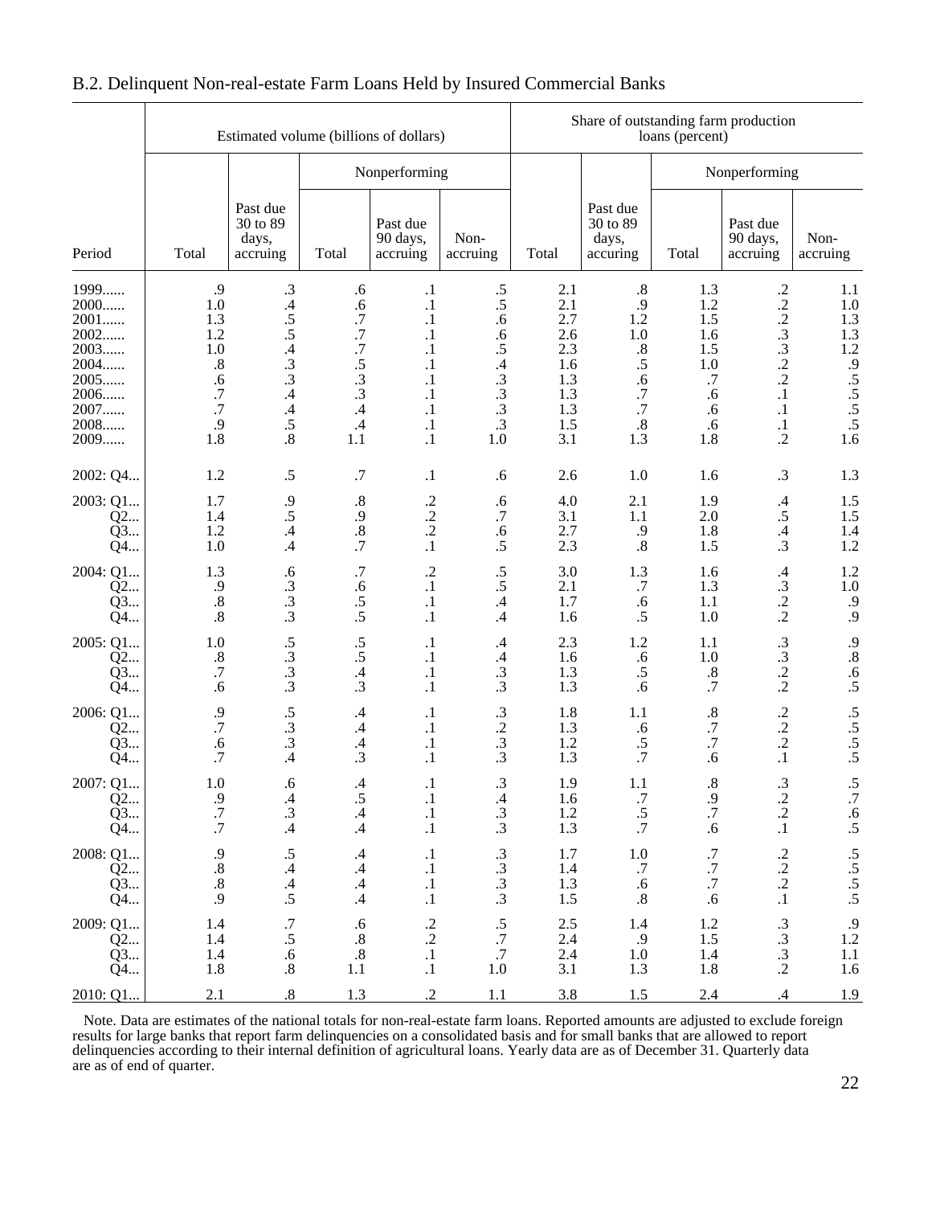## B.2. Delinquent Non-real-estate Farm Loans Held by Insured Commercial Banks

| Period | Estimated volume (billions of dollars) | | | | | Share of outstanding farm production loans (percent) | | | | |
|---|---|---|---|---|---|---|---|---|---|---|
| | | | Nonperforming | | | | | Nonperforming | | |
| | Total | Past due 30 to 89 days, accruing | Total | Past due 90 days, accruing | Non-accruing | Total | Past due 30 to 89 days, accruing | Total | Past due 90 days, accruing | Non-accruing |
| 1999...... | .9 | .3 | .6 | .1 | .5 | 2.1 | .8 | 1.3 | .2 | 1.1 |
| 2000...... | 1.0 | .4 | .6 | .1 | .5 | 2.1 | .9 | 1.2 | .2 | 1.0 |
| 2001...... | 1.3 | .5 | .7 | .1 | .6 | 2.7 | 1.2 | 1.5 | .2 | 1.3 |
| 2002...... | 1.2 | .5 | .7 | .1 | .6 | 2.6 | 1.0 | 1.6 | .3 | 1.3 |
| 2003...... | 1.0 | .4 | .7 | .1 | .5 | 2.3 | .8 | 1.5 | .3 | 1.2 |
| 2004...... | .8 | .3 | .5 | .1 | .4 | 1.6 | .5 | 1.0 | .2 | .9 |
| 2005...... | .6 | .3 | .3 | .1 | .3 | 1.3 | .6 | .7 | .2 | .5 |
| 2006...... | .7 | .4 | .3 | .1 | .3 | 1.3 | .7 | .6 | .1 | .5 |
| 2007...... | .7 | .4 | .4 | .1 | .3 | 1.3 | .7 | .6 | .1 | .5 |
| 2008...... | .9 | .5 | .4 | .1 | .3 | 1.5 | .8 | .6 | .1 | .5 |
| 2009...... | 1.8 | .8 | 1.1 | .1 | 1.0 | 3.1 | 1.3 | 1.8 | .2 | 1.6 |
| 2002: Q4... | 1.2 | .5 | .7 | .1 | .6 | 2.6 | 1.0 | 1.6 | .3 | 1.3 |
| 2003: Q1... | 1.7 | .9 | .8 | .2 | .6 | 4.0 | 2.1 | 1.9 | .4 | 1.5 |
| Q2... | 1.4 | .5 | .9 | .2 | .7 | 3.1 | 1.1 | 2.0 | .5 | 1.5 |
| Q3... | 1.2 | .4 | .8 | .2 | .6 | 2.7 | .9 | 1.8 | .4 | 1.4 |
| Q4... | 1.0 | .4 | .7 | .1 | .5 | 2.3 | .8 | 1.5 | .3 | 1.2 |
| 2004: Q1... | 1.3 | .6 | .7 | .2 | .5 | 3.0 | 1.3 | 1.6 | .4 | 1.2 |
| Q2... | .9 | .3 | .6 | .1 | .5 | 2.1 | .7 | 1.3 | .3 | 1.0 |
| Q3... | .8 | .3 | .5 | .1 | .4 | 1.7 | .6 | 1.1 | .2 | .9 |
| Q4... | .8 | .3 | .5 | .1 | .4 | 1.6 | .5 | 1.0 | .2 | .9 |
| 2005: Q1... | 1.0 | .5 | .5 | .1 | .4 | 2.3 | 1.2 | 1.1 | .3 | .9 |
| Q2... | .8 | .3 | .5 | .1 | .4 | 1.6 | .6 | 1.0 | .3 | .8 |
| Q3... | .7 | .3 | .4 | .1 | .3 | 1.3 | .5 | .8 | .2 | .6 |
| Q4... | .6 | .3 | .3 | .1 | .3 | 1.3 | .6 | .7 | .2 | .5 |
| 2006: Q1... | .9 | .5 | .4 | .1 | .3 | 1.8 | 1.1 | .8 | .2 | .5 |
| Q2... | .7 | .3 | .4 | .1 | .2 | 1.3 | .6 | .7 | .2 | .5 |
| Q3... | .6 | .3 | .4 | .1 | .3 | 1.2 | .5 | .7 | .2 | .5 |
| Q4... | .7 | .4 | .3 | .1 | .3 | 1.3 | .7 | .6 | .1 | .5 |
| 2007: Q1... | 1.0 | .6 | .4 | .1 | .3 | 1.9 | 1.1 | .8 | .3 | .5 |
| Q2... | .9 | .4 | .5 | .1 | .4 | 1.6 | .7 | .9 | .2 | .7 |
| Q3... | .7 | .3 | .4 | .1 | .3 | 1.2 | .5 | .7 | .2 | .6 |
| Q4... | .7 | .4 | .4 | .1 | .3 | 1.3 | .7 | .6 | .1 | .5 |
| 2008: Q1... | .9 | .5 | .4 | .1 | .3 | 1.7 | 1.0 | .7 | .2 | .5 |
| Q2... | .8 | .4 | .4 | .1 | .3 | 1.4 | .7 | .7 | .2 | .5 |
| Q3... | .8 | .4 | .4 | .1 | .3 | 1.3 | .6 | .7 | .2 | .5 |
| Q4... | .9 | .5 | .4 | .1 | .3 | 1.5 | .8 | .6 | .1 | .5 |
| 2009: Q1... | 1.4 | .7 | .6 | .2 | .5 | 2.5 | 1.4 | 1.2 | .3 | .9 |
| Q2... | 1.4 | .5 | .8 | .2 | .7 | 2.4 | .9 | 1.5 | .3 | 1.2 |
| Q3... | 1.4 | .6 | .8 | .1 | .7 | 2.4 | 1.0 | 1.4 | .3 | 1.1 |
| Q4... | 1.8 | .8 | 1.1 | .1 | 1.0 | 3.1 | 1.3 | 1.8 | .2 | 1.6 |
| 2010: Q1... | 2.1 | .8 | 1.3 | .2 | 1.1 | 3.8 | 1.5 | 2.4 | .4 | 1.9 |

Note. Data are estimates of the national totals for non-real-estate farm loans. Reported amounts are adjusted to exclude foreign results for large banks that report farm delinquencies on a consolidated basis and for small banks that are allowed to report delinquencies according to their internal definition of agricultural loans. Yearly data are as of December 31. Quarterly data are as of end of quarter.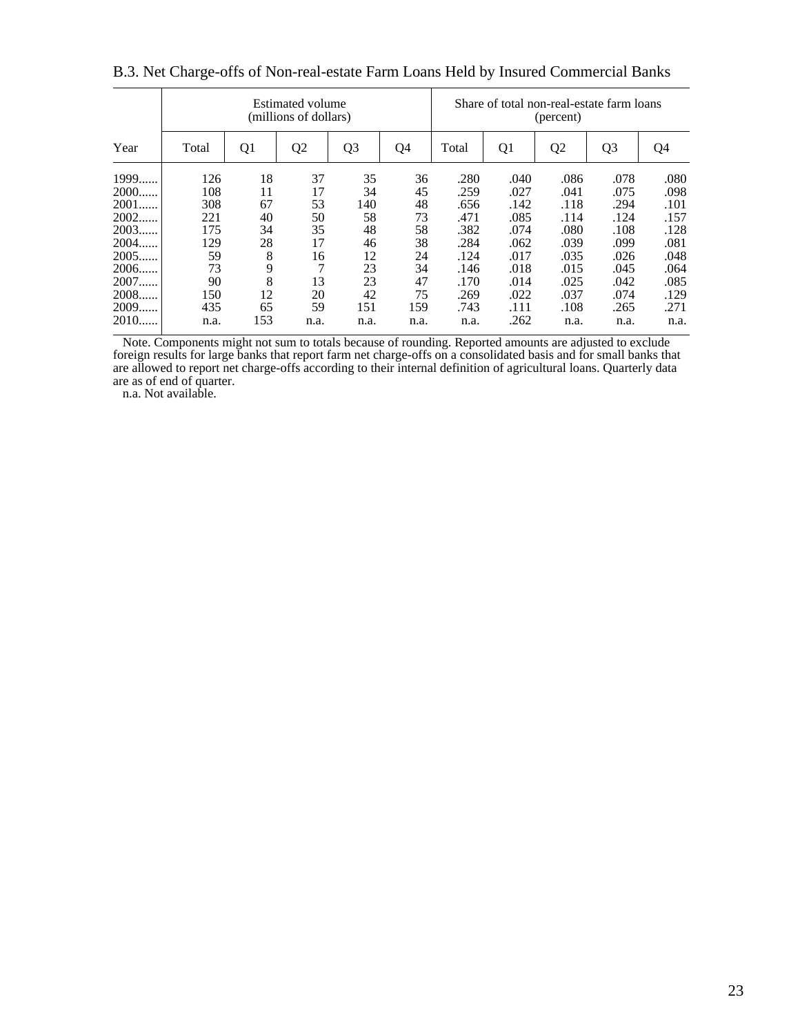## B.3. Net Charge-offs of Non-real-estate Farm Loans Held by Insured Commercial Banks

| Year | Estimated volume (millions of dollars) | | | | | Share of total non-real-estate farm loans (percent) | | | | |
|---|---|---|---|---|---|---|---|---|---|---|
| | Total | Q1 | Q2 | Q3 | Q4 | Total | Q1 | Q2 | Q3 | Q4 |
| 1999...... | 126 | 18 | 37 | 35 | 36 | .280 | .040 | .086 | .078 | .080 |
| 2000...... | 108 | 11 | 17 | 34 | 45 | .259 | .027 | .041 | .075 | .098 |
| 2001...... | 308 | 67 | 53 | 140 | 48 | .656 | .142 | .118 | .294 | .101 |
| 2002...... | 221 | 40 | 50 | 58 | 73 | .471 | .085 | .114 | .124 | .157 |
| 2003...... | 175 | 34 | 35 | 48 | 58 | .382 | .074 | .080 | .108 | .128 |
| 2004...... | 129 | 28 | 17 | 46 | 38 | .284 | .062 | .039 | .099 | .081 |
| 2005...... | 59 | 8 | 16 | 12 | 24 | .124 | .017 | .035 | .026 | .048 |
| 2006...... | 73 | 9 | 7 | 23 | 34 | .146 | .018 | .015 | .045 | .064 |
| 2007...... | 90 | 8 | 13 | 23 | 47 | .170 | .014 | .025 | .042 | .085 |
| 2008...... | 150 | 12 | 20 | 42 | 75 | .269 | .022 | .037 | .074 | .129 |
| 2009...... | 435 | 65 | 59 | 151 | 159 | .743 | .111 | .108 | .265 | .271 |
| 2010...... | n.a. | 153 | n.a. | n.a. | n.a. | n.a. | .262 | n.a. | n.a. | n.a. |

Note. Components might not sum to totals because of rounding. Reported amounts are adjusted to exclude foreign results for large banks that report farm net charge-offs on a consolidated basis and for small banks that are allowed to report net charge-offs according to their internal definition of agricultural loans. Quarterly data are as of end of quarter.

n.a. Not available.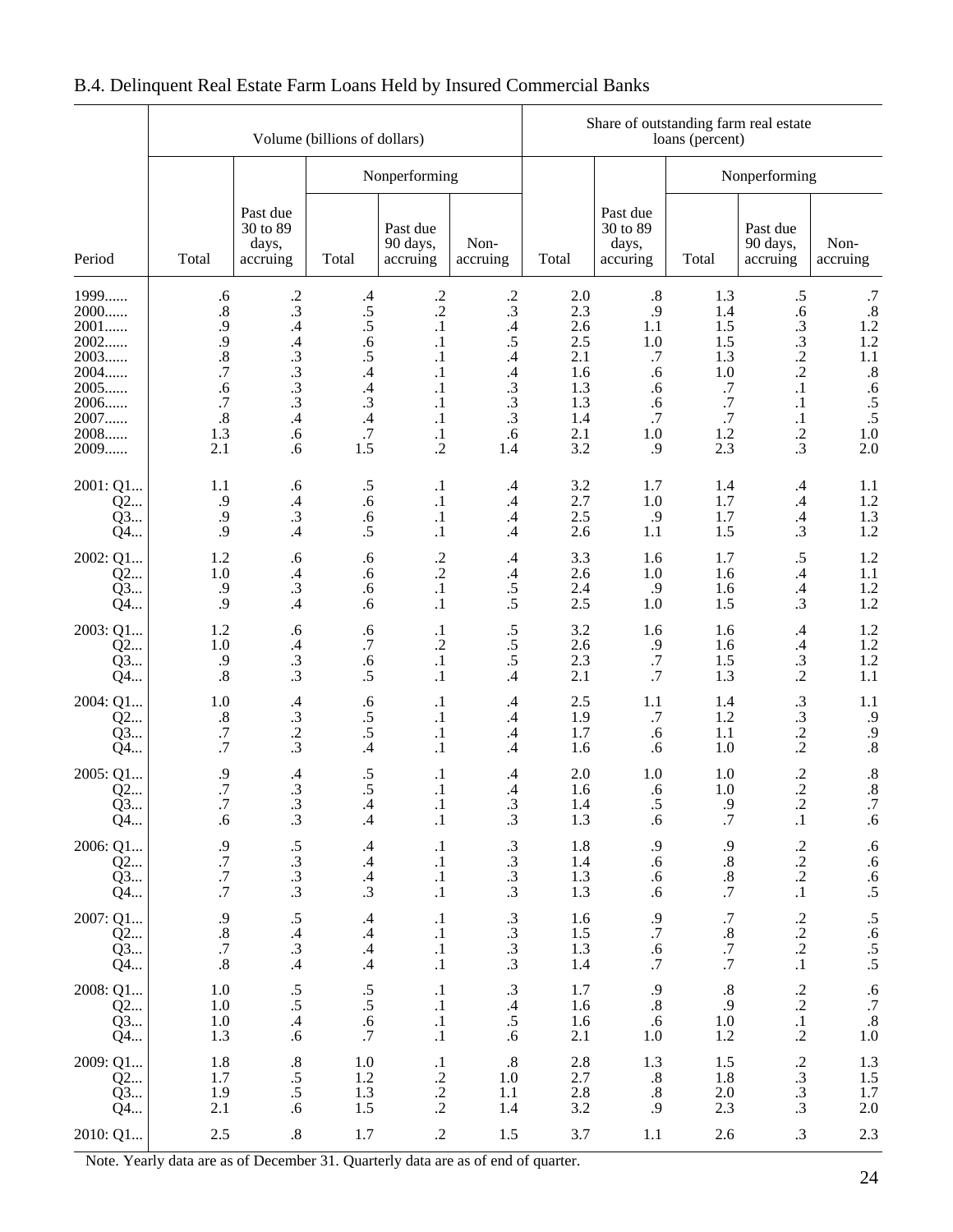## B.4. Delinquent Real Estate Farm Loans Held by Insured Commercial Banks

| Period | Volume (billions of dollars) | | | | | Share of outstanding farm real estate loans (percent) | | | | |
|---|---|---|---|---|---|---|---|---|---|---|
| | | | Nonperforming | | | | | Nonperforming | | |
| | Total | Past due 30 to 89 days, accruing | Total | Past due 90 days, accruing | Non-accruing | Total | Past due 30 to 89 days, accruing | Total | Past due 90 days, accruing | Non-accruing |
| 1999...... | .6 | .2 | .4 | .2 | .2 | 2.0 | .8 | 1.3 | .5 | .7 |
| 2000...... | .8 | .3 | .5 | .2 | .3 | 2.3 | .9 | 1.4 | .6 | .8 |
| 2001...... | .9 | .4 | .5 | .1 | .4 | 2.6 | 1.1 | 1.5 | .3 | 1.2 |
| 2002...... | .9 | .4 | .6 | .1 | .5 | 2.5 | 1.0 | 1.5 | .3 | 1.2 |
| 2003...... | .8 | .3 | .5 | .1 | .4 | 2.1 | .7 | 1.3 | .2 | 1.1 |
| 2004...... | .7 | .3 | .4 | .1 | .4 | 1.6 | .6 | 1.0 | .2 | .8 |
| 2005...... | .6 | .3 | .4 | .1 | .3 | 1.3 | .6 | .7 | .1 | .6 |
| 2006...... | .7 | .3 | .3 | .1 | .3 | 1.3 | .6 | .7 | .1 | .5 |
| 2007...... | .8 | .4 | .4 | .1 | .3 | 1.4 | .7 | .7 | .1 | .5 |
| 2008...... | 1.3 | .6 | .7 | .1 | .6 | 2.1 | 1.0 | 1.2 | .2 | 1.0 |
| 2009...... | 2.1 | .6 | 1.5 | .2 | 1.4 | 3.2 | .9 | 2.3 | .3 | 2.0 |
| 2001: Q1... | 1.1 | .6 | .5 | .1 | .4 | 3.2 | 1.7 | 1.4 | .4 | 1.1 |
| Q2... | .9 | .4 | .6 | .1 | .4 | 2.7 | 1.0 | 1.7 | .4 | 1.2 |
| Q3... | .9 | .3 | .6 | .1 | .4 | 2.5 | .9 | 1.7 | .4 | 1.3 |
| Q4... | .9 | .4 | .5 | .1 | .4 | 2.6 | 1.1 | 1.5 | .3 | 1.2 |
| 2002: Q1... | 1.2 | .6 | .6 | .2 | .4 | 3.3 | 1.6 | 1.7 | .5 | 1.2 |
| Q2... | 1.0 | .4 | .6 | .2 | .4 | 2.6 | 1.0 | 1.6 | .4 | 1.1 |
| Q3... | .9 | .3 | .6 | .1 | .5 | 2.4 | .9 | 1.6 | .4 | 1.2 |
| Q4... | .9 | .4 | .6 | .1 | .5 | 2.5 | 1.0 | 1.5 | .3 | 1.2 |
| 2003: Q1... | 1.2 | .6 | .6 | .1 | .5 | 3.2 | 1.6 | 1.6 | .4 | 1.2 |
| Q2... | 1.0 | .4 | .7 | .2 | .5 | 2.6 | .9 | 1.6 | .4 | 1.2 |
| Q3... | .9 | .3 | .6 | .1 | .5 | 2.3 | .7 | 1.5 | .3 | 1.2 |
| Q4... | .8 | .3 | .5 | .1 | .4 | 2.1 | .7 | 1.3 | .2 | 1.1 |
| 2004: Q1... | 1.0 | .4 | .6 | .1 | .4 | 2.5 | 1.1 | 1.4 | .3 | 1.1 |
| Q2... | .8 | .3 | .5 | .1 | .4 | 1.9 | .7 | 1.2 | .3 | .9 |
| Q3... | .7 | .2 | .5 | .1 | .4 | 1.7 | .6 | 1.1 | .2 | .9 |
| Q4... | .7 | .3 | .4 | .1 | .4 | 1.6 | .6 | 1.0 | .2 | .8 |
| 2005: Q1... | .9 | .4 | .5 | .1 | .4 | 2.0 | 1.0 | 1.0 | .2 | .8 |
| Q2... | .7 | .3 | .5 | .1 | .4 | 1.6 | .6 | 1.0 | .2 | .8 |
| Q3... | .7 | .3 | .4 | .1 | .3 | 1.4 | .5 | .9 | .2 | .7 |
| Q4... | .6 | .3 | .4 | .1 | .3 | 1.3 | .6 | .7 | .1 | .6 |
| 2006: Q1... | .9 | .5 | .4 | .1 | .3 | 1.8 | .9 | .9 | .2 | .6 |
| Q2... | .7 | .3 | .4 | .1 | .3 | 1.4 | .6 | .8 | .2 | .6 |
| Q3... | .7 | .3 | .4 | .1 | .3 | 1.3 | .6 | .8 | .2 | .6 |
| Q4... | .7 | .3 | .3 | .1 | .3 | 1.3 | .6 | .7 | .1 | .5 |
| 2007: Q1... | .9 | .5 | .4 | .1 | .3 | 1.6 | .9 | .7 | .2 | .5 |
| Q2... | .8 | .4 | .4 | .1 | .3 | 1.5 | .7 | .8 | .2 | .6 |
| Q3... | .7 | .3 | .4 | .1 | .3 | 1.3 | .6 | .7 | .2 | .5 |
| Q4... | .8 | .4 | .4 | .1 | .3 | 1.4 | .7 | .7 | .1 | .5 |
| 2008: Q1... | 1.0 | .5 | .5 | .1 | .3 | 1.7 | .9 | .8 | .2 | .6 |
| Q2... | 1.0 | .5 | .5 | .1 | .4 | 1.6 | .8 | .9 | .2 | .7 |
| Q3... | 1.0 | .4 | .6 | .1 | .5 | 1.6 | .6 | 1.0 | .1 | .8 |
| Q4... | 1.3 | .6 | .7 | .1 | .6 | 2.1 | 1.0 | 1.2 | .2 | 1.0 |
| 2009: Q1... | 1.8 | .8 | 1.0 | .1 | .8 | 2.8 | 1.3 | 1.5 | .2 | 1.3 |
| Q2... | 1.7 | .5 | 1.2 | .2 | 1.0 | 2.7 | .8 | 1.8 | .3 | 1.5 |
| Q3... | 1.9 | .5 | 1.3 | .2 | 1.1 | 2.8 | .8 | 2.0 | .3 | 1.7 |
| Q4... | 2.1 | .6 | 1.5 | .2 | 1.4 | 3.2 | .9 | 2.3 | .3 | 2.0 |
| 2010: Q1... | 2.5 | .8 | 1.7 | .2 | 1.5 | 3.7 | 1.1 | 2.6 | .3 | 2.3 |

Note. Yearly data are as of December 31. Quarterly data are as of end of quarter.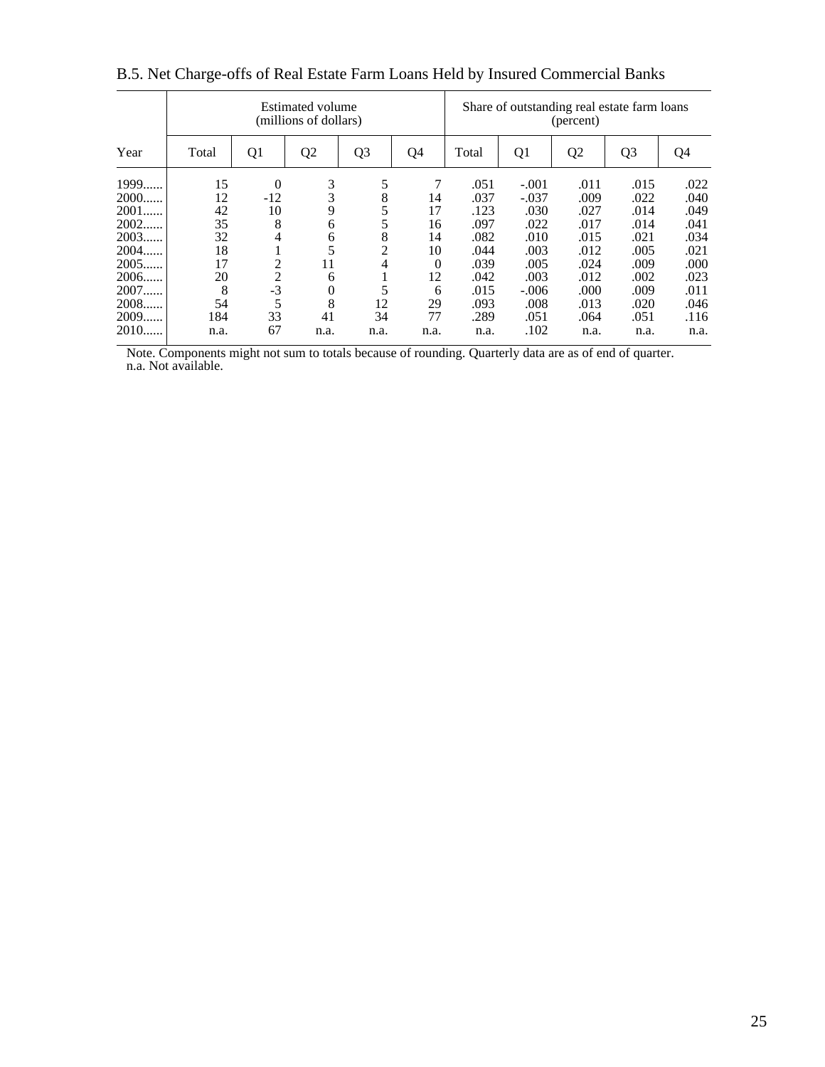B.5. Net Charge-offs of Real Estate Farm Loans Held by Insured Commercial Banks

| Year | Estimated volume (millions of dollars) | | | | | Share of outstanding real estate farm loans (percent) | | | | |
|---|---|---|---|---|---|---|---|---|---|---|
| | Total | Q1 | Q2 | Q3 | Q4 | Total | Q1 | Q2 | Q3 | Q4 |
| 1999...... | 15 | 0 | 3 | 5 | 7 | .051 | -.001 | .011 | .015 | .022 |
| 2000...... | 12 | -12 | 3 | 8 | 14 | .037 | -.037 | .009 | .022 | .040 |
| 2001...... | 42 | 10 | 9 | 5 | 17 | .123 | .030 | .027 | .014 | .049 |
| 2002...... | 35 | 8 | 6 | 5 | 16 | .097 | .022 | .017 | .014 | .041 |
| 2003...... | 32 | 4 | 6 | 8 | 14 | .082 | .010 | .015 | .021 | .034 |
| 2004...... | 18 | 1 | 5 | 2 | 10 | .044 | .003 | .012 | .005 | .021 |
| 2005...... | 17 | 2 | 11 | 4 | 0 | .039 | .005 | .024 | .009 | .000 |
| 2006...... | 20 | 2 | 6 | 1 | 12 | .042 | .003 | .012 | .002 | .023 |
| 2007...... | 8 | -3 | 0 | 5 | 6 | .015 | -.006 | .000 | .009 | .011 |
| 2008...... | 54 | 5 | 8 | 12 | 29 | .093 | .008 | .013 | .020 | .046 |
| 2009...... | 184 | 33 | 41 | 34 | 77 | .289 | .051 | .064 | .051 | .116 |
| 2010...... | n.a. | 67 | n.a. | n.a. | n.a. | n.a. | .102 | n.a. | n.a. | n.a. |

Note. Components might not sum to totals because of rounding. Quarterly data are as of end of quarter.
n.a. Not available.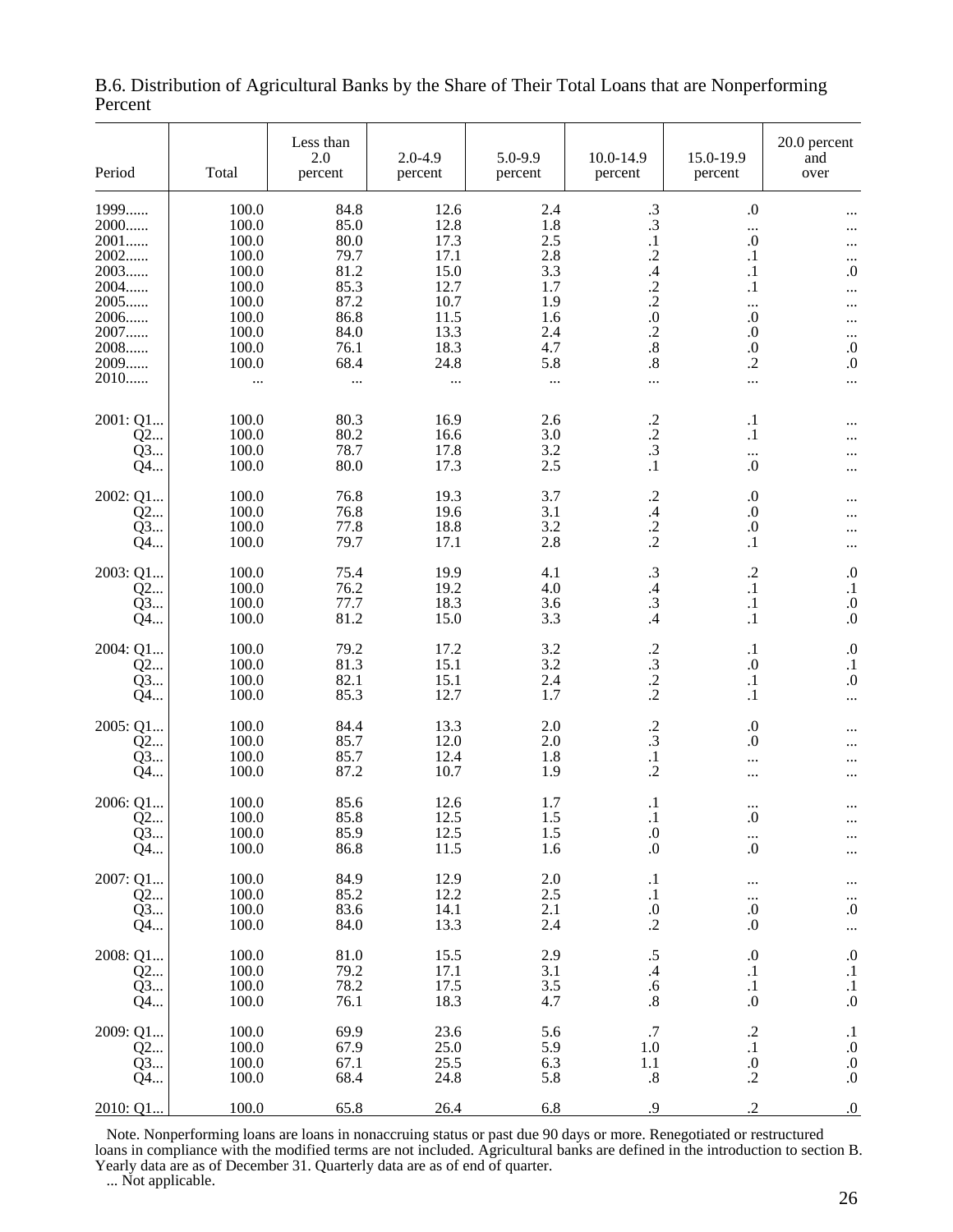B.6. Distribution of Agricultural Banks by the Share of Their Total Loans that are Nonperforming
Percent

| Period | Total | Less than 2.0 percent | 2.0-4.9 percent | 5.0-9.9 percent | 10.0-14.9 percent | 15.0-19.9 percent | 20.0 percent and over |
|---|---|---|---|---|---|---|---|
| 1999...... | 100.0 | 84.8 | 12.6 | 2.4 | .3 | .0 | ... |
| 2000...... | 100.0 | 85.0 | 12.8 | 1.8 | .3 | ... | ... |
| 2001...... | 100.0 | 80.0 | 17.3 | 2.5 | .1 | .0 | ... |
| 2002...... | 100.0 | 79.7 | 17.1 | 2.8 | .2 | .1 | ... |
| 2003...... | 100.0 | 81.2 | 15.0 | 3.3 | .4 | .1 | .0 |
| 2004...... | 100.0 | 85.3 | 12.7 | 1.7 | .2 | .1 | ... |
| 2005...... | 100.0 | 87.2 | 10.7 | 1.9 | .2 | ... | ... |
| 2006...... | 100.0 | 86.8 | 11.5 | 1.6 | .0 | .0 | ... |
| 2007...... | 100.0 | 84.0 | 13.3 | 2.4 | .2 | .0 | ... |
| 2008...... | 100.0 | 76.1 | 18.3 | 4.7 | .8 | .0 | .0 |
| 2009...... | 100.0 | 68.4 | 24.8 | 5.8 | .8 | .2 | .0 |
| 2010...... | ... | ... | ... | ... | ... | ... | ... |
| 2001: Q1... | 100.0 | 80.3 | 16.9 | 2.6 | .2 | .1 | ... |
| Q2... | 100.0 | 80.2 | 16.6 | 3.0 | .2 | .1 | ... |
| Q3... | 100.0 | 78.7 | 17.8 | 3.2 | .3 | ... | ... |
| Q4... | 100.0 | 80.0 | 17.3 | 2.5 | .1 | .0 | ... |
| 2002: Q1... | 100.0 | 76.8 | 19.3 | 3.7 | .2 | .0 | ... |
| Q2... | 100.0 | 76.8 | 19.6 | 3.1 | .4 | .0 | ... |
| Q3... | 100.0 | 77.8 | 18.8 | 3.2 | .2 | .0 | ... |
| Q4... | 100.0 | 79.7 | 17.1 | 2.8 | .2 | .1 | ... |
| 2003: Q1... | 100.0 | 75.4 | 19.9 | 4.1 | .3 | .2 | .0 |
| Q2... | 100.0 | 76.2 | 19.2 | 4.0 | .4 | .1 | .1 |
| Q3... | 100.0 | 77.7 | 18.3 | 3.6 | .3 | .1 | .0 |
| Q4... | 100.0 | 81.2 | 15.0 | 3.3 | .4 | .1 | .0 |
| 2004: Q1... | 100.0 | 79.2 | 17.2 | 3.2 | .2 | .1 | .0 |
| Q2... | 100.0 | 81.3 | 15.1 | 3.2 | .3 | .0 | .1 |
| Q3... | 100.0 | 82.1 | 15.1 | 2.4 | .2 | .1 | .0 |
| Q4... | 100.0 | 85.3 | 12.7 | 1.7 | .2 | .1 | ... |
| 2005: Q1... | 100.0 | 84.4 | 13.3 | 2.0 | .2 | .0 | ... |
| Q2... | 100.0 | 85.7 | 12.0 | 2.0 | .3 | .0 | ... |
| Q3... | 100.0 | 85.7 | 12.4 | 1.8 | .1 | ... | ... |
| Q4... | 100.0 | 87.2 | 10.7 | 1.9 | .2 | ... | ... |
| 2006: Q1... | 100.0 | 85.6 | 12.6 | 1.7 | .1 | ... | ... |
| Q2... | 100.0 | 85.8 | 12.5 | 1.5 | .1 | .0 | ... |
| Q3... | 100.0 | 85.9 | 12.5 | 1.5 | .0 | ... | ... |
| Q4... | 100.0 | 86.8 | 11.5 | 1.6 | .0 | .0 | ... |
| 2007: Q1... | 100.0 | 84.9 | 12.9 | 2.0 | .1 | ... | ... |
| Q2... | 100.0 | 85.2 | 12.2 | 2.5 | .1 | ... | ... |
| Q3... | 100.0 | 83.6 | 14.1 | 2.1 | .0 | .0 | .0 |
| Q4... | 100.0 | 84.0 | 13.3 | 2.4 | .2 | .0 | ... |
| 2008: Q1... | 100.0 | 81.0 | 15.5 | 2.9 | .5 | .0 | .0 |
| Q2... | 100.0 | 79.2 | 17.1 | 3.1 | .4 | .1 | .1 |
| Q3... | 100.0 | 78.2 | 17.5 | 3.5 | .6 | .1 | .1 |
| Q4... | 100.0 | 76.1 | 18.3 | 4.7 | .8 | .0 | .0 |
| 2009: Q1... | 100.0 | 69.9 | 23.6 | 5.6 | .7 | .2 | .1 |
| Q2... | 100.0 | 67.9 | 25.0 | 5.9 | 1.0 | .1 | .0 |
| Q3... | 100.0 | 67.1 | 25.5 | 6.3 | 1.1 | .0 | .0 |
| Q4... | 100.0 | 68.4 | 24.8 | 5.8 | .8 | .2 | .0 |
| 2010: Q1... | 100.0 | 65.8 | 26.4 | 6.8 | .9 | .2 | .0 |

Note. Nonperforming loans are loans in nonaccruing status or past due 90 days or more. Renegotiated or restructured loans in compliance with the modified terms are not included. Agricultural banks are defined in the introduction to section B. Yearly data are as of December 31. Quarterly data are as of end of quarter.

... Not applicable.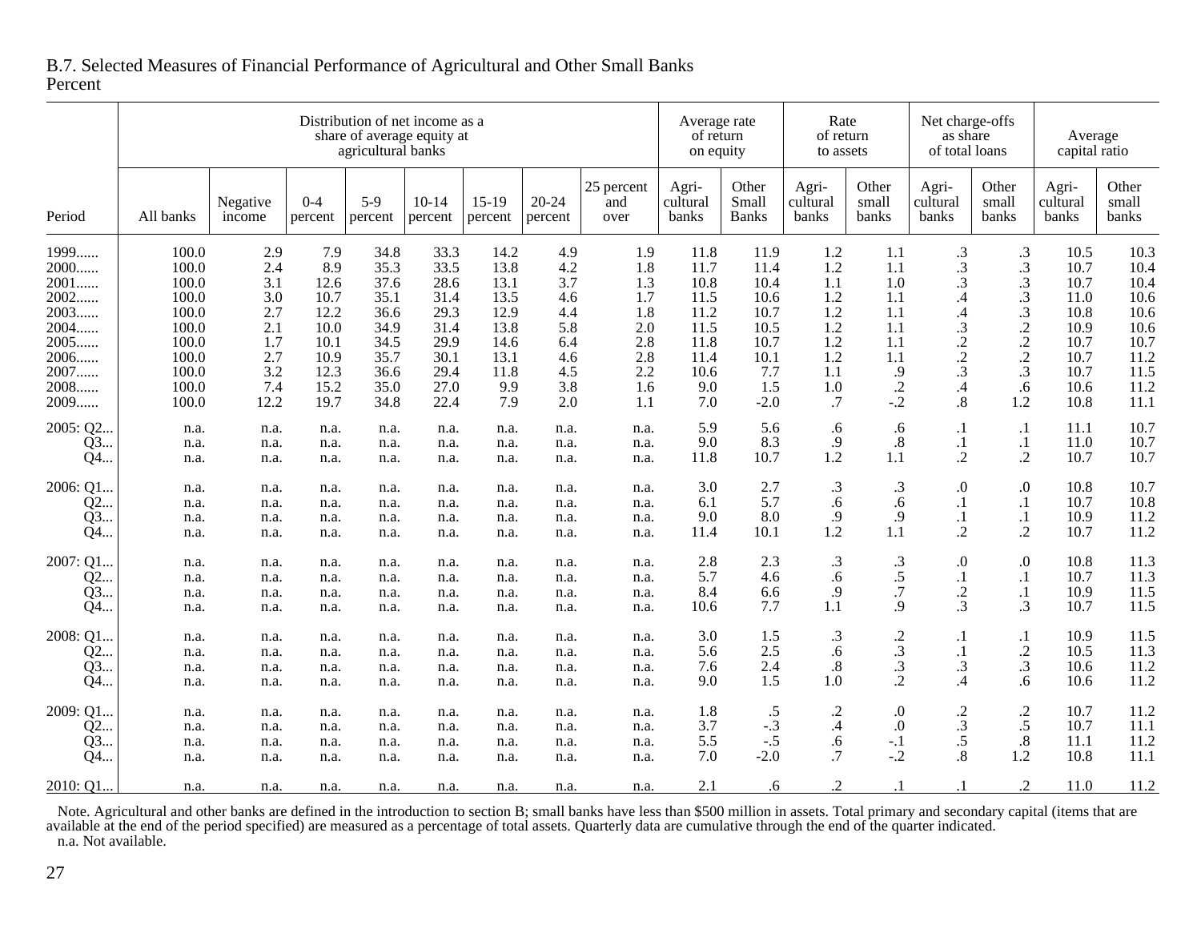B.7. Selected Measures of Financial Performance of Agricultural and Other Small Banks
Percent

| Period | Distribution of net income as a share of average equity at agricultural banks | | | | | | | | Average rate of return on equity | | Rate of return to assets | | Net charge-offs as share of total loans | | Average capital ratio | |
|---|---|---|---|---|---|---|---|---|---|---|---|---|---|---|---|---|
| | All banks | Negative income | 0-4 percent | 5-9 percent | 10-14 percent | 15-19 percent | 20-24 percent | 25 percent and over | Agri-cultural banks | Other Small Banks | Agri-cultural banks | Other small banks | Agri-cultural banks | Other small banks | Agri-cultural banks | Other small banks |
| 1999...... | 100.0 | 2.9 | 7.9 | 34.8 | 33.3 | 14.2 | 4.9 | 1.9 | 11.8 | 11.9 | 1.2 | 1.1 | .3 | .3 | 10.5 | 10.3 |
| 2000...... | 100.0 | 2.4 | 8.9 | 35.3 | 33.5 | 13.8 | 4.2 | 1.8 | 11.7 | 11.4 | 1.2 | 1.1 | .3 | .3 | 10.7 | 10.4 |
| 2001...... | 100.0 | 3.1 | 12.6 | 37.6 | 28.6 | 13.1 | 3.7 | 1.3 | 10.8 | 10.4 | 1.1 | 1.0 | .3 | .3 | 10.7 | 10.4 |
| 2002...... | 100.0 | 3.0 | 10.7 | 35.1 | 31.4 | 13.5 | 4.6 | 1.7 | 11.5 | 10.6 | 1.2 | 1.1 | .4 | .3 | 11.0 | 10.6 |
| 2003...... | 100.0 | 2.7 | 12.2 | 36.6 | 29.3 | 12.9 | 4.4 | 1.8 | 11.2 | 10.7 | 1.2 | 1.1 | .4 | .3 | 10.8 | 10.6 |
| 2004...... | 100.0 | 2.1 | 10.0 | 34.9 | 31.4 | 13.8 | 5.8 | 2.0 | 11.5 | 10.5 | 1.2 | 1.1 | .3 | .2 | 10.9 | 10.6 |
| 2005...... | 100.0 | 1.7 | 10.1 | 34.5 | 29.9 | 14.6 | 6.4 | 2.8 | 11.8 | 10.7 | 1.2 | 1.1 | .2 | .2 | 10.7 | 10.7 |
| 2006...... | 100.0 | 2.7 | 10.9 | 35.7 | 30.1 | 13.1 | 4.6 | 2.8 | 11.4 | 10.1 | 1.2 | 1.1 | .2 | .2 | 10.7 | 11.2 |
| 2007...... | 100.0 | 3.2 | 12.3 | 36.6 | 29.4 | 11.8 | 4.5 | 2.2 | 10.6 | 7.7 | 1.1 | .9 | .3 | .3 | 10.7 | 11.5 |
| 2008...... | 100.0 | 7.4 | 15.2 | 35.0 | 27.0 | 9.9 | 3.8 | 1.6 | 9.0 | 1.5 | 1.0 | .2 | .4 | .6 | 10.6 | 11.2 |
| 2009...... | 100.0 | 12.2 | 19.7 | 34.8 | 22.4 | 7.9 | 2.0 | 1.1 | 7.0 | -2.0 | .7 | -.2 | .8 | 1.2 | 10.8 | 11.1 |
| 2005: Q2... | n.a. | n.a. | n.a. | n.a. | n.a. | n.a. | n.a. | n.a. | 5.9 | 5.6 | .6 | .6 | .1 | .1 | 11.1 | 10.7 |
| Q3... | n.a. | n.a. | n.a. | n.a. | n.a. | n.a. | n.a. | n.a. | 9.0 | 8.3 | .9 | .8 | .1 | .1 | 11.0 | 10.7 |
| Q4... | n.a. | n.a. | n.a. | n.a. | n.a. | n.a. | n.a. | n.a. | 11.8 | 10.7 | 1.2 | 1.1 | .2 | .2 | 10.7 | 10.7 |
| 2006: Q1... | n.a. | n.a. | n.a. | n.a. | n.a. | n.a. | n.a. | n.a. | 3.0 | 2.7 | .3 | .3 | .0 | .0 | 10.8 | 10.7 |
| Q2... | n.a. | n.a. | n.a. | n.a. | n.a. | n.a. | n.a. | n.a. | 6.1 | 5.7 | .6 | .6 | .1 | .1 | 10.7 | 10.8 |
| Q3... | n.a. | n.a. | n.a. | n.a. | n.a. | n.a. | n.a. | n.a. | 9.0 | 8.0 | .9 | .9 | .1 | .1 | 10.9 | 11.2 |
| Q4... | n.a. | n.a. | n.a. | n.a. | n.a. | n.a. | n.a. | n.a. | 11.4 | 10.1 | 1.2 | 1.1 | .2 | .2 | 10.7 | 11.2 |
| 2007: Q1... | n.a. | n.a. | n.a. | n.a. | n.a. | n.a. | n.a. | n.a. | 2.8 | 2.3 | .3 | .3 | .0 | .0 | 10.8 | 11.3 |
| Q2... | n.a. | n.a. | n.a. | n.a. | n.a. | n.a. | n.a. | n.a. | 5.7 | 4.6 | .6 | .5 | .1 | .1 | 10.7 | 11.3 |
| Q3... | n.a. | n.a. | n.a. | n.a. | n.a. | n.a. | n.a. | n.a. | 8.4 | 6.6 | .9 | .7 | .2 | .1 | 10.9 | 11.5 |
| Q4... | n.a. | n.a. | n.a. | n.a. | n.a. | n.a. | n.a. | n.a. | 10.6 | 7.7 | 1.1 | .9 | .3 | .3 | 10.7 | 11.5 |
| 2008: Q1... | n.a. | n.a. | n.a. | n.a. | n.a. | n.a. | n.a. | n.a. | 3.0 | 1.5 | .3 | .2 | .1 | .1 | 10.9 | 11.5 |
| Q2... | n.a. | n.a. | n.a. | n.a. | n.a. | n.a. | n.a. | n.a. | 5.6 | 2.5 | .6 | .3 | .1 | .2 | 10.5 | 11.3 |
| Q3... | n.a. | n.a. | n.a. | n.a. | n.a. | n.a. | n.a. | n.a. | 7.6 | 2.4 | .8 | .3 | .3 | .3 | 10.6 | 11.2 |
| Q4... | n.a. | n.a. | n.a. | n.a. | n.a. | n.a. | n.a. | n.a. | 9.0 | 1.5 | 1.0 | .2 | .4 | .6 | 10.6 | 11.2 |
| 2009: Q1... | n.a. | n.a. | n.a. | n.a. | n.a. | n.a. | n.a. | n.a. | 1.8 | .5 | .2 | .0 | .2 | .2 | 10.7 | 11.2 |
| Q2... | n.a. | n.a. | n.a. | n.a. | n.a. | n.a. | n.a. | n.a. | 3.7 | -.3 | .4 | .0 | .3 | .5 | 10.7 | 11.1 |
| Q3... | n.a. | n.a. | n.a. | n.a. | n.a. | n.a. | n.a. | n.a. | 5.5 | -.5 | .6 | -.1 | .5 | .8 | 11.1 | 11.2 |
| Q4... | n.a. | n.a. | n.a. | n.a. | n.a. | n.a. | n.a. | n.a. | 7.0 | -2.0 | .7 | -.2 | .8 | 1.2 | 10.8 | 11.1 |
| 2010: Q1... | n.a. | n.a. | n.a. | n.a. | n.a. | n.a. | n.a. | n.a. | 2.1 | .6 | .2 | .1 | .1 | .2 | 11.0 | 11.2 |

Note. Agricultural and other banks are defined in the introduction to section B; small banks have less than $500 million in assets. Total primary and secondary capital (items that are available at the end of the period specified) are measured as a percentage of total assets. Quarterly data are cumulative through the end of the quarter indicated.
n.a. Not available.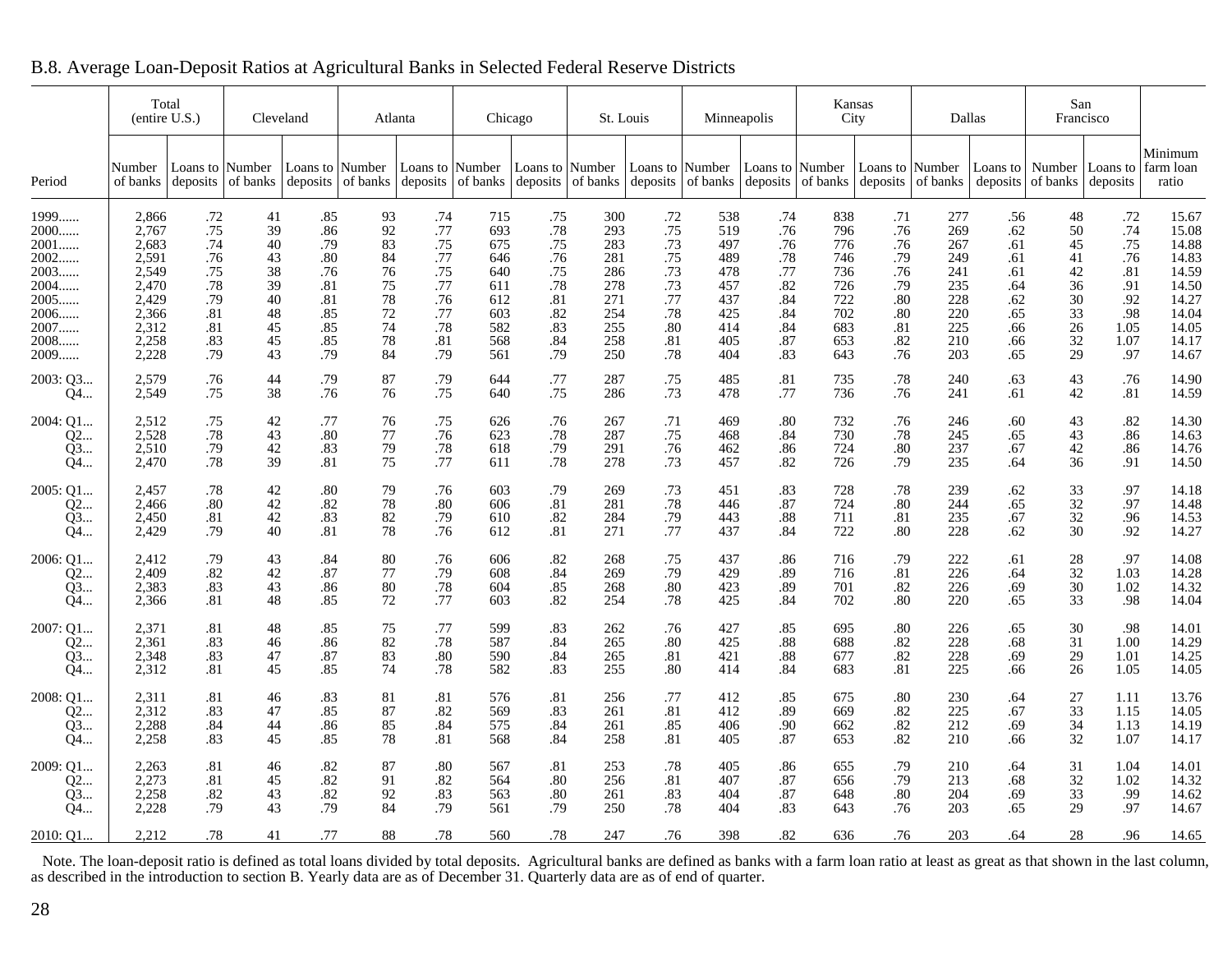## B.8. Average Loan-Deposit Ratios at Agricultural Banks in Selected Federal Reserve Districts

| Period | Total (entire U.S.) | | Cleveland | | Atlanta | | Chicago | | St. Louis | | Minneapolis | | Kansas City | | Dallas | | San Francisco | | Minimum farm loan ratio |
|---|---|---|---|---|---|---|---|---|---|---|---|---|---|---|---|---|---|---|---|
| | Number of banks | Loans to deposits | Number of banks | Loans to deposits | Number of banks | Loans to deposits | Number of banks | Loans to deposits | Number of banks | Loans to deposits | Number of banks | Loans to deposits | Number of banks | Loans to deposits | Number of banks | Loans to deposits | Number of banks | Loans to deposits | |
| 1999...... | 2,866 | .72 | 41 | .85 | 93 | .74 | 715 | .75 | 300 | .72 | 538 | .74 | 838 | .71 | 277 | .56 | 48 | .72 | 15.67 |
| 2000...... | 2,767 | .75 | 39 | .86 | 92 | .77 | 693 | .78 | 293 | .75 | 519 | .76 | 796 | .76 | 269 | .62 | 50 | .74 | 15.08 |
| 2001...... | 2,683 | .74 | 40 | .79 | 83 | .75 | 675 | .75 | 283 | .73 | 497 | .76 | 776 | .76 | 267 | .61 | 45 | .75 | 14.88 |
| 2002...... | 2,591 | .76 | 43 | .80 | 84 | .77 | 646 | .76 | 281 | .75 | 489 | .78 | 746 | .79 | 249 | .61 | 41 | .76 | 14.83 |
| 2003...... | 2,549 | .75 | 38 | .76 | 76 | .75 | 640 | .75 | 286 | .73 | 478 | .77 | 736 | .76 | 241 | .61 | 42 | .81 | 14.59 |
| 2004...... | 2,470 | .78 | 39 | .81 | 75 | .77 | 611 | .78 | 278 | .73 | 457 | .82 | 726 | .79 | 235 | .64 | 36 | .91 | 14.50 |
| 2005...... | 2,429 | .79 | 40 | .81 | 78 | .76 | 612 | .81 | 271 | .77 | 437 | .84 | 722 | .80 | 228 | .62 | 30 | .92 | 14.27 |
| 2006...... | 2,366 | .81 | 48 | .85 | 72 | .77 | 603 | .82 | 254 | .78 | 425 | .84 | 702 | .80 | 220 | .65 | 33 | .98 | 14.04 |
| 2007...... | 2,312 | .81 | 45 | .85 | 74 | .78 | 582 | .83 | 255 | .80 | 414 | .84 | 683 | .81 | 225 | .66 | 26 | 1.05 | 14.05 |
| 2008...... | 2,258 | .83 | 45 | .85 | 78 | .81 | 568 | .84 | 258 | .81 | 405 | .87 | 653 | .82 | 210 | .66 | 32 | 1.07 | 14.17 |
| 2009...... | 2,228 | .79 | 43 | .79 | 84 | .79 | 561 | .79 | 250 | .78 | 404 | .83 | 643 | .76 | 203 | .65 | 29 | .97 | 14.67 |
| 2003: Q3... | 2,579 | .76 | 44 | .79 | 87 | .79 | 644 | .77 | 287 | .75 | 485 | .81 | 735 | .78 | 240 | .63 | 43 | .76 | 14.90 |
| Q4... | 2,549 | .75 | 38 | .76 | 76 | .75 | 640 | .75 | 286 | .73 | 478 | .77 | 736 | .76 | 241 | .61 | 42 | .81 | 14.59 |
| 2004: Q1... | 2,512 | .75 | 42 | .77 | 76 | .75 | 626 | .76 | 267 | .71 | 469 | .80 | 732 | .76 | 246 | .60 | 43 | .82 | 14.30 |
| Q2... | 2,528 | .78 | 43 | .80 | 77 | .76 | 623 | .78 | 287 | .75 | 468 | .84 | 730 | .78 | 245 | .65 | 43 | .86 | 14.63 |
| Q3... | 2,510 | .79 | 42 | .83 | 79 | .78 | 618 | .79 | 291 | .76 | 462 | .86 | 724 | .80 | 237 | .67 | 42 | .86 | 14.76 |
| Q4... | 2,470 | .78 | 39 | .81 | 75 | .77 | 611 | .78 | 278 | .73 | 457 | .82 | 726 | .79 | 235 | .64 | 36 | .91 | 14.50 |
| 2005: Q1... | 2,457 | .78 | 42 | .80 | 79 | .76 | 603 | .79 | 269 | .73 | 451 | .83 | 728 | .78 | 239 | .62 | 33 | .97 | 14.18 |
| Q2... | 2,466 | .80 | 42 | .82 | 78 | .80 | 606 | .81 | 281 | .78 | 446 | .87 | 724 | .80 | 244 | .65 | 32 | .97 | 14.48 |
| Q3... | 2,450 | .81 | 42 | .83 | 82 | .79 | 610 | .82 | 284 | .79 | 443 | .88 | 711 | .81 | 235 | .67 | 32 | .96 | 14.53 |
| Q4... | 2,429 | .79 | 40 | .81 | 78 | .76 | 612 | .81 | 271 | .77 | 437 | .84 | 722 | .80 | 228 | .62 | 30 | .92 | 14.27 |
| 2006: Q1... | 2,412 | .79 | 43 | .84 | 80 | .76 | 606 | .82 | 268 | .75 | 437 | .86 | 716 | .79 | 222 | .61 | 28 | .97 | 14.08 |
| Q2... | 2,409 | .82 | 42 | .87 | 77 | .79 | 608 | .84 | 269 | .79 | 429 | .89 | 716 | .81 | 226 | .64 | 32 | 1.03 | 14.28 |
| Q3... | 2,383 | .83 | 43 | .86 | 80 | .78 | 604 | .85 | 268 | .80 | 423 | .89 | 701 | .82 | 226 | .69 | 30 | 1.02 | 14.32 |
| Q4... | 2,366 | .81 | 48 | .85 | 72 | .77 | 603 | .82 | 254 | .78 | 425 | .84 | 702 | .80 | 220 | .65 | 33 | .98 | 14.04 |
| 2007: Q1... | 2,371 | .81 | 48 | .85 | 75 | .77 | 599 | .83 | 262 | .76 | 427 | .85 | 695 | .80 | 226 | .65 | 30 | .98 | 14.01 |
| Q2... | 2,361 | .83 | 46 | .86 | 82 | .78 | 587 | .84 | 265 | .80 | 425 | .88 | 688 | .82 | 228 | .68 | 31 | 1.00 | 14.29 |
| Q3... | 2,348 | .83 | 47 | .87 | 83 | .80 | 590 | .84 | 265 | .81 | 421 | .88 | 677 | .82 | 228 | .69 | 29 | 1.01 | 14.25 |
| Q4... | 2,312 | .81 | 45 | .85 | 74 | .78 | 582 | .83 | 255 | .80 | 414 | .84 | 683 | .81 | 225 | .66 | 26 | 1.05 | 14.05 |
| 2008: Q1... | 2,311 | .81 | 46 | .83 | 81 | .81 | 576 | .81 | 256 | .77 | 412 | .85 | 675 | .80 | 230 | .64 | 27 | 1.11 | 13.76 |
| Q2... | 2,312 | .83 | 47 | .85 | 87 | .82 | 569 | .83 | 261 | .81 | 412 | .89 | 669 | .82 | 225 | .67 | 33 | 1.15 | 14.05 |
| Q3... | 2,288 | .84 | 44 | .86 | 85 | .84 | 575 | .84 | 261 | .85 | 406 | .90 | 662 | .82 | 212 | .69 | 34 | 1.13 | 14.19 |
| Q4... | 2,258 | .83 | 45 | .85 | 78 | .81 | 568 | .84 | 258 | .81 | 405 | .87 | 653 | .82 | 210 | .66 | 32 | 1.07 | 14.17 |
| 2009: Q1... | 2,263 | .81 | 46 | .82 | 87 | .80 | 567 | .81 | 253 | .78 | 405 | .86 | 655 | .79 | 210 | .64 | 31 | 1.04 | 14.01 |
| Q2... | 2,273 | .81 | 45 | .82 | 91 | .82 | 564 | .80 | 256 | .81 | 407 | .87 | 656 | .79 | 213 | .68 | 32 | 1.02 | 14.32 |
| Q3... | 2,258 | .82 | 43 | .82 | 92 | .83 | 563 | .80 | 261 | .83 | 404 | .87 | 648 | .80 | 204 | .69 | 33 | .99 | 14.62 |
| Q4... | 2,228 | .79 | 43 | .79 | 84 | .79 | 561 | .79 | 250 | .78 | 404 | .83 | 643 | .76 | 203 | .65 | 29 | .97 | 14.67 |
| 2010: Q1... | 2,212 | .78 | 41 | .77 | 88 | .78 | 560 | .78 | 247 | .76 | 398 | .82 | 636 | .76 | 203 | .64 | 28 | .96 | 14.65 |

Note. The loan-deposit ratio is defined as total loans divided by total deposits. Agricultural banks are defined as banks with a farm loan ratio at least as great as that shown in the last column, as described in the introduction to section B. Yearly data are as of December 31. Quarterly data are as of end of quarter.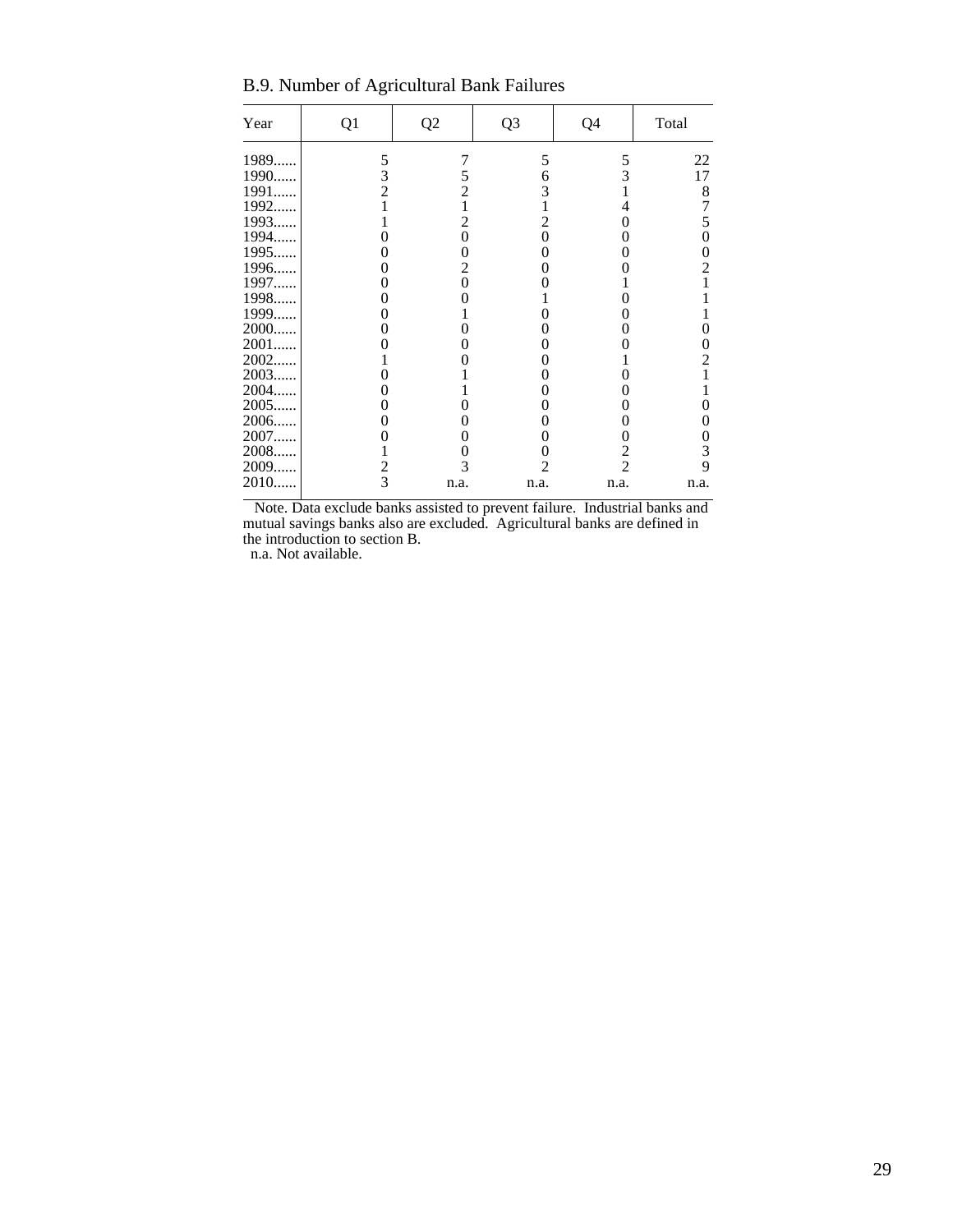## B.9. Number of Agricultural Bank Failures

| Year | Q1 | Q2 | Q3 | Q4 | Total |
|---|---|---|---|---|---|
| 1989...... | 5 | 7 | 5 | 5 | 22 |
| 1990...... | 3 | 5 | 6 | 3 | 17 |
| 1991...... | 2 | 2 | 3 | 1 | 8 |
| 1992...... | 1 | 1 | 1 | 4 | 7 |
| 1993...... | 1 | 2 | 2 | 0 | 5 |
| 1994...... | 0 | 0 | 0 | 0 | 0 |
| 1995...... | 0 | 0 | 0 | 0 | 0 |
| 1996...... | 0 | 2 | 0 | 0 | 2 |
| 1997...... | 0 | 0 | 0 | 1 | 1 |
| 1998...... | 0 | 0 | 1 | 0 | 1 |
| 1999...... | 0 | 1 | 0 | 0 | 1 |
| 2000...... | 0 | 0 | 0 | 0 | 0 |
| 2001...... | 0 | 0 | 0 | 0 | 0 |
| 2002...... | 1 | 0 | 0 | 1 | 2 |
| 2003...... | 0 | 1 | 0 | 0 | 1 |
| 2004...... | 0 | 1 | 0 | 0 | 1 |
| 2005...... | 0 | 0 | 0 | 0 | 0 |
| 2006...... | 0 | 0 | 0 | 0 | 0 |
| 2007...... | 0 | 0 | 0 | 0 | 0 |
| 2008...... | 1 | 0 | 0 | 2 | 3 |
| 2009...... | 2 | 3 | 2 | 2 | 9 |
| 2010...... | 3 | n.a. | n.a. | n.a. | n.a. |

Note. Data exclude banks assisted to prevent failure. Industrial banks and mutual savings banks also are excluded. Agricultural banks are defined in the introduction to section B.

n.a. Not available.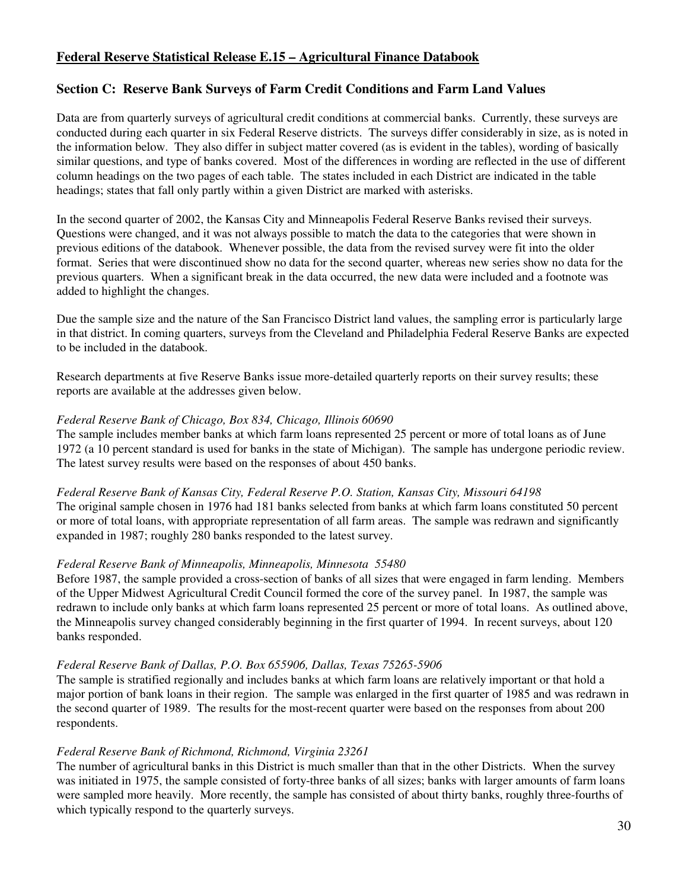**Federal Reserve Statistical Release E.15 – Agricultural Finance Databook**

## Section C: Reserve Bank Surveys of Farm Credit Conditions and Farm Land Values

Data are from quarterly surveys of agricultural credit conditions at commercial banks. Currently, these surveys are conducted during each quarter in six Federal Reserve districts. The surveys differ considerably in size, as is noted in the information below. They also differ in subject matter covered (as is evident in the tables), wording of basically similar questions, and type of banks covered. Most of the differences in wording are reflected in the use of different column headings on the two pages of each table. The states included in each District are indicated in the table headings; states that fall only partly within a given District are marked with asterisks.

In the second quarter of 2002, the Kansas City and Minneapolis Federal Reserve Banks revised their surveys. Questions were changed, and it was not always possible to match the data to the categories that were shown in previous editions of the databook. Whenever possible, the data from the revised survey were fit into the older format. Series that were discontinued show no data for the second quarter, whereas new series show no data for the previous quarters. When a significant break in the data occurred, the new data were included and a footnote was added to highlight the changes.

Due the sample size and the nature of the San Francisco District land values, the sampling error is particularly large in that district. In coming quarters, surveys from the Cleveland and Philadelphia Federal Reserve Banks are expected to be included in the databook.

Research departments at five Reserve Banks issue more-detailed quarterly reports on their survey results; these reports are available at the addresses given below.

*Federal Reserve Bank of Chicago, Box 834, Chicago, Illinois 60690*
The sample includes member banks at which farm loans represented 25 percent or more of total loans as of June 1972 (a 10 percent standard is used for banks in the state of Michigan). The sample has undergone periodic review. The latest survey results were based on the responses of about 450 banks.

*Federal Reserve Bank of Kansas City, Federal Reserve P.O. Station, Kansas City, Missouri 64198*
The original sample chosen in 1976 had 181 banks selected from banks at which farm loans constituted 50 percent or more of total loans, with appropriate representation of all farm areas. The sample was redrawn and significantly expanded in 1987; roughly 280 banks responded to the latest survey.

*Federal Reserve Bank of Minneapolis, Minneapolis, Minnesota 55480*
Before 1987, the sample provided a cross-section of banks of all sizes that were engaged in farm lending. Members of the Upper Midwest Agricultural Credit Council formed the core of the survey panel. In 1987, the sample was redrawn to include only banks at which farm loans represented 25 percent or more of total loans. As outlined above, the Minneapolis survey changed considerably beginning in the first quarter of 1994. In recent surveys, about 120 banks responded.

*Federal Reserve Bank of Dallas, P.O. Box 655906, Dallas, Texas 75265-5906*
The sample is stratified regionally and includes banks at which farm loans are relatively important or that hold a major portion of bank loans in their region. The sample was enlarged in the first quarter of 1985 and was redrawn in the second quarter of 1989. The results for the most-recent quarter were based on the responses from about 200 respondents.

*Federal Reserve Bank of Richmond, Richmond, Virginia 23261*
The number of agricultural banks in this District is much smaller than that in the other Districts. When the survey was initiated in 1975, the sample consisted of forty-three banks of all sizes; banks with larger amounts of farm loans were sampled more heavily. More recently, the sample has consisted of about thirty banks, roughly three-fourths of which typically respond to the quarterly surveys.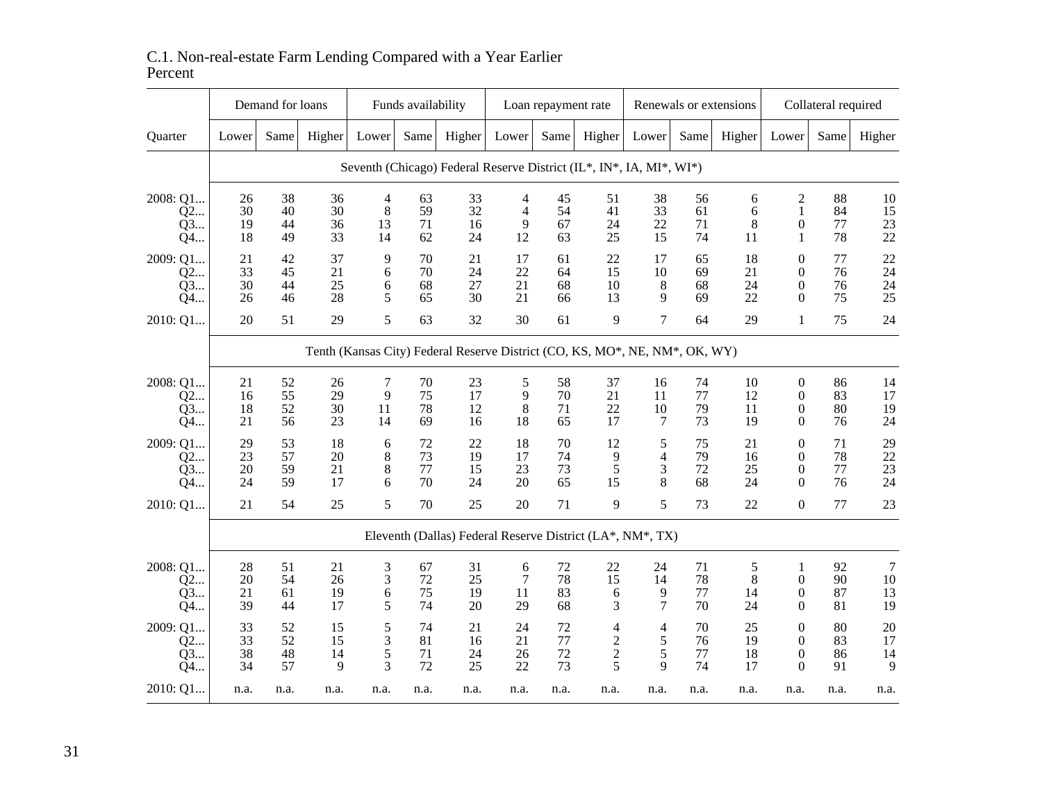C.1. Non-real-estate Farm Lending Compared with a Year Earlier
Percent

| Quarter | Demand for loans | | | Funds availability | | | Loan repayment rate | | | Renewals or extensions | | | Collateral required | | |
|---|---|---|---|---|---|---|---|---|---|---|---|---|---|---|---|
| | Lower | Same | Higher | Lower | Same | Higher | Lower | Same | Higher | Lower | Same | Higher | Lower | Same | Higher |
| | Seventh (Chicago) Federal Reserve District (IL*, IN*, IA, MI*, WI*) | | | | | | | | | | | | | | |
| 2008: Q1... | 26 | 38 | 36 | 4 | 63 | 33 | 4 | 45 | 51 | 38 | 56 | 6 | 2 | 88 | 10 |
| Q2... | 30 | 40 | 30 | 8 | 59 | 32 | 4 | 54 | 41 | 33 | 61 | 6 | 1 | 84 | 15 |
| Q3... | 19 | 44 | 36 | 13 | 71 | 16 | 9 | 67 | 24 | 22 | 71 | 8 | 0 | 77 | 23 |
| Q4... | 18 | 49 | 33 | 14 | 62 | 24 | 12 | 63 | 25 | 15 | 74 | 11 | 1 | 78 | 22 |
| 2009: Q1... | 21 | 42 | 37 | 9 | 70 | 21 | 17 | 61 | 22 | 17 | 65 | 18 | 0 | 77 | 22 |
| Q2... | 33 | 45 | 21 | 6 | 70 | 24 | 22 | 64 | 15 | 10 | 69 | 21 | 0 | 76 | 24 |
| Q3... | 30 | 44 | 25 | 6 | 68 | 27 | 21 | 68 | 10 | 8 | 68 | 24 | 0 | 76 | 24 |
| Q4... | 26 | 46 | 28 | 5 | 65 | 30 | 21 | 66 | 13 | 9 | 69 | 22 | 0 | 75 | 25 |
| 2010: Q1... | 20 | 51 | 29 | 5 | 63 | 32 | 30 | 61 | 9 | 7 | 64 | 29 | 1 | 75 | 24 |
| | Tenth (Kansas City) Federal Reserve District (CO, KS, MO*, NE, NM*, OK, WY) | | | | | | | | | | | | | | |
| 2008: Q1... | 21 | 52 | 26 | 7 | 70 | 23 | 5 | 58 | 37 | 16 | 74 | 10 | 0 | 86 | 14 |
| Q2... | 16 | 55 | 29 | 9 | 75 | 17 | 9 | 70 | 21 | 11 | 77 | 12 | 0 | 83 | 17 |
| Q3... | 18 | 52 | 30 | 11 | 78 | 12 | 8 | 71 | 22 | 10 | 79 | 11 | 0 | 80 | 19 |
| Q4... | 21 | 56 | 23 | 14 | 69 | 16 | 18 | 65 | 17 | 7 | 73 | 19 | 0 | 76 | 24 |
| 2009: Q1... | 29 | 53 | 18 | 6 | 72 | 22 | 18 | 70 | 12 | 5 | 75 | 21 | 0 | 71 | 29 |
| Q2... | 23 | 57 | 20 | 8 | 73 | 19 | 17 | 74 | 9 | 4 | 79 | 16 | 0 | 78 | 22 |
| Q3... | 20 | 59 | 21 | 8 | 77 | 15 | 23 | 73 | 5 | 3 | 72 | 25 | 0 | 77 | 23 |
| Q4... | 24 | 59 | 17 | 6 | 70 | 24 | 20 | 65 | 15 | 8 | 68 | 24 | 0 | 76 | 24 |
| 2010: Q1... | 21 | 54 | 25 | 5 | 70 | 25 | 20 | 71 | 9 | 5 | 73 | 22 | 0 | 77 | 23 |
| | Eleventh (Dallas) Federal Reserve District (LA*, NM*, TX) | | | | | | | | | | | | | | |
| 2008: Q1... | 28 | 51 | 21 | 3 | 67 | 31 | 6 | 72 | 22 | 24 | 71 | 5 | 1 | 92 | 7 |
| Q2... | 20 | 54 | 26 | 3 | 72 | 25 | 7 | 78 | 15 | 14 | 78 | 8 | 0 | 90 | 10 |
| Q3... | 21 | 61 | 19 | 6 | 75 | 19 | 11 | 83 | 6 | 9 | 77 | 14 | 0 | 87 | 13 |
| Q4... | 39 | 44 | 17 | 5 | 74 | 20 | 29 | 68 | 3 | 7 | 70 | 24 | 0 | 81 | 19 |
| 2009: Q1... | 33 | 52 | 15 | 5 | 74 | 21 | 24 | 72 | 4 | 4 | 70 | 25 | 0 | 80 | 20 |
| Q2... | 33 | 52 | 15 | 3 | 81 | 16 | 21 | 77 | 2 | 5 | 76 | 19 | 0 | 83 | 17 |
| Q3... | 38 | 48 | 14 | 5 | 71 | 24 | 26 | 72 | 2 | 5 | 77 | 18 | 0 | 86 | 14 |
| Q4... | 34 | 57 | 9 | 3 | 72 | 25 | 22 | 73 | 5 | 9 | 74 | 17 | 0 | 91 | 9 |
| 2010: Q1... | n.a. | n.a. | n.a. | n.a. | n.a. | n.a. | n.a. | n.a. | n.a. | n.a. | n.a. | n.a. | n.a. | n.a. | n.a. |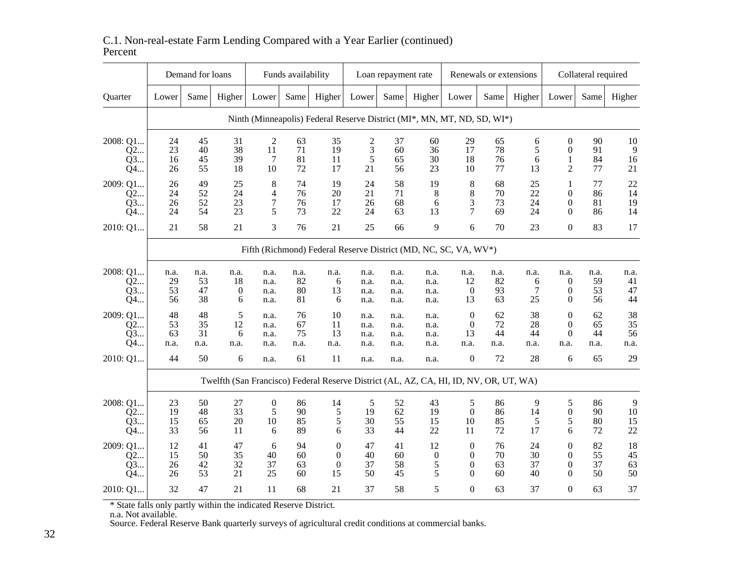C.1. Non-real-estate Farm Lending Compared with a Year Earlier (continued)
Percent

| Quarter | Demand for loans | | | Funds availability | | | Loan repayment rate | | | Renewals or extensions | | | Collateral required | | |
|---|---|---|---|---|---|---|---|---|---|---|---|---|---|---|---|
| | Lower | Same | Higher | Lower | Same | Higher | Lower | Same | Higher | Lower | Same | Higher | Lower | Same | Higher |
| | Ninth (Minneapolis) Federal Reserve District (MI*, MN, MT, ND, SD, WI*) | | | | | | | | | | | | | | |
| 2008: Q1... | 24 | 45 | 31 | 2 | 63 | 35 | 2 | 37 | 60 | 29 | 65 | 6 | 0 | 90 | 10 |
| Q2... | 23 | 40 | 38 | 11 | 71 | 19 | 3 | 60 | 36 | 17 | 78 | 5 | 0 | 91 | 9 |
| Q3... | 16 | 45 | 39 | 7 | 81 | 11 | 5 | 65 | 30 | 18 | 76 | 6 | 1 | 84 | 16 |
| Q4... | 26 | 55 | 18 | 10 | 72 | 17 | 21 | 56 | 23 | 10 | 77 | 13 | 2 | 77 | 21 |
| 2009: Q1... | 26 | 49 | 25 | 8 | 74 | 19 | 24 | 58 | 19 | 8 | 68 | 25 | 1 | 77 | 22 |
| Q2... | 24 | 52 | 24 | 4 | 76 | 20 | 21 | 71 | 8 | 8 | 70 | 22 | 0 | 86 | 14 |
| Q3... | 26 | 52 | 23 | 7 | 76 | 17 | 26 | 68 | 6 | 3 | 73 | 24 | 0 | 81 | 19 |
| Q4... | 24 | 54 | 23 | 5 | 73 | 22 | 24 | 63 | 13 | 7 | 69 | 24 | 0 | 86 | 14 |
| 2010: Q1... | 21 | 58 | 21 | 3 | 76 | 21 | 25 | 66 | 9 | 6 | 70 | 23 | 0 | 83 | 17 |
| | Fifth (Richmond) Federal Reserve District (MD, NC, SC, VA, WV*) | | | | | | | | | | | | | | |
| 2008: Q1... | n.a. | n.a. | n.a. | n.a. | n.a. | n.a. | n.a. | n.a. | n.a. | n.a. | n.a. | n.a. | n.a. | n.a. | n.a. |
| Q2... | 29 | 53 | 18 | n.a. | 82 | 6 | n.a. | n.a. | n.a. | 12 | 82 | 6 | 0 | 59 | 41 |
| Q3... | 53 | 47 | 0 | n.a. | 80 | 13 | n.a. | n.a. | n.a. | 0 | 93 | 7 | 0 | 53 | 47 |
| Q4... | 56 | 38 | 6 | n.a. | 81 | 6 | n.a. | n.a. | n.a. | 13 | 63 | 25 | 0 | 56 | 44 |
| 2009: Q1... | 48 | 48 | 5 | n.a. | 76 | 10 | n.a. | n.a. | n.a. | 0 | 62 | 38 | 0 | 62 | 38 |
| Q2... | 53 | 35 | 12 | n.a. | 67 | 11 | n.a. | n.a. | n.a. | 0 | 72 | 28 | 0 | 65 | 35 |
| Q3... | 63 | 31 | 6 | n.a. | 75 | 13 | n.a. | n.a. | n.a. | 13 | 44 | 44 | 0 | 44 | 56 |
| Q4... | n.a. | n.a. | n.a. | n.a. | n.a. | n.a. | n.a. | n.a. | n.a. | n.a. | n.a. | n.a. | n.a. | n.a. | n.a. |
| 2010: Q1... | 44 | 50 | 6 | n.a. | 61 | 11 | n.a. | n.a. | n.a. | 0 | 72 | 28 | 6 | 65 | 29 |
| | Twelfth (San Francisco) Federal Reserve District (AL, AZ, CA, HI, ID, NV, OR, UT, WA) | | | | | | | | | | | | | | |
| 2008: Q1... | 23 | 50 | 27 | 0 | 86 | 14 | 5 | 52 | 43 | 5 | 86 | 9 | 5 | 86 | 9 |
| Q2... | 19 | 48 | 33 | 5 | 90 | 5 | 19 | 62 | 19 | 0 | 86 | 14 | 0 | 90 | 10 |
| Q3... | 15 | 65 | 20 | 10 | 85 | 5 | 30 | 55 | 15 | 10 | 85 | 5 | 5 | 80 | 15 |
| Q4... | 33 | 56 | 11 | 6 | 89 | 6 | 33 | 44 | 22 | 11 | 72 | 17 | 6 | 72 | 22 |
| 2009: Q1... | 12 | 41 | 47 | 6 | 94 | 0 | 47 | 41 | 12 | 0 | 76 | 24 | 0 | 82 | 18 |
| Q2... | 15 | 50 | 35 | 40 | 60 | 0 | 40 | 60 | 0 | 0 | 70 | 30 | 0 | 55 | 45 |
| Q3... | 26 | 42 | 32 | 37 | 63 | 0 | 37 | 58 | 5 | 0 | 63 | 37 | 0 | 37 | 63 |
| Q4... | 26 | 53 | 21 | 25 | 60 | 15 | 50 | 45 | 5 | 0 | 60 | 40 | 0 | 50 | 50 |
| 2010: Q1... | 32 | 47 | 21 | 11 | 68 | 21 | 37 | 58 | 5 | 0 | 63 | 37 | 0 | 63 | 37 |

* State falls only partly within the indicated Reserve District.
n.a. Not available.
Source. Federal Reserve Bank quarterly surveys of agricultural credit conditions at commercial banks.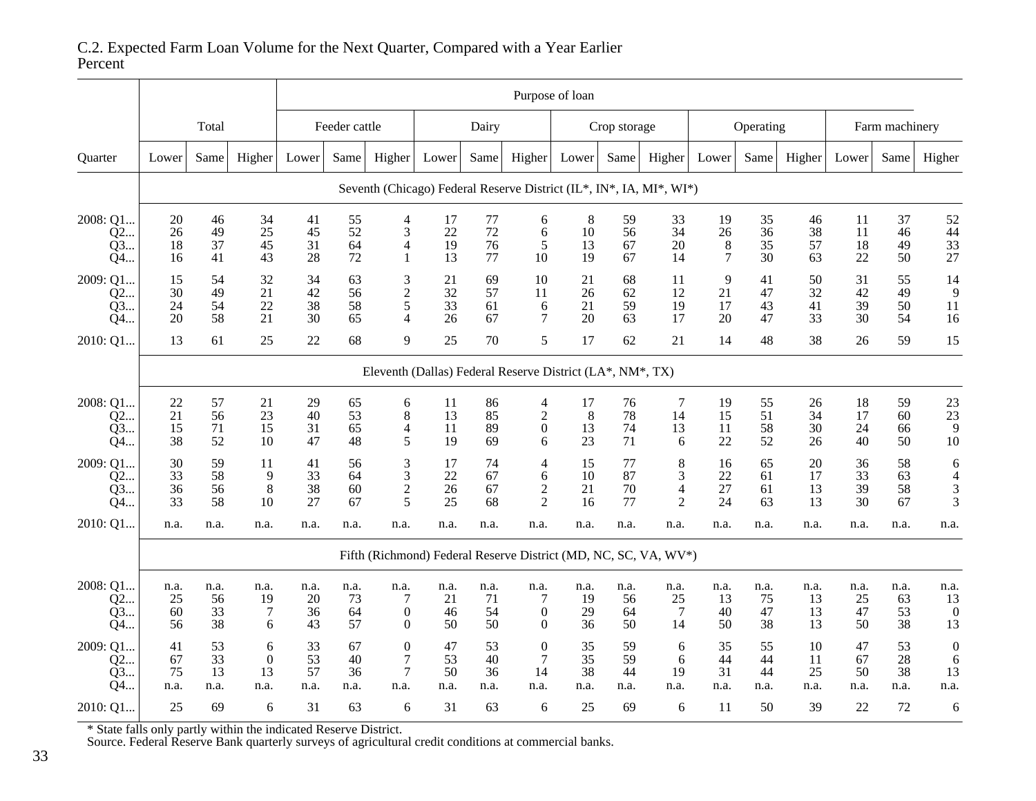C.2. Expected Farm Loan Volume for the Next Quarter, Compared with a Year Earlier
Percent

| Quarter | Total | | | Purpose of loan: Feeder cattle | | | Dairy | | | Crop storage | | | Operating | | | Farm machinery | | |
|---|---|---|---|---|---|---|---|---|---|---|---|---|---|---|---|---|---|---|
| | Lower | Same | Higher | Lower | Same | Higher | Lower | Same | Higher | Lower | Same | Higher | Lower | Same | Higher | Lower | Same | Higher |
| **Seventh (Chicago) Federal Reserve District (IL*, IN*, IA, MI*, WI*)** | | | | | | | | | | | | | | | | | | |
| 2008: Q1... | 20 | 46 | 34 | 41 | 55 | 4 | 17 | 77 | 6 | 8 | 59 | 33 | 19 | 35 | 46 | 11 | 37 | 52 |
| Q2... | 26 | 49 | 25 | 45 | 52 | 3 | 22 | 72 | 6 | 10 | 56 | 34 | 26 | 36 | 38 | 11 | 46 | 44 |
| Q3... | 18 | 37 | 45 | 31 | 64 | 4 | 19 | 76 | 5 | 13 | 67 | 20 | 8 | 35 | 57 | 18 | 49 | 33 |
| Q4... | 16 | 41 | 43 | 28 | 72 | 1 | 13 | 77 | 10 | 19 | 67 | 14 | 7 | 30 | 63 | 22 | 50 | 27 |
| 2009: Q1... | 15 | 54 | 32 | 34 | 63 | 3 | 21 | 69 | 10 | 21 | 68 | 11 | 9 | 41 | 50 | 31 | 55 | 14 |
| Q2... | 30 | 49 | 21 | 42 | 56 | 2 | 32 | 57 | 11 | 26 | 62 | 12 | 21 | 47 | 32 | 42 | 49 | 9 |
| Q3... | 24 | 54 | 22 | 38 | 58 | 5 | 33 | 61 | 6 | 21 | 59 | 19 | 17 | 43 | 41 | 39 | 50 | 11 |
| Q4... | 20 | 58 | 21 | 30 | 65 | 4 | 26 | 67 | 7 | 20 | 63 | 17 | 20 | 47 | 33 | 30 | 54 | 16 |
| 2010: Q1... | 13 | 61 | 25 | 22 | 68 | 9 | 25 | 70 | 5 | 17 | 62 | 21 | 14 | 48 | 38 | 26 | 59 | 15 |
| **Eleventh (Dallas) Federal Reserve District (LA*, NM*, TX)** | | | | | | | | | | | | | | | | | | |
| 2008: Q1... | 22 | 57 | 21 | 29 | 65 | 6 | 11 | 86 | 4 | 17 | 76 | 7 | 19 | 55 | 26 | 18 | 59 | 23 |
| Q2... | 21 | 56 | 23 | 40 | 53 | 8 | 13 | 85 | 2 | 8 | 78 | 14 | 15 | 51 | 34 | 17 | 60 | 23 |
| Q3... | 15 | 71 | 15 | 31 | 65 | 4 | 11 | 89 | 0 | 13 | 74 | 13 | 11 | 58 | 30 | 24 | 66 | 9 |
| Q4... | 38 | 52 | 10 | 47 | 48 | 5 | 19 | 69 | 6 | 23 | 71 | 6 | 22 | 52 | 26 | 40 | 50 | 10 |
| 2009: Q1... | 30 | 59 | 11 | 41 | 56 | 3 | 17 | 74 | 4 | 15 | 77 | 8 | 16 | 65 | 20 | 36 | 58 | 6 |
| Q2... | 33 | 58 | 9 | 33 | 64 | 3 | 22 | 67 | 6 | 10 | 87 | 3 | 22 | 61 | 17 | 33 | 63 | 4 |
| Q3... | 36 | 56 | 8 | 38 | 60 | 2 | 26 | 67 | 2 | 21 | 70 | 4 | 27 | 61 | 13 | 39 | 58 | 3 |
| Q4... | 33 | 58 | 10 | 27 | 67 | 5 | 25 | 68 | 2 | 16 | 77 | 2 | 24 | 63 | 13 | 30 | 67 | 3 |
| 2010: Q1... | n.a. | n.a. | n.a. | n.a. | n.a. | n.a. | n.a. | n.a. | n.a. | n.a. | n.a. | n.a. | n.a. | n.a. | n.a. | n.a. | n.a. | n.a. |
| **Fifth (Richmond) Federal Reserve District (MD, NC, SC, VA, WV*)** | | | | | | | | | | | | | | | | | | |
| 2008: Q1... | n.a. | n.a. | n.a. | n.a. | n.a. | n.a. | n.a. | n.a. | n.a. | n.a. | n.a. | n.a. | n.a. | n.a. | n.a. | n.a. | n.a. | n.a. |
| Q2... | 25 | 56 | 19 | 20 | 73 | 7 | 21 | 71 | 7 | 19 | 56 | 25 | 13 | 75 | 13 | 25 | 63 | 13 |
| Q3... | 60 | 33 | 7 | 36 | 64 | 0 | 46 | 54 | 0 | 29 | 64 | 7 | 40 | 47 | 13 | 47 | 53 | 0 |
| Q4... | 56 | 38 | 6 | 43 | 57 | 0 | 50 | 50 | 0 | 36 | 50 | 14 | 50 | 38 | 13 | 50 | 38 | 13 |
| 2009: Q1... | 41 | 53 | 6 | 33 | 67 | 0 | 47 | 53 | 0 | 35 | 59 | 6 | 35 | 55 | 10 | 47 | 53 | 0 |
| Q2... | 67 | 33 | 0 | 53 | 40 | 7 | 53 | 40 | 7 | 35 | 59 | 6 | 44 | 44 | 11 | 67 | 28 | 6 |
| Q3... | 75 | 13 | 13 | 57 | 36 | 7 | 50 | 36 | 14 | 38 | 44 | 19 | 31 | 44 | 25 | 50 | 38 | 13 |
| Q4... | n.a. | n.a. | n.a. | n.a. | n.a. | n.a. | n.a. | n.a. | n.a. | n.a. | n.a. | n.a. | n.a. | n.a. | n.a. | n.a. | n.a. | n.a. |
| 2010: Q1... | 25 | 69 | 6 | 31 | 63 | 6 | 31 | 63 | 6 | 25 | 69 | 6 | 11 | 50 | 39 | 22 | 72 | 6 |

* State falls only partly within the indicated Reserve District.
Source. Federal Reserve Bank quarterly surveys of agricultural credit conditions at commercial banks.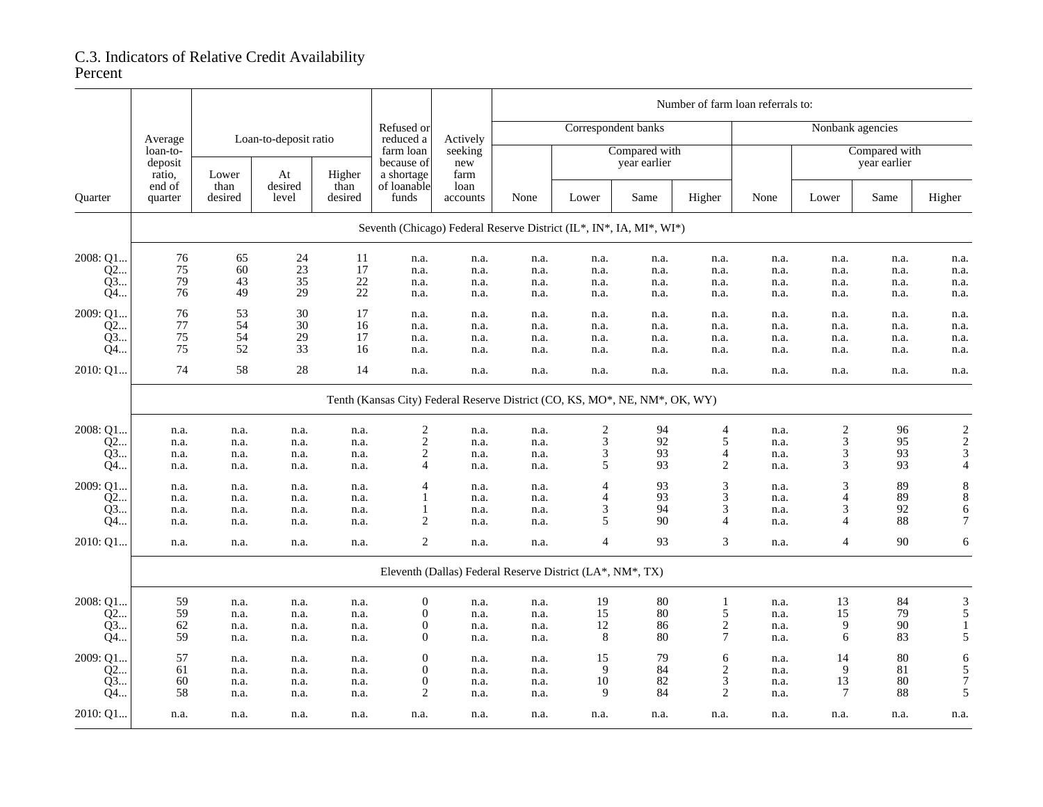# C.3. Indicators of Relative Credit Availability
Percent

| Quarter | Average loan-to-deposit ratio, end of quarter | Loan-to-deposit ratio | | | Refused or reduced a farm loan because of a shortage of loanable funds | Actively seeking new farm loan accounts | Number of farm loan referrals to: | | | | | | | |
|---|---|---|---|---|---|---|---|---|---|---|---|---|---|---|
| | | | | | | | Correspondent banks | | | | Nonbank agencies | | | |
| | | | | | | | | Compared with year earlier | | | | Compared with year earlier | | |
| | | Lower than desired | At desired level | Higher than desired | | | None | Lower | Same | Higher | None | Lower | Same | Higher |
| | Seventh (Chicago) Federal Reserve District (IL*, IN*, IA, MI*, WI*) | | | | | | | | | | | | | |
| 2008: Q1... | 76 | 65 | 24 | 11 | n.a. | n.a. | n.a. | n.a. | n.a. | n.a. | n.a. | n.a. | n.a. | n.a. |
| Q2... | 75 | 60 | 23 | 17 | n.a. | n.a. | n.a. | n.a. | n.a. | n.a. | n.a. | n.a. | n.a. | n.a. |
| Q3... | 79 | 43 | 35 | 22 | n.a. | n.a. | n.a. | n.a. | n.a. | n.a. | n.a. | n.a. | n.a. | n.a. |
| Q4... | 76 | 49 | 29 | 22 | n.a. | n.a. | n.a. | n.a. | n.a. | n.a. | n.a. | n.a. | n.a. | n.a. |
| 2009: Q1... | 76 | 53 | 30 | 17 | n.a. | n.a. | n.a. | n.a. | n.a. | n.a. | n.a. | n.a. | n.a. | n.a. |
| Q2... | 77 | 54 | 30 | 16 | n.a. | n.a. | n.a. | n.a. | n.a. | n.a. | n.a. | n.a. | n.a. | n.a. |
| Q3... | 75 | 54 | 29 | 17 | n.a. | n.a. | n.a. | n.a. | n.a. | n.a. | n.a. | n.a. | n.a. | n.a. |
| Q4... | 75 | 52 | 33 | 16 | n.a. | n.a. | n.a. | n.a. | n.a. | n.a. | n.a. | n.a. | n.a. | n.a. |
| 2010: Q1... | 74 | 58 | 28 | 14 | n.a. | n.a. | n.a. | n.a. | n.a. | n.a. | n.a. | n.a. | n.a. | n.a. |
| | Tenth (Kansas City) Federal Reserve District (CO, KS, MO*, NE, NM*, OK, WY) | | | | | | | | | | | | | |
| 2008: Q1... | n.a. | n.a. | n.a. | n.a. | 2 | n.a. | n.a. | 2 | 94 | 4 | n.a. | 2 | 96 | 2 |
| Q2... | n.a. | n.a. | n.a. | n.a. | 2 | n.a. | n.a. | 3 | 92 | 5 | n.a. | 3 | 95 | 2 |
| Q3... | n.a. | n.a. | n.a. | n.a. | 2 | n.a. | n.a. | 3 | 93 | 4 | n.a. | 3 | 93 | 3 |
| Q4... | n.a. | n.a. | n.a. | n.a. | 4 | n.a. | n.a. | 5 | 93 | 2 | n.a. | 3 | 93 | 4 |
| 2009: Q1... | n.a. | n.a. | n.a. | n.a. | 4 | n.a. | n.a. | 4 | 93 | 3 | n.a. | 3 | 89 | 8 |
| Q2... | n.a. | n.a. | n.a. | n.a. | 1 | n.a. | n.a. | 4 | 93 | 3 | n.a. | 4 | 89 | 8 |
| Q3... | n.a. | n.a. | n.a. | n.a. | 1 | n.a. | n.a. | 3 | 94 | 3 | n.a. | 3 | 92 | 6 |
| Q4... | n.a. | n.a. | n.a. | n.a. | 2 | n.a. | n.a. | 5 | 90 | 4 | n.a. | 4 | 88 | 7 |
| 2010: Q1... | n.a. | n.a. | n.a. | n.a. | 2 | n.a. | n.a. | 4 | 93 | 3 | n.a. | 4 | 90 | 6 |
| | Eleventh (Dallas) Federal Reserve District (LA*, NM*, TX) | | | | | | | | | | | | | |
| 2008: Q1... | 59 | n.a. | n.a. | n.a. | 0 | n.a. | n.a. | 19 | 80 | 1 | n.a. | 13 | 84 | 3 |
| Q2... | 59 | n.a. | n.a. | n.a. | 0 | n.a. | n.a. | 15 | 80 | 5 | n.a. | 15 | 79 | 5 |
| Q3... | 62 | n.a. | n.a. | n.a. | 0 | n.a. | n.a. | 12 | 86 | 2 | n.a. | 9 | 90 | 1 |
| Q4... | 59 | n.a. | n.a. | n.a. | 0 | n.a. | n.a. | 8 | 80 | 7 | n.a. | 6 | 83 | 5 |
| 2009: Q1... | 57 | n.a. | n.a. | n.a. | 0 | n.a. | n.a. | 15 | 79 | 6 | n.a. | 14 | 80 | 6 |
| Q2... | 61 | n.a. | n.a. | n.a. | 0 | n.a. | n.a. | 9 | 84 | 2 | n.a. | 9 | 81 | 5 |
| Q3... | 60 | n.a. | n.a. | n.a. | 0 | n.a. | n.a. | 10 | 82 | 3 | n.a. | 13 | 80 | 7 |
| Q4... | 58 | n.a. | n.a. | n.a. | 2 | n.a. | n.a. | 9 | 84 | 2 | n.a. | 7 | 88 | 5 |
| 2010: Q1... | n.a. | n.a. | n.a. | n.a. | n.a. | n.a. | n.a. | n.a. | n.a. | n.a. | n.a. | n.a. | n.a. | n.a. |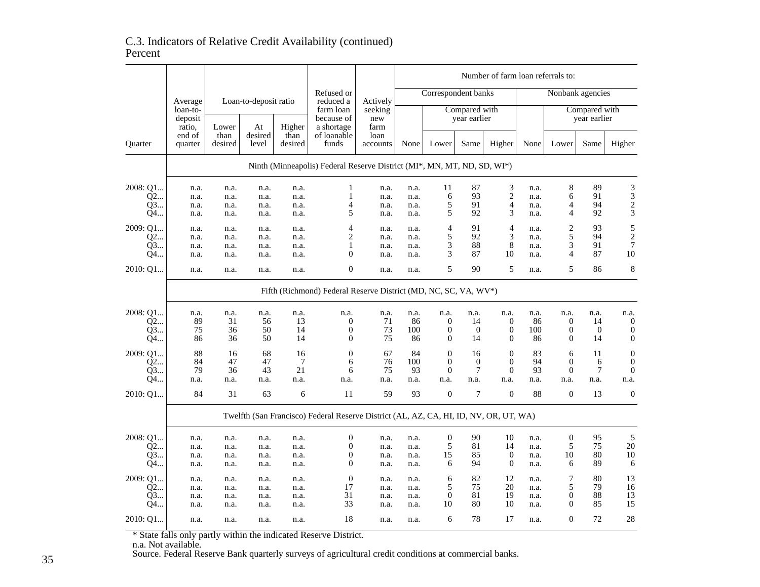C.3. Indicators of Relative Credit Availability (continued)
Percent

| Quarter | Average loan-to-deposit ratio, end of quarter | Loan-to-deposit ratio | | | Refused or reduced a farm loan because of a shortage of loanable funds | Actively seeking new farm loan accounts | Number of farm loan referrals to: | | | | | | | |
|---|---|---|---|---|---|---|---|---|---|---|---|---|---|---|
| | | | | | | | Correspondent banks | | | | Nonbank agencies | | | |
| | | | | | | | | Compared with year earlier | | | | Compared with year earlier | | |
| | | Lower than desired | At desired level | Higher than desired | | | None | Lower | Same | Higher | None | Lower | Same | Higher |
| | Ninth (Minneapolis) Federal Reserve District (MI*, MN, MT, ND, SD, WI*) | | | | | | | | | | | | | |
| 2008: Q1... | n.a. | n.a. | n.a. | n.a. | 1 | n.a. | n.a. | 11 | 87 | 3 | n.a. | 8 | 89 | 3 |
| Q2... | n.a. | n.a. | n.a. | n.a. | 1 | n.a. | n.a. | 6 | 93 | 2 | n.a. | 6 | 91 | 3 |
| Q3... | n.a. | n.a. | n.a. | n.a. | 4 | n.a. | n.a. | 5 | 91 | 4 | n.a. | 4 | 94 | 2 |
| Q4... | n.a. | n.a. | n.a. | n.a. | 5 | n.a. | n.a. | 5 | 92 | 3 | n.a. | 4 | 92 | 3 |
| 2009: Q1... | n.a. | n.a. | n.a. | n.a. | 4 | n.a. | n.a. | 4 | 91 | 4 | n.a. | 2 | 93 | 5 |
| Q2... | n.a. | n.a. | n.a. | n.a. | 2 | n.a. | n.a. | 5 | 92 | 3 | n.a. | 5 | 94 | 2 |
| Q3... | n.a. | n.a. | n.a. | n.a. | 1 | n.a. | n.a. | 3 | 88 | 8 | n.a. | 3 | 91 | 7 |
| Q4... | n.a. | n.a. | n.a. | n.a. | 0 | n.a. | n.a. | 3 | 87 | 10 | n.a. | 4 | 87 | 10 |
| 2010: Q1... | n.a. | n.a. | n.a. | n.a. | 0 | n.a. | n.a. | 5 | 90 | 5 | n.a. | 5 | 86 | 8 |
| | Fifth (Richmond) Federal Reserve District (MD, NC, SC, VA, WV*) | | | | | | | | | | | | | |
| 2008: Q1... | n.a. | n.a. | n.a. | n.a. | n.a. | n.a. | n.a. | n.a. | n.a. | n.a. | n.a. | n.a. | n.a. | n.a. |
| Q2... | 89 | 31 | 56 | 13 | 0 | 71 | 86 | 0 | 14 | 0 | 86 | 0 | 14 | 0 |
| Q3... | 75 | 36 | 50 | 14 | 0 | 73 | 100 | 0 | 0 | 0 | 100 | 0 | 0 | 0 |
| Q4... | 86 | 36 | 50 | 14 | 0 | 75 | 86 | 0 | 14 | 0 | 86 | 0 | 14 | 0 |
| 2009: Q1... | 88 | 16 | 68 | 16 | 0 | 67 | 84 | 0 | 16 | 0 | 83 | 6 | 11 | 0 |
| Q2... | 84 | 47 | 47 | 7 | 6 | 76 | 100 | 0 | 0 | 0 | 94 | 0 | 6 | 0 |
| Q3... | 79 | 36 | 43 | 21 | 6 | 75 | 93 | 0 | 7 | 0 | 93 | 0 | 7 | 0 |
| Q4... | n.a. | n.a. | n.a. | n.a. | n.a. | n.a. | n.a. | n.a. | n.a. | n.a. | n.a. | n.a. | n.a. | n.a. |
| 2010: Q1... | 84 | 31 | 63 | 6 | 11 | 59 | 93 | 0 | 7 | 0 | 88 | 0 | 13 | 0 |
| | Twelfth (San Francisco) Federal Reserve District (AL, AZ, CA, HI, ID, NV, OR, UT, WA) | | | | | | | | | | | | | |
| 2008: Q1... | n.a. | n.a. | n.a. | n.a. | 0 | n.a. | n.a. | 0 | 90 | 10 | n.a. | 0 | 95 | 5 |
| Q2... | n.a. | n.a. | n.a. | n.a. | 0 | n.a. | n.a. | 5 | 81 | 14 | n.a. | 5 | 75 | 20 |
| Q3... | n.a. | n.a. | n.a. | n.a. | 0 | n.a. | n.a. | 15 | 85 | 0 | n.a. | 10 | 80 | 10 |
| Q4... | n.a. | n.a. | n.a. | n.a. | 0 | n.a. | n.a. | 6 | 94 | 0 | n.a. | 6 | 89 | 6 |
| 2009: Q1... | n.a. | n.a. | n.a. | n.a. | 0 | n.a. | n.a. | 6 | 82 | 12 | n.a. | 7 | 80 | 13 |
| Q2... | n.a. | n.a. | n.a. | n.a. | 17 | n.a. | n.a. | 5 | 75 | 20 | n.a. | 5 | 79 | 16 |
| Q3... | n.a. | n.a. | n.a. | n.a. | 31 | n.a. | n.a. | 0 | 81 | 19 | n.a. | 0 | 88 | 13 |
| Q4... | n.a. | n.a. | n.a. | n.a. | 33 | n.a. | n.a. | 10 | 80 | 10 | n.a. | 0 | 85 | 15 |
| 2010: Q1... | n.a. | n.a. | n.a. | n.a. | 18 | n.a. | n.a. | 6 | 78 | 17 | n.a. | 0 | 72 | 28 |

* State falls only partly within the indicated Reserve District.
n.a. Not available.
Source. Federal Reserve Bank quarterly surveys of agricultural credit conditions at commercial banks.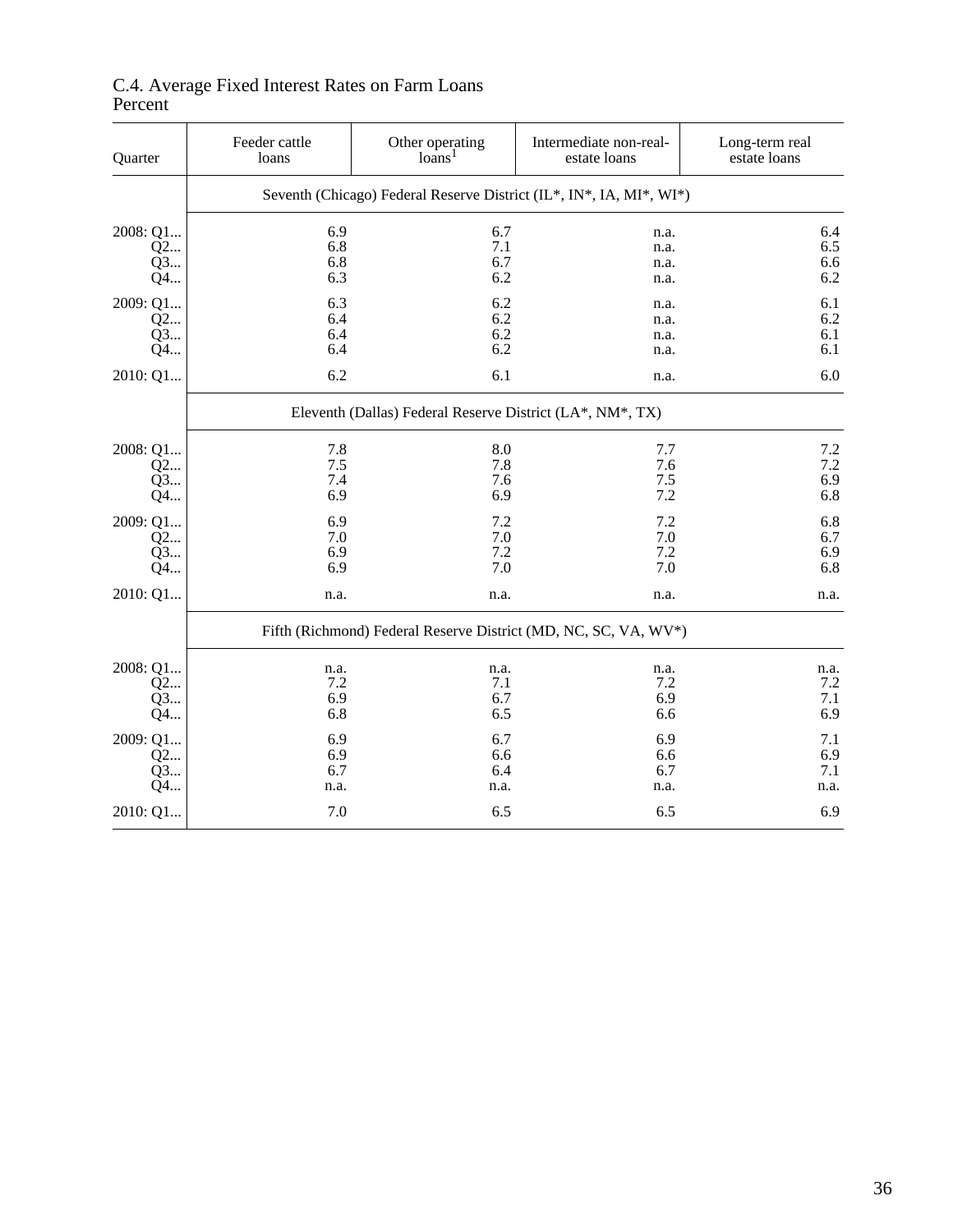C.4. Average Fixed Interest Rates on Farm Loans
Percent

| Quarter | Feeder cattle loans | Other operating loans[1] | Intermediate non-real-estate loans | Long-term real estate loans |
|---|---|---|---|---|
| | Seventh (Chicago) Federal Reserve District (IL*, IN*, IA, MI*, WI*) | | | |
| 2008: Q1... | 6.9 | 6.7 | n.a. | 6.4 |
| Q2... | 6.8 | 7.1 | n.a. | 6.5 |
| Q3... | 6.8 | 6.7 | n.a. | 6.6 |
| Q4... | 6.3 | 6.2 | n.a. | 6.2 |
| 2009: Q1... | 6.3 | 6.2 | n.a. | 6.1 |
| Q2... | 6.4 | 6.2 | n.a. | 6.2 |
| Q3... | 6.4 | 6.2 | n.a. | 6.1 |
| Q4... | 6.4 | 6.2 | n.a. | 6.1 |
| 2010: Q1... | 6.2 | 6.1 | n.a. | 6.0 |
| | Eleventh (Dallas) Federal Reserve District (LA*, NM*, TX) | | | |
| 2008: Q1... | 7.8 | 8.0 | 7.7 | 7.2 |
| Q2... | 7.5 | 7.8 | 7.6 | 7.2 |
| Q3... | 7.4 | 7.6 | 7.5 | 6.9 |
| Q4... | 6.9 | 6.9 | 7.2 | 6.8 |
| 2009: Q1... | 6.9 | 7.2 | 7.2 | 6.8 |
| Q2... | 7.0 | 7.0 | 7.0 | 6.7 |
| Q3... | 6.9 | 7.2 | 7.2 | 6.9 |
| Q4... | 6.9 | 7.0 | 7.0 | 6.8 |
| 2010: Q1... | n.a. | n.a. | n.a. | n.a. |
| | Fifth (Richmond) Federal Reserve District (MD, NC, SC, VA, WV*) | | | |
| 2008: Q1... | n.a. | n.a. | n.a. | n.a. |
| Q2... | 7.2 | 7.1 | 7.2 | 7.2 |
| Q3... | 6.9 | 6.7 | 6.9 | 7.1 |
| Q4... | 6.8 | 6.5 | 6.6 | 6.9 |
| 2009: Q1... | 6.9 | 6.7 | 6.9 | 7.1 |
| Q2... | 6.9 | 6.6 | 6.6 | 6.9 |
| Q3... | 6.7 | 6.4 | 6.7 | 7.1 |
| Q4... | n.a. | n.a. | n.a. | n.a. |
| 2010: Q1... | 7.0 | 6.5 | 6.5 | 6.9 |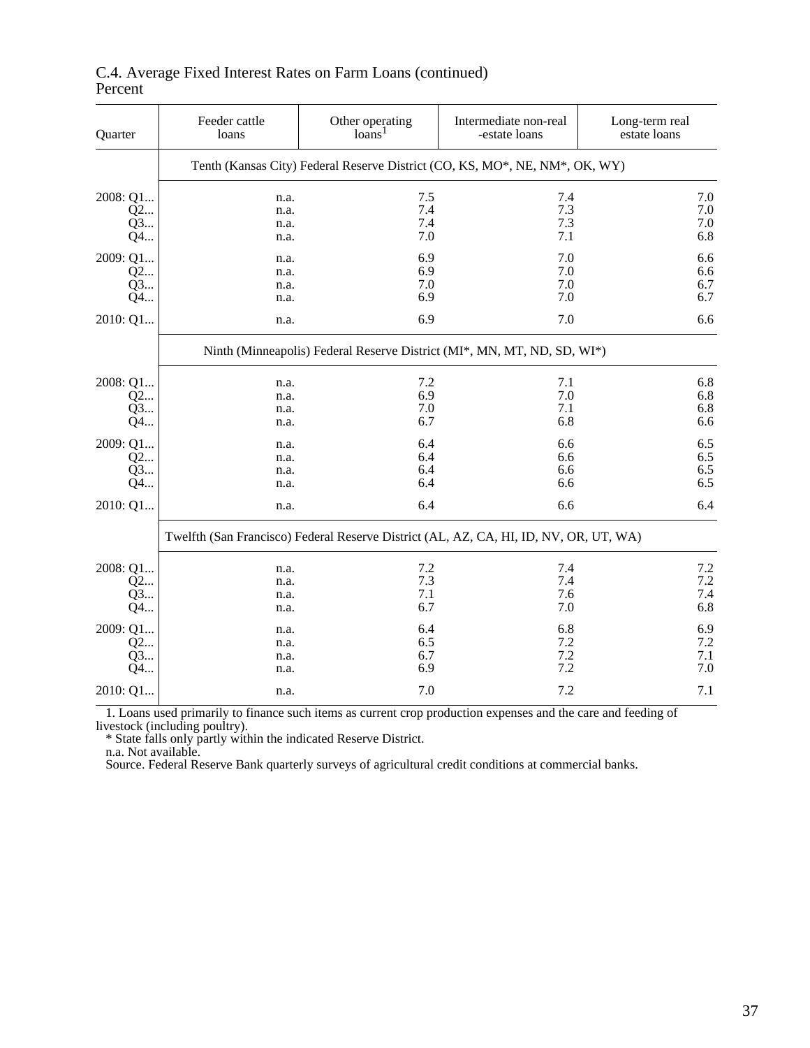C.4. Average Fixed Interest Rates on Farm Loans (continued)
Percent

| Quarter | Feeder cattle loans | Other operating loans[1] | Intermediate non-real -estate loans | Long-term real estate loans |
|---|---|---|---|---|
| | Tenth (Kansas City) Federal Reserve District (CO, KS, MO*, NE, NM*, OK, WY) | | | |
| 2008: Q1... | n.a. | 7.5 | 7.4 | 7.0 |
| Q2... | n.a. | 7.4 | 7.3 | 7.0 |
| Q3... | n.a. | 7.4 | 7.3 | 7.0 |
| Q4... | n.a. | 7.0 | 7.1 | 6.8 |
| 2009: Q1... | n.a. | 6.9 | 7.0 | 6.6 |
| Q2... | n.a. | 6.9 | 7.0 | 6.6 |
| Q3... | n.a. | 7.0 | 7.0 | 6.7 |
| Q4... | n.a. | 6.9 | 7.0 | 6.7 |
| 2010: Q1... | n.a. | 6.9 | 7.0 | 6.6 |
| | Ninth (Minneapolis) Federal Reserve District (MI*, MN, MT, ND, SD, WI*) | | | |
| 2008: Q1... | n.a. | 7.2 | 7.1 | 6.8 |
| Q2... | n.a. | 6.9 | 7.0 | 6.8 |
| Q3... | n.a. | 7.0 | 7.1 | 6.8 |
| Q4... | n.a. | 6.7 | 6.8 | 6.6 |
| 2009: Q1... | n.a. | 6.4 | 6.6 | 6.5 |
| Q2... | n.a. | 6.4 | 6.6 | 6.5 |
| Q3... | n.a. | 6.4 | 6.6 | 6.5 |
| Q4... | n.a. | 6.4 | 6.6 | 6.5 |
| 2010: Q1... | n.a. | 6.4 | 6.6 | 6.4 |
| | Twelfth (San Francisco) Federal Reserve District (AL, AZ, CA, HI, ID, NV, OR, UT, WA) | | | |
| 2008: Q1... | n.a. | 7.2 | 7.4 | 7.2 |
| Q2... | n.a. | 7.3 | 7.4 | 7.2 |
| Q3... | n.a. | 7.1 | 7.6 | 7.4 |
| Q4... | n.a. | 6.7 | 7.0 | 6.8 |
| 2009: Q1... | n.a. | 6.4 | 6.8 | 6.9 |
| Q2... | n.a. | 6.5 | 7.2 | 7.2 |
| Q3... | n.a. | 6.7 | 7.2 | 7.1 |
| Q4... | n.a. | 6.9 | 7.2 | 7.0 |
| 2010: Q1... | n.a. | 7.0 | 7.2 | 7.1 |

1. Loans used primarily to finance such items as current crop production expenses and the care and feeding of livestock (including poultry).

* State falls only partly within the indicated Reserve District.

n.a. Not available.

Source. Federal Reserve Bank quarterly surveys of agricultural credit conditions at commercial banks.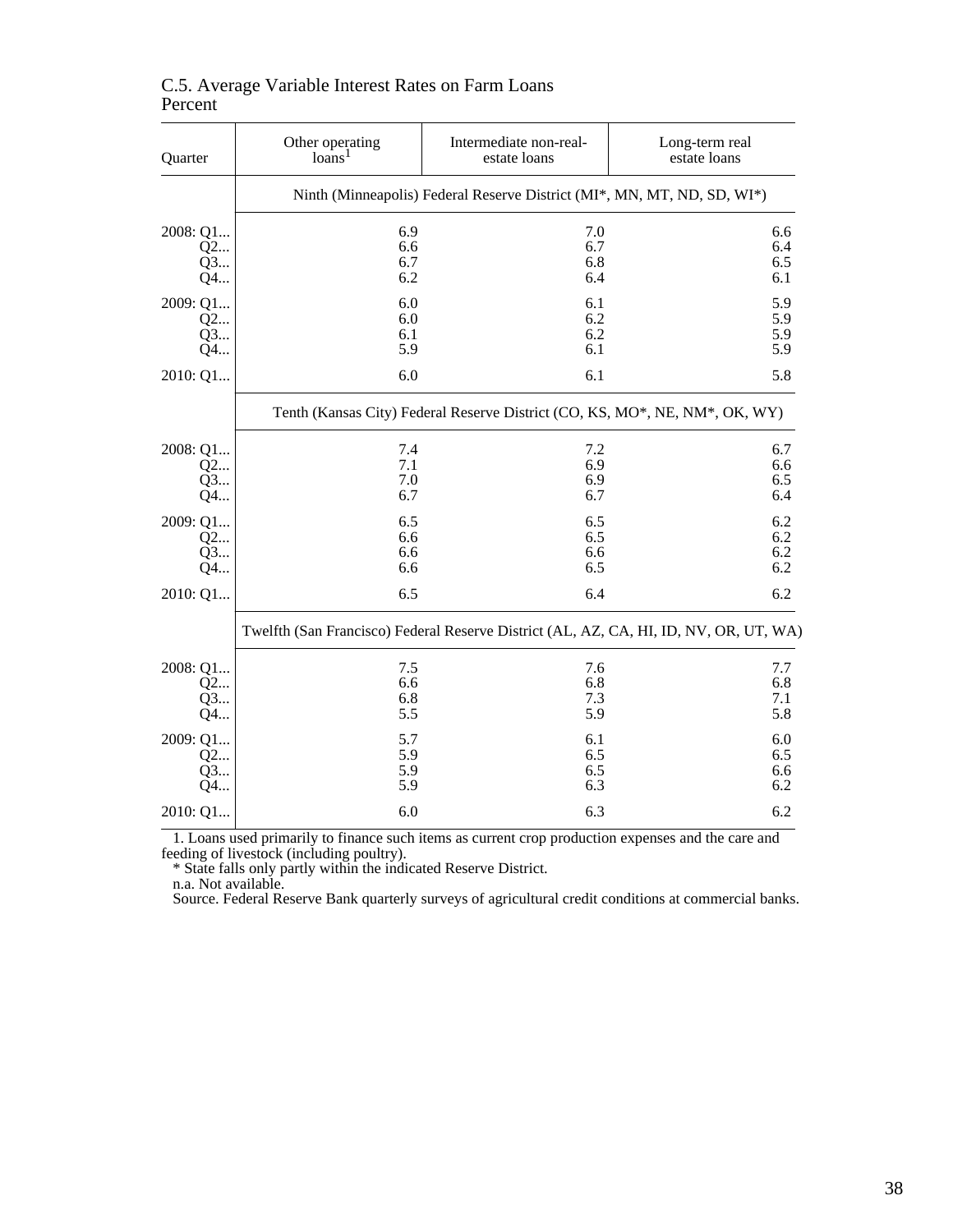C.5. Average Variable Interest Rates on Farm Loans
Percent

| Quarter | Other operating loans[1] | Intermediate non-real-estate loans | Long-term real estate loans |
|---|---|---|---|
| | Ninth (Minneapolis) Federal Reserve District (MI*, MN, MT, ND, SD, WI*) | | |
| 2008: Q1... | 6.9 | 7.0 | 6.6 |
| Q2... | 6.6 | 6.7 | 6.4 |
| Q3... | 6.7 | 6.8 | 6.5 |
| Q4... | 6.2 | 6.4 | 6.1 |
| 2009: Q1... | 6.0 | 6.1 | 5.9 |
| Q2... | 6.0 | 6.2 | 5.9 |
| Q3... | 6.1 | 6.2 | 5.9 |
| Q4... | 5.9 | 6.1 | 5.9 |
| 2010: Q1... | 6.0 | 6.1 | 5.8 |
| | Tenth (Kansas City) Federal Reserve District (CO, KS, MO*, NE, NM*, OK, WY) | | |
| 2008: Q1... | 7.4 | 7.2 | 6.7 |
| Q2... | 7.1 | 6.9 | 6.6 |
| Q3... | 7.0 | 6.9 | 6.5 |
| Q4... | 6.7 | 6.7 | 6.4 |
| 2009: Q1... | 6.5 | 6.5 | 6.2 |
| Q2... | 6.6 | 6.5 | 6.2 |
| Q3... | 6.6 | 6.6 | 6.2 |
| Q4... | 6.6 | 6.5 | 6.2 |
| 2010: Q1... | 6.5 | 6.4 | 6.2 |
| | Twelfth (San Francisco) Federal Reserve District (AL, AZ, CA, HI, ID, NV, OR, UT, WA) | | |
| 2008: Q1... | 7.5 | 7.6 | 7.7 |
| Q2... | 6.6 | 6.8 | 6.8 |
| Q3... | 6.8 | 7.3 | 7.1 |
| Q4... | 5.5 | 5.9 | 5.8 |
| 2009: Q1... | 5.7 | 6.1 | 6.0 |
| Q2... | 5.9 | 6.5 | 6.5 |
| Q3... | 5.9 | 6.5 | 6.6 |
| Q4... | 5.9 | 6.3 | 6.2 |
| 2010: Q1... | 6.0 | 6.3 | 6.2 |

1. Loans used primarily to finance such items as current crop production expenses and the care and feeding of livestock (including poultry).
* State falls only partly within the indicated Reserve District.
n.a. Not available.
Source. Federal Reserve Bank quarterly surveys of agricultural credit conditions at commercial banks.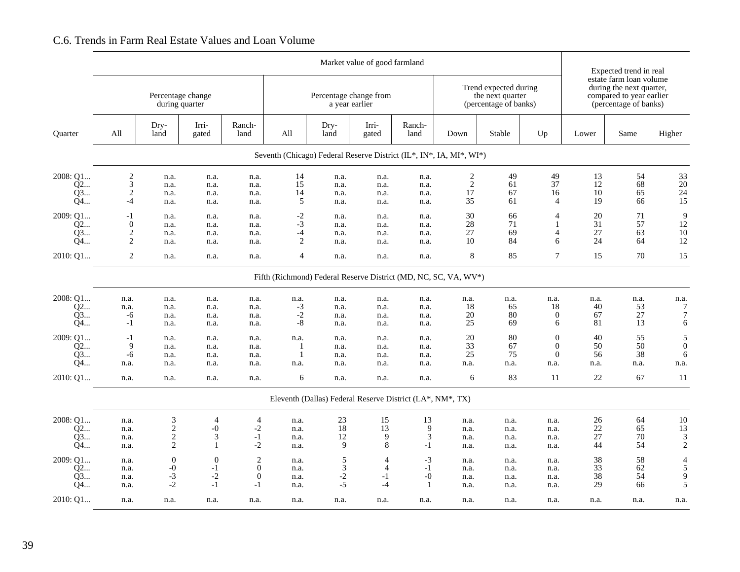## C.6. Trends in Farm Real Estate Values and Loan Volume

| Quarter | Market value of good farmland | | | | | | | | | | | Expected trend in real estate farm loan volume during the next quarter, compared to year earlier (percentage of banks) | | |
|---|---|---|---|---|---|---|---|---|---|---|---|---|---|---|
| | Percentage change during quarter | | | | Percentage change from a year earlier | | | | Trend expected during the next quarter (percentage of banks) | | | | | |
| | All | Dry-land | Irri-gated | Ranch-land | All | Dry-land | Irri-gated | Ranch-land | Down | Stable | Up | Lower | Same | Higher |
| **Seventh (Chicago) Federal Reserve District (IL*, IN*, IA, MI*, WI*)** | | | | | | | | | | | | | | |
| 2008: Q1... | 2 | n.a. | n.a. | n.a. | 14 | n.a. | n.a. | n.a. | 2 | 49 | 49 | 13 | 54 | 33 |
| Q2... | 3 | n.a. | n.a. | n.a. | 15 | n.a. | n.a. | n.a. | 2 | 61 | 37 | 12 | 68 | 20 |
| Q3... | 2 | n.a. | n.a. | n.a. | 14 | n.a. | n.a. | n.a. | 17 | 67 | 16 | 10 | 65 | 24 |
| Q4... | -4 | n.a. | n.a. | n.a. | 5 | n.a. | n.a. | n.a. | 35 | 61 | 4 | 19 | 66 | 15 |
| 2009: Q1... | -1 | n.a. | n.a. | n.a. | -2 | n.a. | n.a. | n.a. | 30 | 66 | 4 | 20 | 71 | 9 |
| Q2... | 0 | n.a. | n.a. | n.a. | -3 | n.a. | n.a. | n.a. | 28 | 71 | 1 | 31 | 57 | 12 |
| Q3... | 2 | n.a. | n.a. | n.a. | -4 | n.a. | n.a. | n.a. | 27 | 69 | 4 | 27 | 63 | 10 |
| Q4... | 2 | n.a. | n.a. | n.a. | 2 | n.a. | n.a. | n.a. | 10 | 84 | 6 | 24 | 64 | 12 |
| 2010: Q1... | 2 | n.a. | n.a. | n.a. | 4 | n.a. | n.a. | n.a. | 8 | 85 | 7 | 15 | 70 | 15 |
| **Fifth (Richmond) Federal Reserve District (MD, NC, SC, VA, WV*)** | | | | | | | | | | | | | | |
| 2008: Q1... | n.a. | n.a. | n.a. | n.a. | n.a. | n.a. | n.a. | n.a. | n.a. | n.a. | n.a. | n.a. | n.a. | n.a. |
| Q2... | n.a. | n.a. | n.a. | n.a. | -3 | n.a. | n.a. | n.a. | 18 | 65 | 18 | 40 | 53 | 7 |
| Q3... | -6 | n.a. | n.a. | n.a. | -2 | n.a. | n.a. | n.a. | 20 | 80 | 0 | 67 | 27 | 7 |
| Q4... | -1 | n.a. | n.a. | n.a. | -8 | n.a. | n.a. | n.a. | 25 | 69 | 6 | 81 | 13 | 6 |
| 2009: Q1... | -1 | n.a. | n.a. | n.a. | n.a. | n.a. | n.a. | n.a. | 20 | 80 | 0 | 40 | 55 | 5 |
| Q2... | 9 | n.a. | n.a. | n.a. | 1 | n.a. | n.a. | n.a. | 33 | 67 | 0 | 50 | 50 | 0 |
| Q3... | -6 | n.a. | n.a. | n.a. | 1 | n.a. | n.a. | n.a. | 25 | 75 | 0 | 56 | 38 | 6 |
| Q4... | n.a. | n.a. | n.a. | n.a. | n.a. | n.a. | n.a. | n.a. | n.a. | n.a. | n.a. | n.a. | n.a. | n.a. |
| 2010: Q1... | n.a. | n.a. | n.a. | n.a. | 6 | n.a. | n.a. | n.a. | 6 | 83 | 11 | 22 | 67 | 11 |
| **Eleventh (Dallas) Federal Reserve District (LA*, NM*, TX)** | | | | | | | | | | | | | | |
| 2008: Q1... | n.a. | 3 | 4 | 4 | n.a. | 23 | 15 | 13 | n.a. | n.a. | n.a. | 26 | 64 | 10 |
| Q2... | n.a. | 2 | -0 | -2 | n.a. | 18 | 13 | 9 | n.a. | n.a. | n.a. | 22 | 65 | 13 |
| Q3... | n.a. | 2 | 3 | -1 | n.a. | 12 | 9 | 3 | n.a. | n.a. | n.a. | 27 | 70 | 3 |
| Q4... | n.a. | 2 | 1 | -2 | n.a. | 9 | 8 | -1 | n.a. | n.a. | n.a. | 44 | 54 | 2 |
| 2009: Q1... | n.a. | 0 | 0 | 2 | n.a. | 5 | 4 | -3 | n.a. | n.a. | n.a. | 38 | 58 | 4 |
| Q2... | n.a. | -0 | -1 | 0 | n.a. | 3 | 4 | -1 | n.a. | n.a. | n.a. | 33 | 62 | 5 |
| Q3... | n.a. | -3 | -2 | 0 | n.a. | -2 | -1 | -0 | n.a. | n.a. | n.a. | 38 | 54 | 9 |
| Q4... | n.a. | -2 | -1 | -1 | n.a. | -5 | -4 | 1 | n.a. | n.a. | n.a. | 29 | 66 | 5 |
| 2010: Q1... | n.a. | n.a. | n.a. | n.a. | n.a. | n.a. | n.a. | n.a. | n.a. | n.a. | n.a. | n.a. | n.a. | n.a. |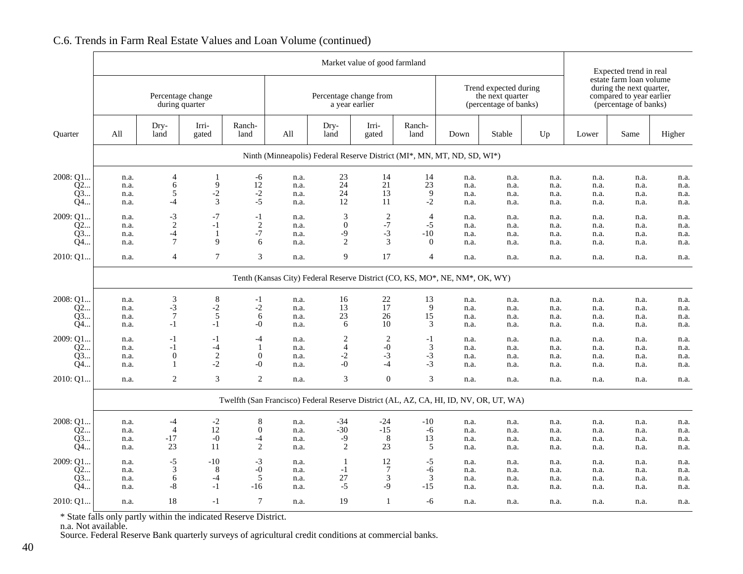## C.6. Trends in Farm Real Estate Values and Loan Volume (continued)

| Quarter | Market value of good farmland | | | | | | | | | | | Expected trend in real estate farm loan volume during the next quarter, compared to year earlier (percentage of banks) | | |
|---|---|---|---|---|---|---|---|---|---|---|---|---|---|---|
| | Percentage change during quarter | | | | Percentage change from a year earlier | | | | Trend expected during the next quarter (percentage of banks) | | | | | |
| | All | Dry-land | Irri-gated | Ranch-land | All | Dry-land | Irri-gated | Ranch-land | Down | Stable | Up | Lower | Same | Higher |
| **Ninth (Minneapolis) Federal Reserve District (MI*, MN, MT, ND, SD, WI*)** | | | | | | | | | | | | | | |
| 2008: Q1... | n.a. | 4 | 1 | -6 | n.a. | 23 | 14 | 14 | n.a. | n.a. | n.a. | n.a. | n.a. | n.a. |
| Q2... | n.a. | 6 | 9 | 12 | n.a. | 24 | 21 | 23 | n.a. | n.a. | n.a. | n.a. | n.a. | n.a. |
| Q3... | n.a. | 5 | -2 | -2 | n.a. | 24 | 13 | 9 | n.a. | n.a. | n.a. | n.a. | n.a. | n.a. |
| Q4... | n.a. | -4 | 3 | -5 | n.a. | 12 | 11 | -2 | n.a. | n.a. | n.a. | n.a. | n.a. | n.a. |
| 2009: Q1... | n.a. | -3 | -7 | -1 | n.a. | 3 | 2 | 4 | n.a. | n.a. | n.a. | n.a. | n.a. | n.a. |
| Q2... | n.a. | 2 | -1 | 2 | n.a. | 0 | -7 | -5 | n.a. | n.a. | n.a. | n.a. | n.a. | n.a. |
| Q3... | n.a. | -4 | 1 | -7 | n.a. | -9 | -3 | -10 | n.a. | n.a. | n.a. | n.a. | n.a. | n.a. |
| Q4... | n.a. | 7 | 9 | 6 | n.a. | 2 | 3 | 0 | n.a. | n.a. | n.a. | n.a. | n.a. | n.a. |
| 2010: Q1... | n.a. | 4 | 7 | 3 | n.a. | 9 | 17 | 4 | n.a. | n.a. | n.a. | n.a. | n.a. | n.a. |
| **Tenth (Kansas City) Federal Reserve District (CO, KS, MO*, NE, NM*, OK, WY)** | | | | | | | | | | | | | | |
| 2008: Q1... | n.a. | 3 | 8 | -1 | n.a. | 16 | 22 | 13 | n.a. | n.a. | n.a. | n.a. | n.a. | n.a. |
| Q2... | n.a. | -3 | -2 | -2 | n.a. | 13 | 17 | 9 | n.a. | n.a. | n.a. | n.a. | n.a. | n.a. |
| Q3... | n.a. | 7 | 5 | 6 | n.a. | 23 | 26 | 15 | n.a. | n.a. | n.a. | n.a. | n.a. | n.a. |
| Q4... | n.a. | -1 | -1 | -0 | n.a. | 6 | 10 | 3 | n.a. | n.a. | n.a. | n.a. | n.a. | n.a. |
| 2009: Q1... | n.a. | -1 | -1 | -4 | n.a. | 2 | 2 | -1 | n.a. | n.a. | n.a. | n.a. | n.a. | n.a. |
| Q2... | n.a. | -1 | -4 | 1 | n.a. | 4 | -0 | 3 | n.a. | n.a. | n.a. | n.a. | n.a. | n.a. |
| Q3... | n.a. | 0 | 2 | 0 | n.a. | -2 | -3 | -3 | n.a. | n.a. | n.a. | n.a. | n.a. | n.a. |
| Q4... | n.a. | 1 | -2 | -0 | n.a. | -0 | -4 | -3 | n.a. | n.a. | n.a. | n.a. | n.a. | n.a. |
| 2010: Q1... | n.a. | 2 | 3 | 2 | n.a. | 3 | 0 | 3 | n.a. | n.a. | n.a. | n.a. | n.a. | n.a. |
| **Twelfth (San Francisco) Federal Reserve District (AL, AZ, CA, HI, ID, NV, OR, UT, WA)** | | | | | | | | | | | | | | |
| 2008: Q1... | n.a. | -4 | -2 | 8 | n.a. | -34 | -24 | -10 | n.a. | n.a. | n.a. | n.a. | n.a. | n.a. |
| Q2... | n.a. | 4 | 12 | 0 | n.a. | -30 | -15 | -6 | n.a. | n.a. | n.a. | n.a. | n.a. | n.a. |
| Q3... | n.a. | -17 | -0 | -4 | n.a. | -9 | 8 | 13 | n.a. | n.a. | n.a. | n.a. | n.a. | n.a. |
| Q4... | n.a. | 23 | 11 | 2 | n.a. | 2 | 23 | 5 | n.a. | n.a. | n.a. | n.a. | n.a. | n.a. |
| 2009: Q1... | n.a. | -5 | -10 | -3 | n.a. | 1 | 12 | -5 | n.a. | n.a. | n.a. | n.a. | n.a. | n.a. |
| Q2... | n.a. | 3 | 8 | -0 | n.a. | -1 | 7 | -6 | n.a. | n.a. | n.a. | n.a. | n.a. | n.a. |
| Q3... | n.a. | 6 | -4 | 5 | n.a. | 27 | 3 | 3 | n.a. | n.a. | n.a. | n.a. | n.a. | n.a. |
| Q4... | n.a. | -8 | -1 | -16 | n.a. | -5 | -9 | -15 | n.a. | n.a. | n.a. | n.a. | n.a. | n.a. |
| 2010: Q1... | n.a. | 18 | -1 | 7 | n.a. | 19 | 1 | -6 | n.a. | n.a. | n.a. | n.a. | n.a. | n.a. |

\* State falls only partly within the indicated Reserve District.
n.a. Not available.
Source. Federal Reserve Bank quarterly surveys of agricultural credit conditions at commercial banks.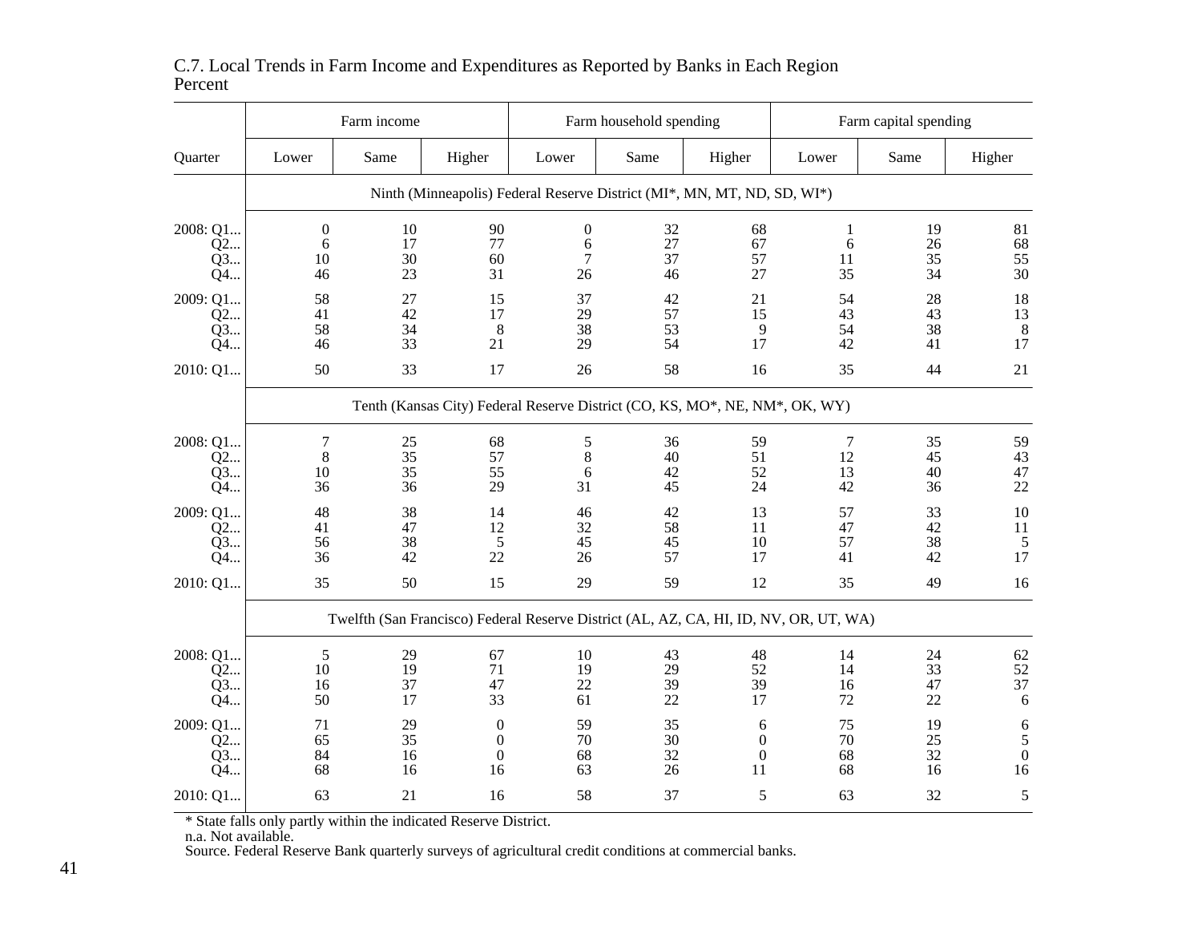C.7. Local Trends in Farm Income and Expenditures as Reported by Banks in Each Region
Percent

| | Farm income | | | Farm household spending | | | Farm capital spending | | |
|---|---|---|---|---|---|---|---|---|---|
| Quarter | Lower | Same | Higher | Lower | Same | Higher | Lower | Same | Higher |
| | Ninth (Minneapolis) Federal Reserve District (MI*, MN, MT, ND, SD, WI*) | | | | | | | | |
| 2008: Q1... | 0 | 10 | 90 | 0 | 32 | 68 | 1 | 19 | 81 |
| Q2... | 6 | 17 | 77 | 6 | 27 | 67 | 6 | 26 | 68 |
| Q3... | 10 | 30 | 60 | 7 | 37 | 57 | 11 | 35 | 55 |
| Q4... | 46 | 23 | 31 | 26 | 46 | 27 | 35 | 34 | 30 |
| 2009: Q1... | 58 | 27 | 15 | 37 | 42 | 21 | 54 | 28 | 18 |
| Q2... | 41 | 42 | 17 | 29 | 57 | 15 | 43 | 43 | 13 |
| Q3... | 58 | 34 | 8 | 38 | 53 | 9 | 54 | 38 | 8 |
| Q4... | 46 | 33 | 21 | 29 | 54 | 17 | 42 | 41 | 17 |
| 2010: Q1... | 50 | 33 | 17 | 26 | 58 | 16 | 35 | 44 | 21 |
| | Tenth (Kansas City) Federal Reserve District (CO, KS, MO*, NE, NM*, OK, WY) | | | | | | | | |
| 2008: Q1... | 7 | 25 | 68 | 5 | 36 | 59 | 7 | 35 | 59 |
| Q2... | 8 | 35 | 57 | 8 | 40 | 51 | 12 | 45 | 43 |
| Q3... | 10 | 35 | 55 | 6 | 42 | 52 | 13 | 40 | 47 |
| Q4... | 36 | 36 | 29 | 31 | 45 | 24 | 42 | 36 | 22 |
| 2009: Q1... | 48 | 38 | 14 | 46 | 42 | 13 | 57 | 33 | 10 |
| Q2... | 41 | 47 | 12 | 32 | 58 | 11 | 47 | 42 | 11 |
| Q3... | 56 | 38 | 5 | 45 | 45 | 10 | 57 | 38 | 5 |
| Q4... | 36 | 42 | 22 | 26 | 57 | 17 | 41 | 42 | 17 |
| 2010: Q1... | 35 | 50 | 15 | 29 | 59 | 12 | 35 | 49 | 16 |
| | Twelfth (San Francisco) Federal Reserve District (AL, AZ, CA, HI, ID, NV, OR, UT, WA) | | | | | | | | |
| 2008: Q1... | 5 | 29 | 67 | 10 | 43 | 48 | 14 | 24 | 62 |
| Q2... | 10 | 19 | 71 | 19 | 29 | 52 | 14 | 33 | 52 |
| Q3... | 16 | 37 | 47 | 22 | 39 | 39 | 16 | 47 | 37 |
| Q4... | 50 | 17 | 33 | 61 | 22 | 17 | 72 | 22 | 6 |
| 2009: Q1... | 71 | 29 | 0 | 59 | 35 | 6 | 75 | 19 | 6 |
| Q2... | 65 | 35 | 0 | 70 | 30 | 0 | 70 | 25 | 5 |
| Q3... | 84 | 16 | 0 | 68 | 32 | 0 | 68 | 32 | 0 |
| Q4... | 68 | 16 | 16 | 63 | 26 | 11 | 68 | 16 | 16 |
| 2010: Q1... | 63 | 21 | 16 | 58 | 37 | 5 | 63 | 32 | 5 |

* State falls only partly within the indicated Reserve District.
n.a. Not available.
Source. Federal Reserve Bank quarterly surveys of agricultural credit conditions at commercial banks.